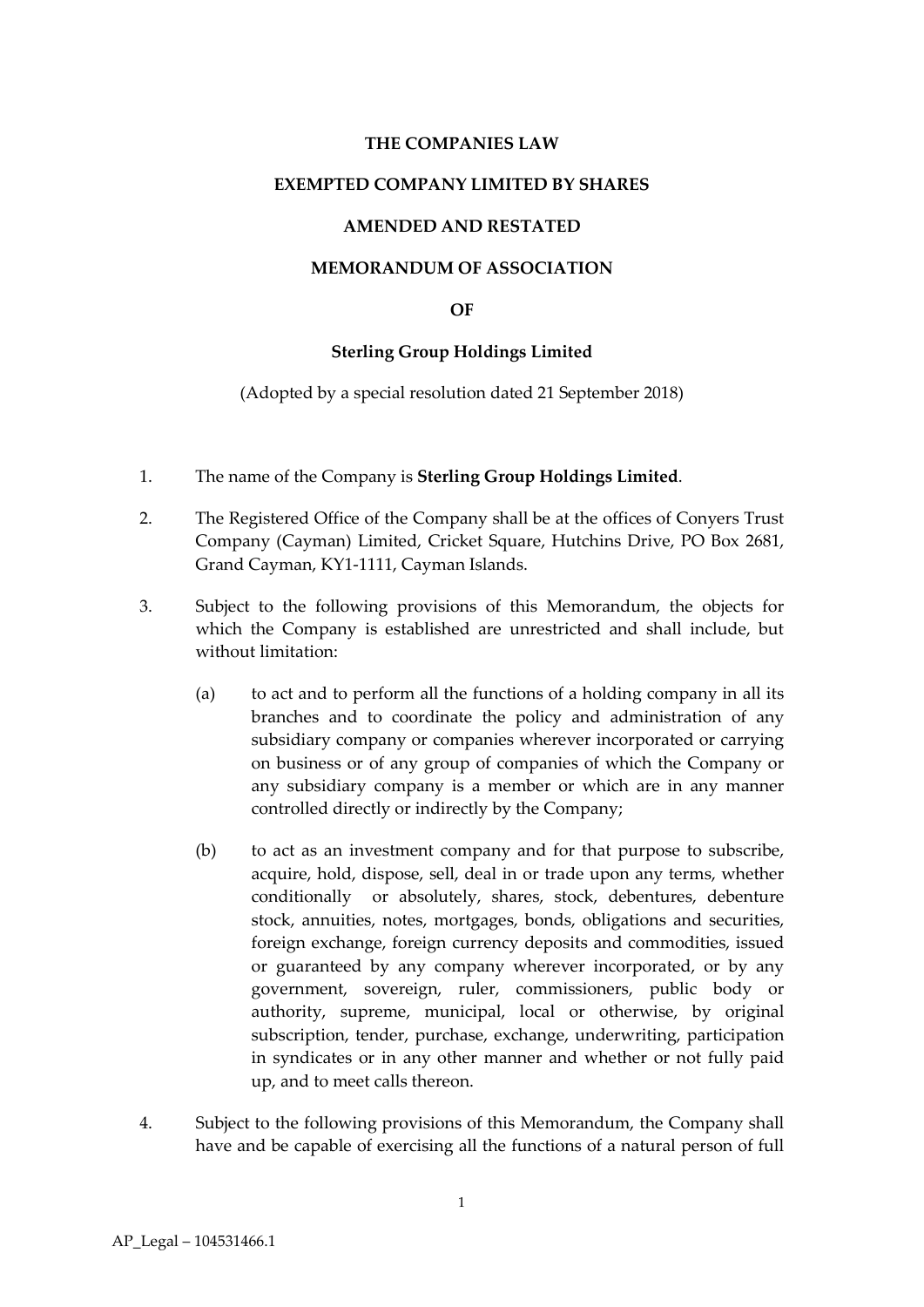**THE COMPANIES LAW**

**EXEMPTED COMPANY LIMITED BY SHARES**

**AMENDED AND RESTATED**

**MEMORANDUM OF ASSOCIATION**

**OF**

**Sterling Group Holdings Limited**

(Adopted by a special resolution dated 21 September 2018)

1. The name of the Company is **Sterling Group Holdings Limited**.

2. The Registered Office of the Company shall be at the offices of Conyers Trust Company (Cayman) Limited, Cricket Square, Hutchins Drive, PO Box 2681, Grand Cayman, KY1-1111, Cayman Islands.

3. Subject to the following provisions of this Memorandum, the objects for which the Company is established are unrestricted and shall include, but without limitation:

   (a) to act and to perform all the functions of a holding company in all its branches and to coordinate the policy and administration of any subsidiary company or companies wherever incorporated or carrying on business or of any group of companies of which the Company or any subsidiary company is a member or which are in any manner controlled directly or indirectly by the Company;

   (b) to act as an investment company and for that purpose to subscribe, acquire, hold, dispose, sell, deal in or trade upon any terms, whether conditionally or absolutely, shares, stock, debentures, debenture stock, annuities, notes, mortgages, bonds, obligations and securities, foreign exchange, foreign currency deposits and commodities, issued or guaranteed by any company wherever incorporated, or by any government, sovereign, ruler, commissioners, public body or authority, supreme, municipal, local or otherwise, by original subscription, tender, purchase, exchange, underwriting, participation in syndicates or in any other manner and whether or not fully paid up, and to meet calls thereon.

4. Subject to the following provisions of this Memorandum, the Company shall have and be capable of exercising all the functions of a natural person of full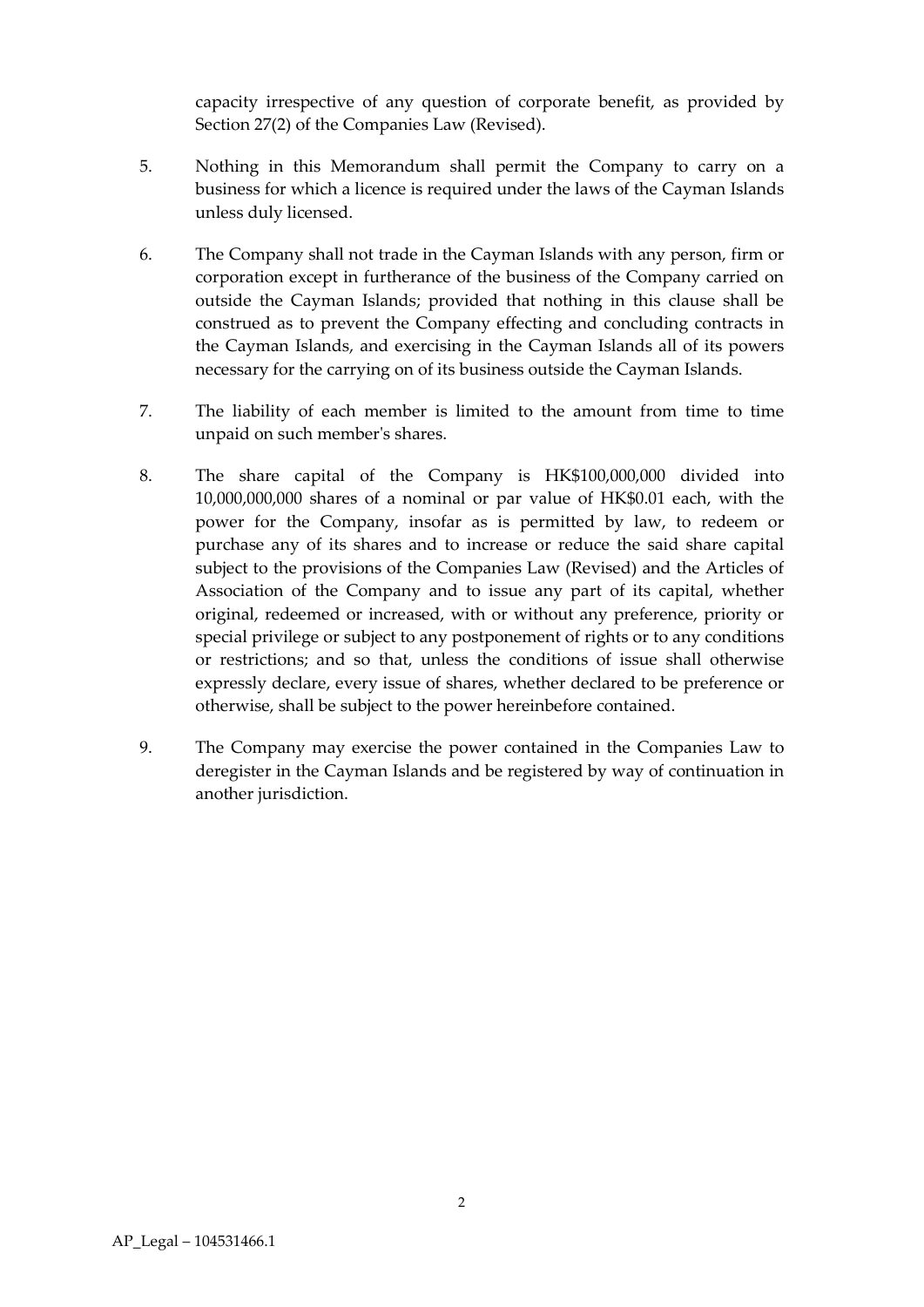capacity irrespective of any question of corporate benefit, as provided by Section 27(2) of the Companies Law (Revised).

5. Nothing in this Memorandum shall permit the Company to carry on a business for which a licence is required under the laws of the Cayman Islands unless duly licensed.

6. The Company shall not trade in the Cayman Islands with any person, firm or corporation except in furtherance of the business of the Company carried on outside the Cayman Islands; provided that nothing in this clause shall be construed as to prevent the Company effecting and concluding contracts in the Cayman Islands, and exercising in the Cayman Islands all of its powers necessary for the carrying on of its business outside the Cayman Islands.

7. The liability of each member is limited to the amount from time to time unpaid on such member's shares.

8. The share capital of the Company is HK$100,000,000 divided into 10,000,000,000 shares of a nominal or par value of HK$0.01 each, with the power for the Company, insofar as is permitted by law, to redeem or purchase any of its shares and to increase or reduce the said share capital subject to the provisions of the Companies Law (Revised) and the Articles of Association of the Company and to issue any part of its capital, whether original, redeemed or increased, with or without any preference, priority or special privilege or subject to any postponement of rights or to any conditions or restrictions; and so that, unless the conditions of issue shall otherwise expressly declare, every issue of shares, whether declared to be preference or otherwise, shall be subject to the power hereinbefore contained.

9. The Company may exercise the power contained in the Companies Law to deregister in the Cayman Islands and be registered by way of continuation in another jurisdiction.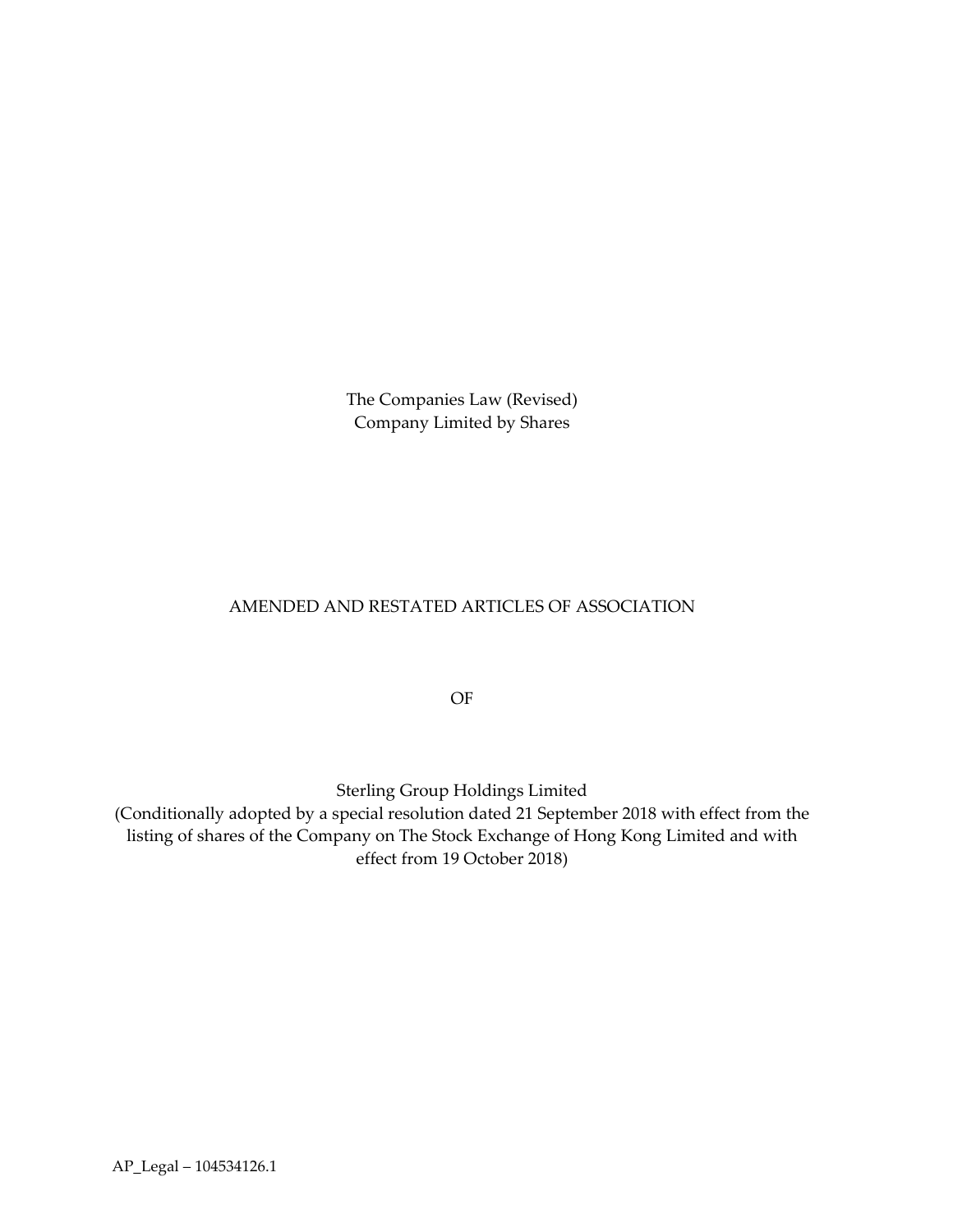The Companies Law (Revised)
Company Limited by Shares

# AMENDED AND RESTATED ARTICLES OF ASSOCIATION

OF

Sterling Group Holdings Limited
(Conditionally adopted by a special resolution dated 21 September 2018 with effect from the listing of shares of the Company on The Stock Exchange of Hong Kong Limited and with effect from 19 October 2018)

AP_Legal – 104534126.1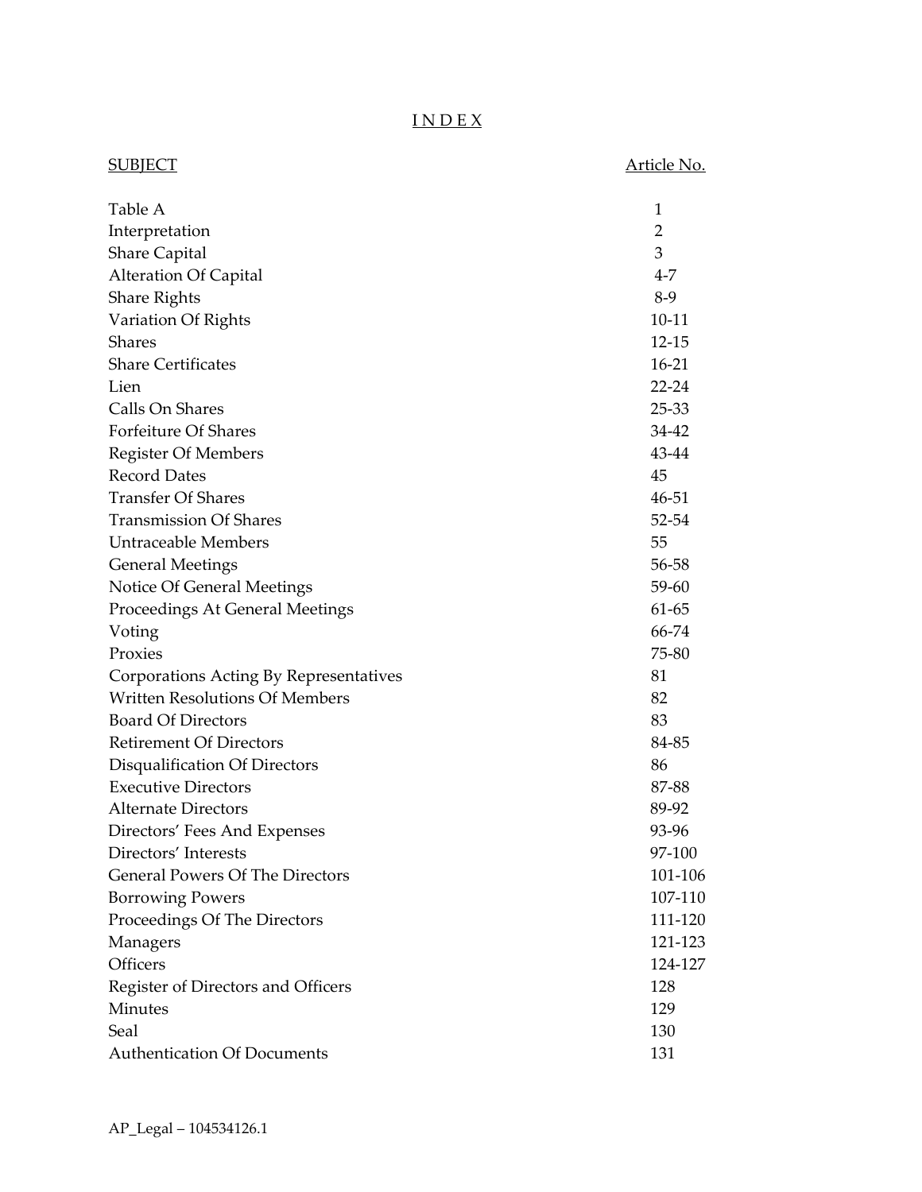# INDEX

| SUBJECT | Article No. |
|---|---|
| Table A | 1 |
| Interpretation | 2 |
| Share Capital | 3 |
| Alteration Of Capital | 4-7 |
| Share Rights | 8-9 |
| Variation Of Rights | 10-11 |
| Shares | 12-15 |
| Share Certificates | 16-21 |
| Lien | 22-24 |
| Calls On Shares | 25-33 |
| Forfeiture Of Shares | 34-42 |
| Register Of Members | 43-44 |
| Record Dates | 45 |
| Transfer Of Shares | 46-51 |
| Transmission Of Shares | 52-54 |
| Untraceable Members | 55 |
| General Meetings | 56-58 |
| Notice Of General Meetings | 59-60 |
| Proceedings At General Meetings | 61-65 |
| Voting | 66-74 |
| Proxies | 75-80 |
| Corporations Acting By Representatives | 81 |
| Written Resolutions Of Members | 82 |
| Board Of Directors | 83 |
| Retirement Of Directors | 84-85 |
| Disqualification Of Directors | 86 |
| Executive Directors | 87-88 |
| Alternate Directors | 89-92 |
| Directors' Fees And Expenses | 93-96 |
| Directors' Interests | 97-100 |
| General Powers Of The Directors | 101-106 |
| Borrowing Powers | 107-110 |
| Proceedings Of The Directors | 111-120 |
| Managers | 121-123 |
| Officers | 124-127 |
| Register of Directors and Officers | 128 |
| Minutes | 129 |
| Seal | 130 |
| Authentication Of Documents | 131 |

AP_Legal – 104534126.1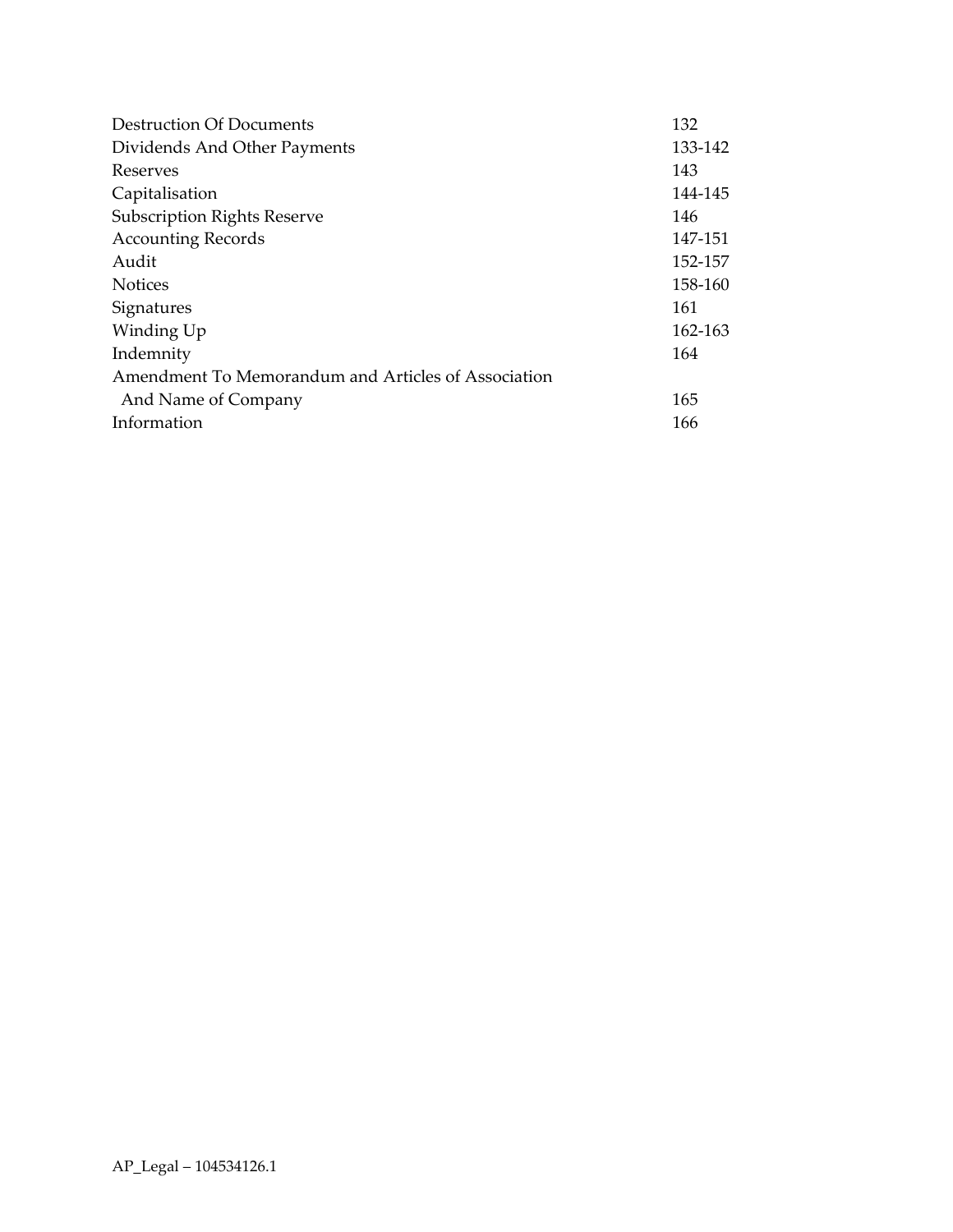| | |
|---|---|
| Destruction Of Documents | 132 |
| Dividends And Other Payments | 133-142 |
| Reserves | 143 |
| Capitalisation | 144-145 |
| Subscription Rights Reserve | 146 |
| Accounting Records | 147-151 |
| Audit | 152-157 |
| Notices | 158-160 |
| Signatures | 161 |
| Winding Up | 162-163 |
| Indemnity | 164 |
| Amendment To Memorandum and Articles of Association And Name of Company | 165 |
| Information | 166 |

AP_Legal – 104534126.1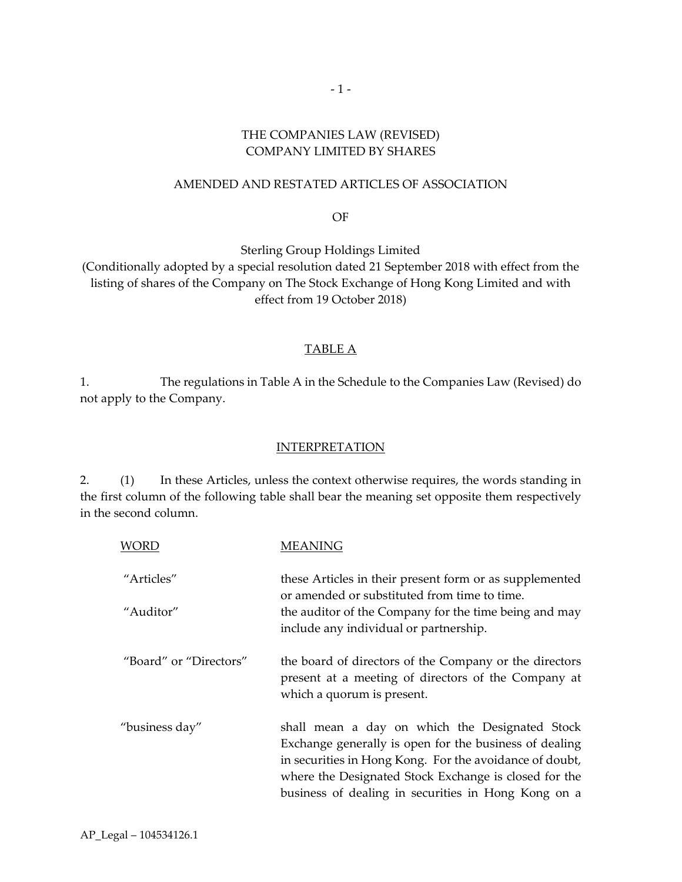THE COMPANIES LAW (REVISED)
COMPANY LIMITED BY SHARES

AMENDED AND RESTATED ARTICLES OF ASSOCIATION

OF

Sterling Group Holdings Limited
(Conditionally adopted by a special resolution dated 21 September 2018 with effect from the listing of shares of the Company on The Stock Exchange of Hong Kong Limited and with effect from 19 October 2018)

## TABLE A

1. The regulations in Table A in the Schedule to the Companies Law (Revised) do not apply to the Company.

## INTERPRETATION

2. (1) In these Articles, unless the context otherwise requires, the words standing in the first column of the following table shall bear the meaning set opposite them respectively in the second column.

| WORD | MEANING |
|---|---|
| "Articles" | these Articles in their present form or as supplemented or amended or substituted from time to time. |
| "Auditor" | the auditor of the Company for the time being and may include any individual or partnership. |
| "Board" or "Directors" | the board of directors of the Company or the directors present at a meeting of directors of the Company at which a quorum is present. |
| "business day" | shall mean a day on which the Designated Stock Exchange generally is open for the business of dealing in securities in Hong Kong. For the avoidance of doubt, where the Designated Stock Exchange is closed for the business of dealing in securities in Hong Kong on a |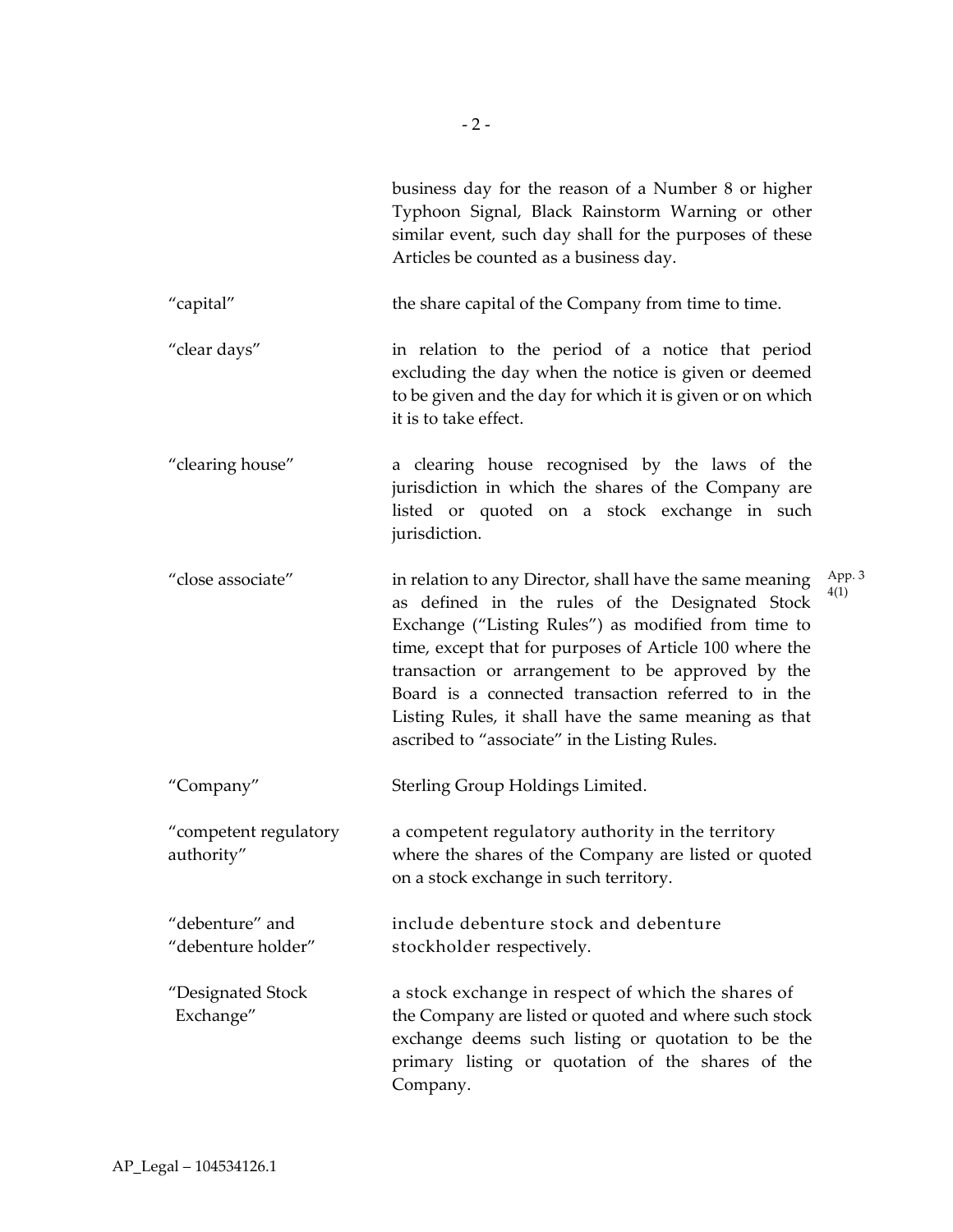business day for the reason of a Number 8 or higher Typhoon Signal, Black Rainstorm Warning or other similar event, such day shall for the purposes of these Articles be counted as a business day.

| | |
|---|---|
| "capital" | the share capital of the Company from time to time. |
| "clear days" | in relation to the period of a notice that period excluding the day when the notice is given or deemed to be given and the day for which it is given or on which it is to take effect. |
| "clearing house" | a clearing house recognised by the laws of the jurisdiction in which the shares of the Company are listed or quoted on a stock exchange in such jurisdiction. |
| "close associate" | in relation to any Director, shall have the same meaning as defined in the rules of the Designated Stock Exchange ("Listing Rules") as modified from time to time, except that for purposes of Article 100 where the transaction or arrangement to be approved by the Board is a connected transaction referred to in the Listing Rules, it shall have the same meaning as that ascribed to "associate" in the Listing Rules. (App. 3 4(1)) |
| "Company" | Sterling Group Holdings Limited. |
| "competent regulatory authority" | a competent regulatory authority in the territory where the shares of the Company are listed or quoted on a stock exchange in such territory. |
| "debenture" and "debenture holder" | include debenture stock and debenture stockholder respectively. |
| "Designated Stock Exchange" | a stock exchange in respect of which the shares of the Company are listed or quoted and where such stock exchange deems such listing or quotation to be the primary listing or quotation of the shares of the Company. |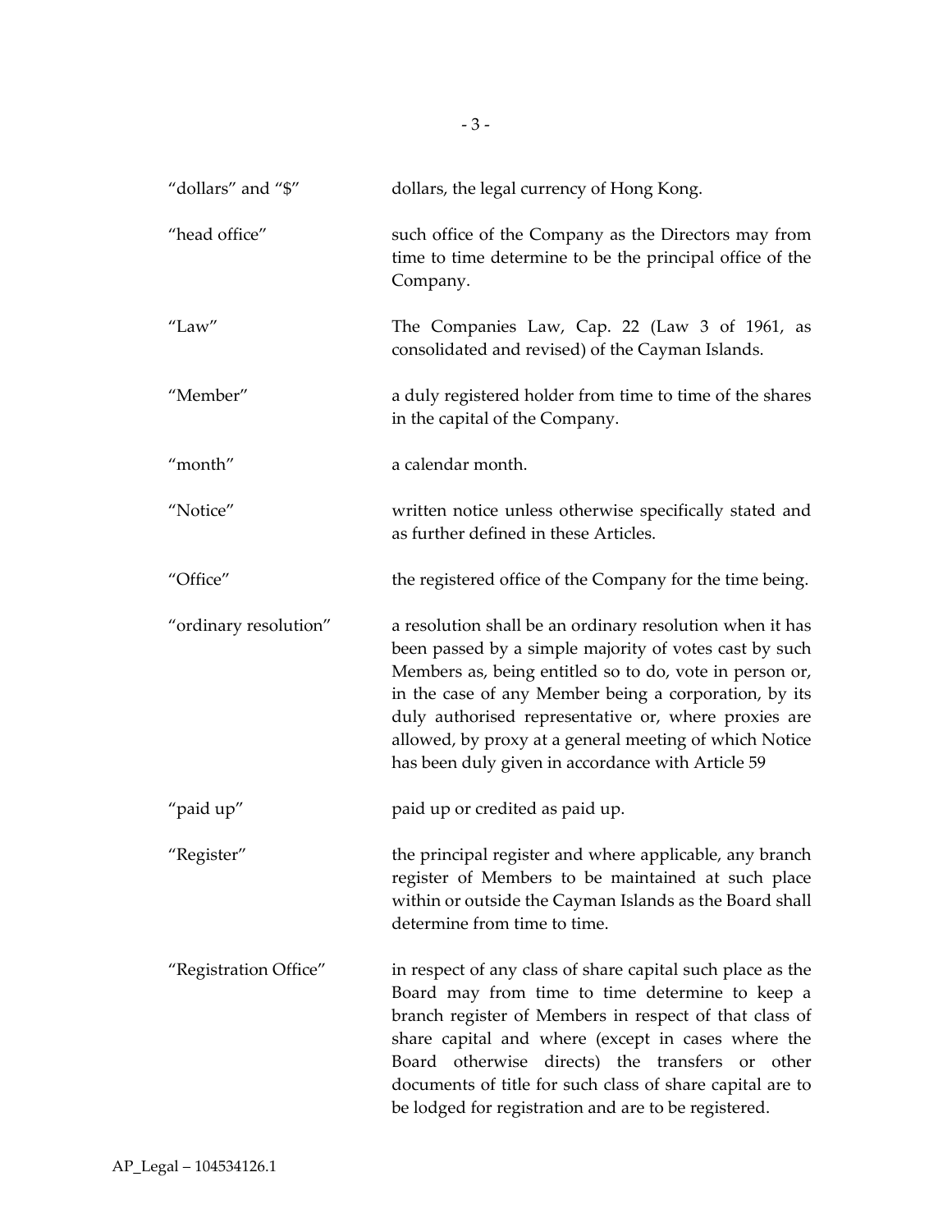| | |
|---|---|
| "dollars" and "$" | dollars, the legal currency of Hong Kong. |
| "head office" | such office of the Company as the Directors may from time to time determine to be the principal office of the Company. |
| "Law" | The Companies Law, Cap. 22 (Law 3 of 1961, as consolidated and revised) of the Cayman Islands. |
| "Member" | a duly registered holder from time to time of the shares in the capital of the Company. |
| "month" | a calendar month. |
| "Notice" | written notice unless otherwise specifically stated and as further defined in these Articles. |
| "Office" | the registered office of the Company for the time being. |
| "ordinary resolution" | a resolution shall be an ordinary resolution when it has been passed by a simple majority of votes cast by such Members as, being entitled so to do, vote in person or, in the case of any Member being a corporation, by its duly authorised representative or, where proxies are allowed, by proxy at a general meeting of which Notice has been duly given in accordance with Article 59 |
| "paid up" | paid up or credited as paid up. |
| "Register" | the principal register and where applicable, any branch register of Members to be maintained at such place within or outside the Cayman Islands as the Board shall determine from time to time. |
| "Registration Office" | in respect of any class of share capital such place as the Board may from time to time determine to keep a branch register of Members in respect of that class of share capital and where (except in cases where the Board otherwise directs) the transfers or other documents of title for such class of share capital are to be lodged for registration and are to be registered. |

AP_Legal – 104534126.1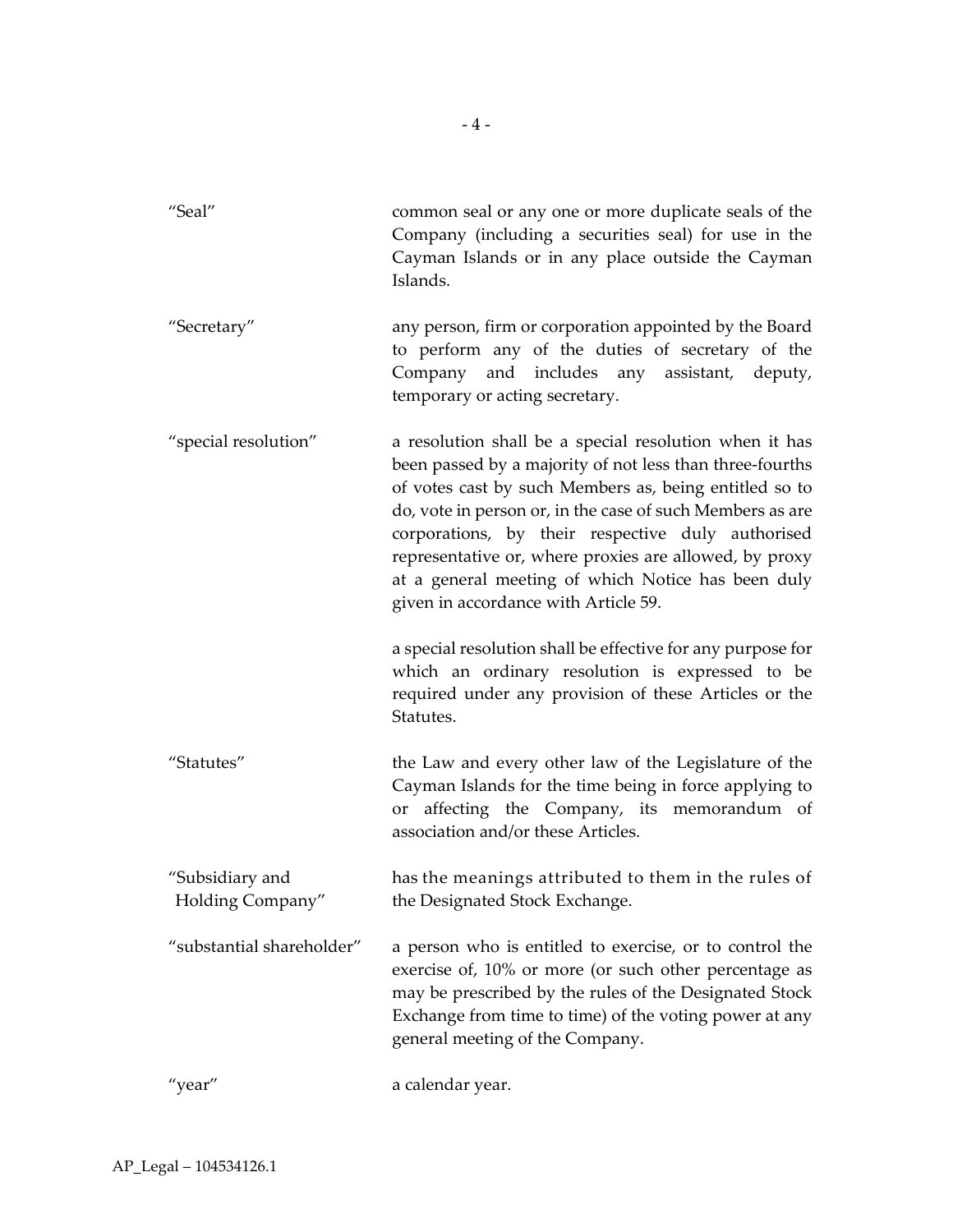| | |
|---|---|
| "Seal" | common seal or any one or more duplicate seals of the Company (including a securities seal) for use in the Cayman Islands or in any place outside the Cayman Islands. |
| "Secretary" | any person, firm or corporation appointed by the Board to perform any of the duties of secretary of the Company and includes any assistant, deputy, temporary or acting secretary. |
| "special resolution" | a resolution shall be a special resolution when it has been passed by a majority of not less than three-fourths of votes cast by such Members as, being entitled so to do, vote in person or, in the case of such Members as are corporations, by their respective duly authorised representative or, where proxies are allowed, by proxy at a general meeting of which Notice has been duly given in accordance with Article 59.<br><br>a special resolution shall be effective for any purpose for which an ordinary resolution is expressed to be required under any provision of these Articles or the Statutes. |
| "Statutes" | the Law and every other law of the Legislature of the Cayman Islands for the time being in force applying to or affecting the Company, its memorandum of association and/or these Articles. |
| "Subsidiary and Holding Company" | has the meanings attributed to them in the rules of the Designated Stock Exchange. |
| "substantial shareholder" | a person who is entitled to exercise, or to control the exercise of, 10% or more (or such other percentage as may be prescribed by the rules of the Designated Stock Exchange from time to time) of the voting power at any general meeting of the Company. |
| "year" | a calendar year. |

AP_Legal – 104534126.1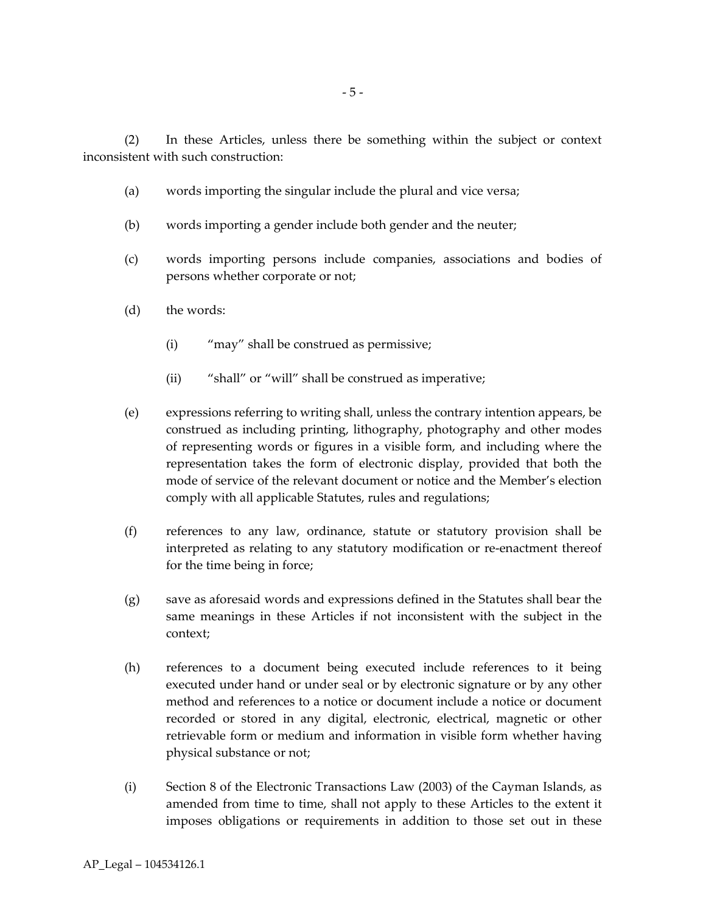(2) In these Articles, unless there be something within the subject or context inconsistent with such construction:

(a) words importing the singular include the plural and vice versa;

(b) words importing a gender include both gender and the neuter;

(c) words importing persons include companies, associations and bodies of persons whether corporate or not;

(d) the words:

(i) "may" shall be construed as permissive;

(ii) "shall" or "will" shall be construed as imperative;

(e) expressions referring to writing shall, unless the contrary intention appears, be construed as including printing, lithography, photography and other modes of representing words or figures in a visible form, and including where the representation takes the form of electronic display, provided that both the mode of service of the relevant document or notice and the Member's election comply with all applicable Statutes, rules and regulations;

(f) references to any law, ordinance, statute or statutory provision shall be interpreted as relating to any statutory modification or re-enactment thereof for the time being in force;

(g) save as aforesaid words and expressions defined in the Statutes shall bear the same meanings in these Articles if not inconsistent with the subject in the context;

(h) references to a document being executed include references to it being executed under hand or under seal or by electronic signature or by any other method and references to a notice or document include a notice or document recorded or stored in any digital, electronic, electrical, magnetic or other retrievable form or medium and information in visible form whether having physical substance or not;

(i) Section 8 of the Electronic Transactions Law (2003) of the Cayman Islands, as amended from time to time, shall not apply to these Articles to the extent it imposes obligations or requirements in addition to those set out in these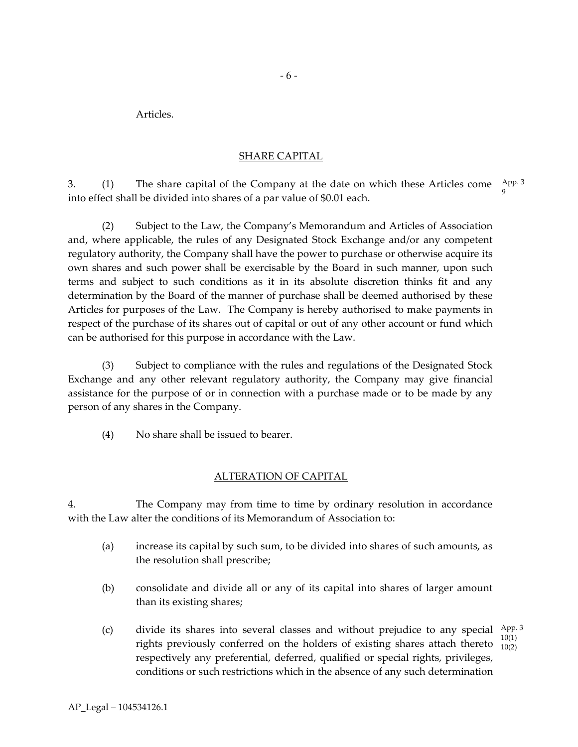Articles.

## SHARE CAPITAL

3. (1) The share capital of the Company at the date on which these Articles come into effect shall be divided into shares of a par value of $0.01 each. App. 3 9

(2) Subject to the Law, the Company's Memorandum and Articles of Association and, where applicable, the rules of any Designated Stock Exchange and/or any competent regulatory authority, the Company shall have the power to purchase or otherwise acquire its own shares and such power shall be exercisable by the Board in such manner, upon such terms and subject to such conditions as it in its absolute discretion thinks fit and any determination by the Board of the manner of purchase shall be deemed authorised by these Articles for purposes of the Law. The Company is hereby authorised to make payments in respect of the purchase of its shares out of capital or out of any other account or fund which can be authorised for this purpose in accordance with the Law.

(3) Subject to compliance with the rules and regulations of the Designated Stock Exchange and any other relevant regulatory authority, the Company may give financial assistance for the purpose of or in connection with a purchase made or to be made by any person of any shares in the Company.

(4) No share shall be issued to bearer.

## ALTERATION OF CAPITAL

4. The Company may from time to time by ordinary resolution in accordance with the Law alter the conditions of its Memorandum of Association to:

(a) increase its capital by such sum, to be divided into shares of such amounts, as the resolution shall prescribe;

(b) consolidate and divide all or any of its capital into shares of larger amount than its existing shares;

(c) divide its shares into several classes and without prejudice to any special rights previously conferred on the holders of existing shares attach thereto respectively any preferential, deferred, qualified or special rights, privileges, conditions or such restrictions which in the absence of any such determination App. 3 10(1) 10(2)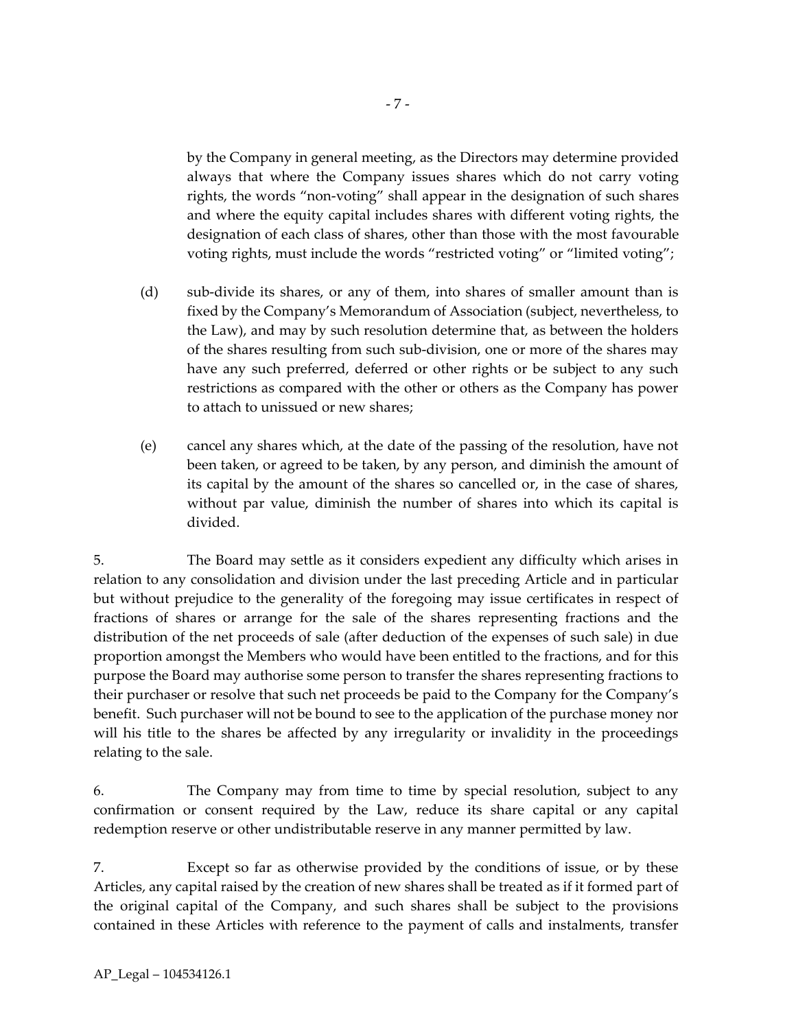by the Company in general meeting, as the Directors may determine provided always that where the Company issues shares which do not carry voting rights, the words "non-voting" shall appear in the designation of such shares and where the equity capital includes shares with different voting rights, the designation of each class of shares, other than those with the most favourable voting rights, must include the words "restricted voting" or "limited voting";

(d) sub-divide its shares, or any of them, into shares of smaller amount than is fixed by the Company's Memorandum of Association (subject, nevertheless, to the Law), and may by such resolution determine that, as between the holders of the shares resulting from such sub-division, one or more of the shares may have any such preferred, deferred or other rights or be subject to any such restrictions as compared with the other or others as the Company has power to attach to unissued or new shares;

(e) cancel any shares which, at the date of the passing of the resolution, have not been taken, or agreed to be taken, by any person, and diminish the amount of its capital by the amount of the shares so cancelled or, in the case of shares, without par value, diminish the number of shares into which its capital is divided.

5. The Board may settle as it considers expedient any difficulty which arises in relation to any consolidation and division under the last preceding Article and in particular but without prejudice to the generality of the foregoing may issue certificates in respect of fractions of shares or arrange for the sale of the shares representing fractions and the distribution of the net proceeds of sale (after deduction of the expenses of such sale) in due proportion amongst the Members who would have been entitled to the fractions, and for this purpose the Board may authorise some person to transfer the shares representing fractions to their purchaser or resolve that such net proceeds be paid to the Company for the Company's benefit. Such purchaser will not be bound to see to the application of the purchase money nor will his title to the shares be affected by any irregularity or invalidity in the proceedings relating to the sale.

6. The Company may from time to time by special resolution, subject to any confirmation or consent required by the Law, reduce its share capital or any capital redemption reserve or other undistributable reserve in any manner permitted by law.

7. Except so far as otherwise provided by the conditions of issue, or by these Articles, any capital raised by the creation of new shares shall be treated as if it formed part of the original capital of the Company, and such shares shall be subject to the provisions contained in these Articles with reference to the payment of calls and instalments, transfer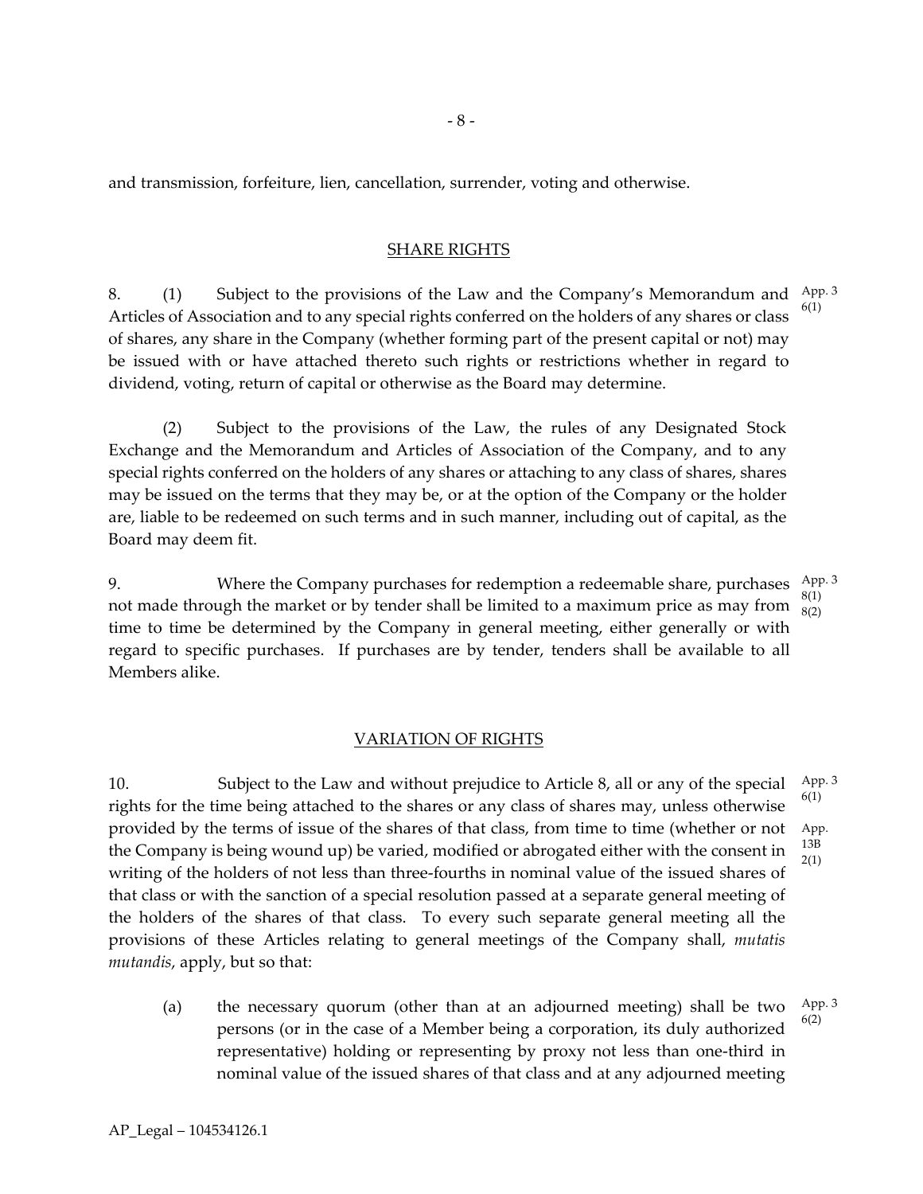and transmission, forfeiture, lien, cancellation, surrender, voting and otherwise.

## SHARE RIGHTS

8. (1) Subject to the provisions of the Law and the Company's Memorandum and Articles of Association and to any special rights conferred on the holders of any shares or class of shares, any share in the Company (whether forming part of the present capital or not) may be issued with or have attached thereto such rights or restrictions whether in regard to dividend, voting, return of capital or otherwise as the Board may determine. App. 3 6(1)

(2) Subject to the provisions of the Law, the rules of any Designated Stock Exchange and the Memorandum and Articles of Association of the Company, and to any special rights conferred on the holders of any shares or attaching to any class of shares, shares may be issued on the terms that they may be, or at the option of the Company or the holder are, liable to be redeemed on such terms and in such manner, including out of capital, as the Board may deem fit.

9. Where the Company purchases for redemption a redeemable share, purchases not made through the market or by tender shall be limited to a maximum price as may from time to time be determined by the Company in general meeting, either generally or with regard to specific purchases. If purchases are by tender, tenders shall be available to all Members alike. App. 3 8(1) 8(2)

## VARIATION OF RIGHTS

10. Subject to the Law and without prejudice to Article 8, all or any of the special rights for the time being attached to the shares or any class of shares may, unless otherwise provided by the terms of issue of the shares of that class, from time to time (whether or not the Company is being wound up) be varied, modified or abrogated either with the consent in writing of the holders of not less than three-fourths in nominal value of the issued shares of that class or with the sanction of a special resolution passed at a separate general meeting of the holders of the shares of that class. To every such separate general meeting all the provisions of these Articles relating to general meetings of the Company shall, *mutatis mutandis*, apply, but so that: App. 3 6(1) App. 13B 2(1)

(a) the necessary quorum (other than at an adjourned meeting) shall be two persons (or in the case of a Member being a corporation, its duly authorized representative) holding or representing by proxy not less than one-third in nominal value of the issued shares of that class and at any adjourned meeting App. 3 6(2)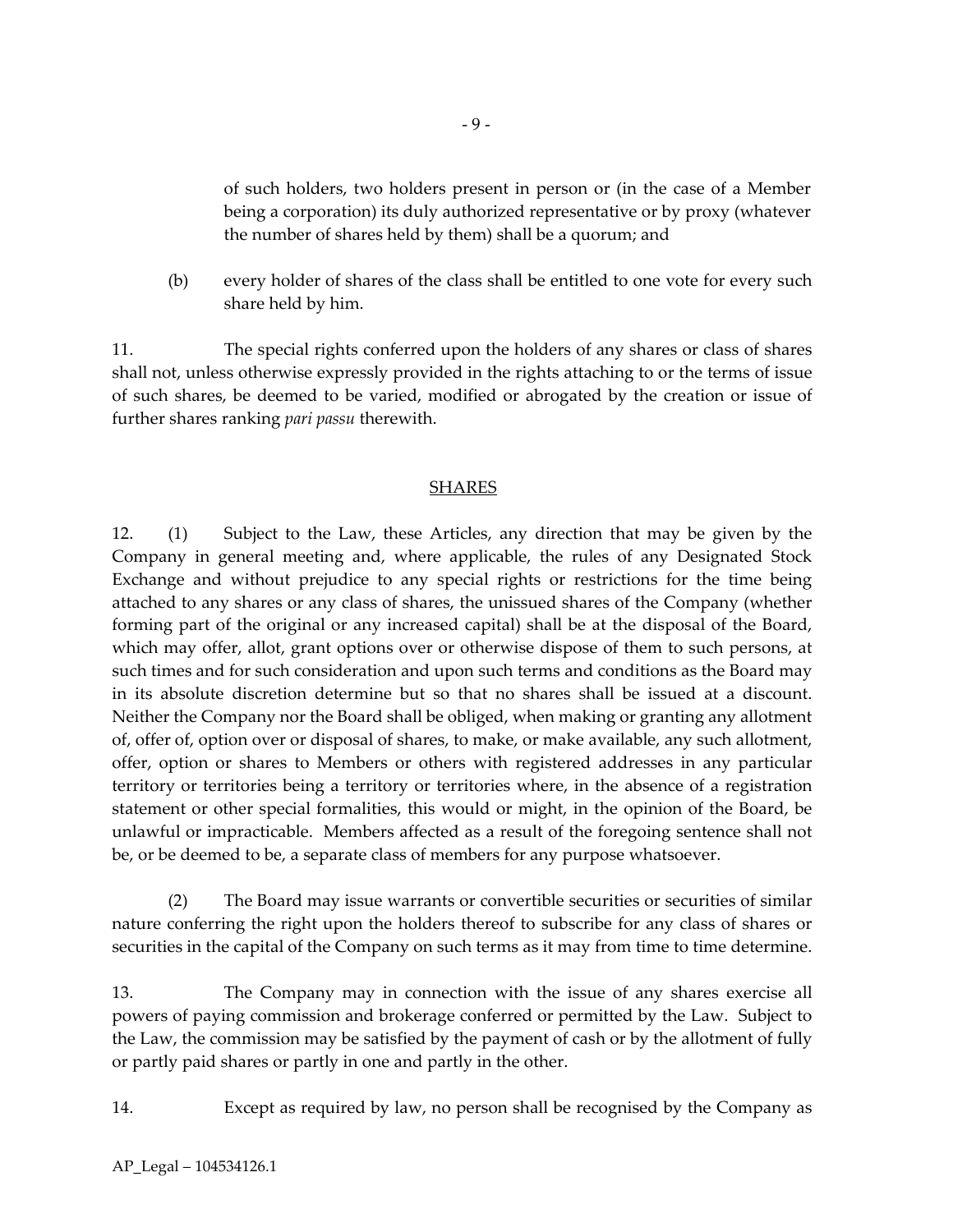of such holders, two holders present in person or (in the case of a Member being a corporation) its duly authorized representative or by proxy (whatever the number of shares held by them) shall be a quorum; and

(b) every holder of shares of the class shall be entitled to one vote for every such share held by him.

11. The special rights conferred upon the holders of any shares or class of shares shall not, unless otherwise expressly provided in the rights attaching to or the terms of issue of such shares, be deemed to be varied, modified or abrogated by the creation or issue of further shares ranking *pari passu* therewith.

## SHARES

12. (1) Subject to the Law, these Articles, any direction that may be given by the Company in general meeting and, where applicable, the rules of any Designated Stock Exchange and without prejudice to any special rights or restrictions for the time being attached to any shares or any class of shares, the unissued shares of the Company (whether forming part of the original or any increased capital) shall be at the disposal of the Board, which may offer, allot, grant options over or otherwise dispose of them to such persons, at such times and for such consideration and upon such terms and conditions as the Board may in its absolute discretion determine but so that no shares shall be issued at a discount. Neither the Company nor the Board shall be obliged, when making or granting any allotment of, offer of, option over or disposal of shares, to make, or make available, any such allotment, offer, option or shares to Members or others with registered addresses in any particular territory or territories being a territory or territories where, in the absence of a registration statement or other special formalities, this would or might, in the opinion of the Board, be unlawful or impracticable. Members affected as a result of the foregoing sentence shall not be, or be deemed to be, a separate class of members for any purpose whatsoever.

(2) The Board may issue warrants or convertible securities or securities of similar nature conferring the right upon the holders thereof to subscribe for any class of shares or securities in the capital of the Company on such terms as it may from time to time determine.

13. The Company may in connection with the issue of any shares exercise all powers of paying commission and brokerage conferred or permitted by the Law. Subject to the Law, the commission may be satisfied by the payment of cash or by the allotment of fully or partly paid shares or partly in one and partly in the other.

14. Except as required by law, no person shall be recognised by the Company as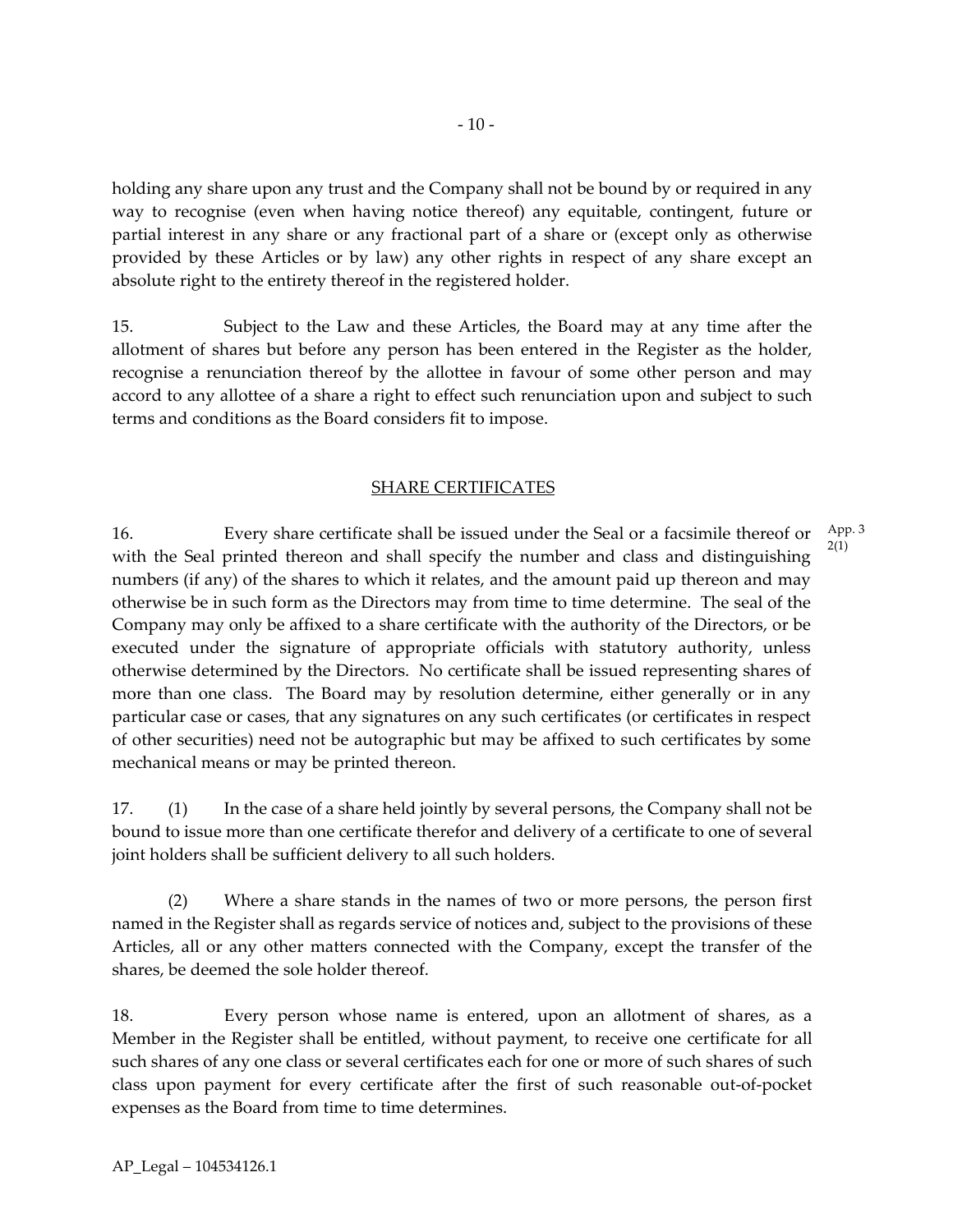holding any share upon any trust and the Company shall not be bound by or required in any way to recognise (even when having notice thereof) any equitable, contingent, future or partial interest in any share or any fractional part of a share or (except only as otherwise provided by these Articles or by law) any other rights in respect of any share except an absolute right to the entirety thereof in the registered holder.

15. Subject to the Law and these Articles, the Board may at any time after the allotment of shares but before any person has been entered in the Register as the holder, recognise a renunciation thereof by the allottee in favour of some other person and may accord to any allottee of a share a right to effect such renunciation upon and subject to such terms and conditions as the Board considers fit to impose.

## SHARE CERTIFICATES

16. Every share certificate shall be issued under the Seal or a facsimile thereof or with the Seal printed thereon and shall specify the number and class and distinguishing numbers (if any) of the shares to which it relates, and the amount paid up thereon and may otherwise be in such form as the Directors may from time to time determine. The seal of the Company may only be affixed to a share certificate with the authority of the Directors, or be executed under the signature of appropriate officials with statutory authority, unless otherwise determined by the Directors. No certificate shall be issued representing shares of more than one class. The Board may by resolution determine, either generally or in any particular case or cases, that any signatures on any such certificates (or certificates in respect of other securities) need not be autographic but may be affixed to such certificates by some mechanical means or may be printed thereon.

App. 3 2(1)

17. (1) In the case of a share held jointly by several persons, the Company shall not be bound to issue more than one certificate therefor and delivery of a certificate to one of several joint holders shall be sufficient delivery to all such holders.

(2) Where a share stands in the names of two or more persons, the person first named in the Register shall as regards service of notices and, subject to the provisions of these Articles, all or any other matters connected with the Company, except the transfer of the shares, be deemed the sole holder thereof.

18. Every person whose name is entered, upon an allotment of shares, as a Member in the Register shall be entitled, without payment, to receive one certificate for all such shares of any one class or several certificates each for one or more of such shares of such class upon payment for every certificate after the first of such reasonable out-of-pocket expenses as the Board from time to time determines.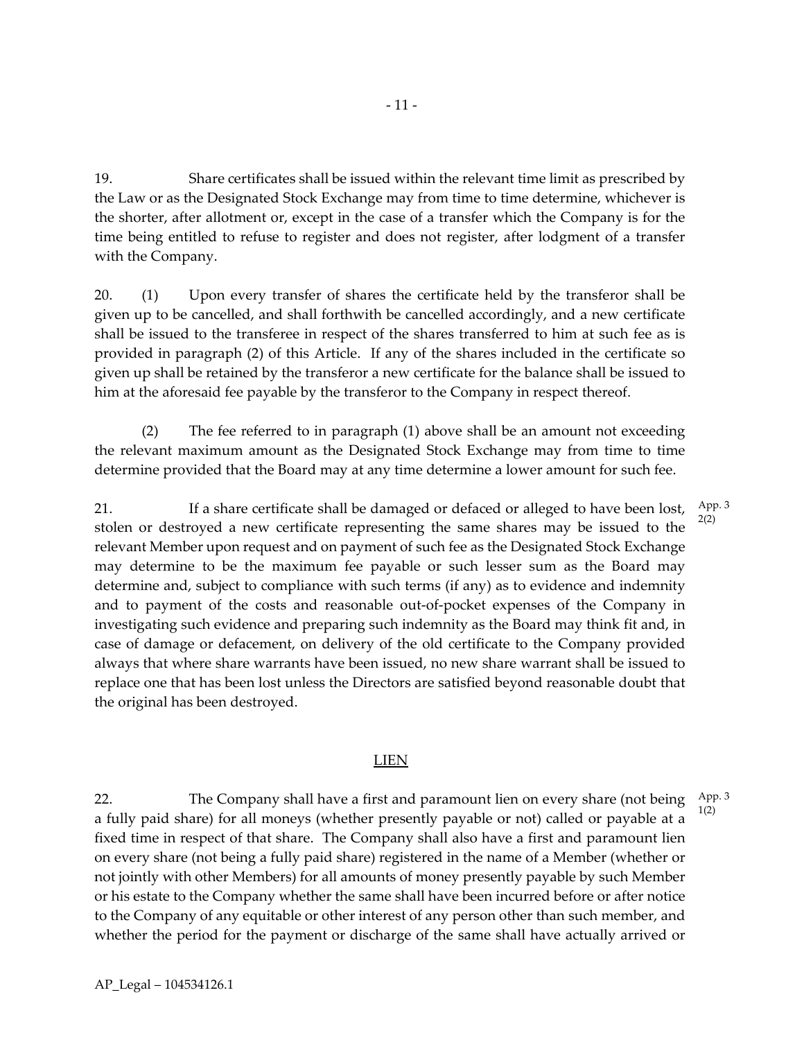19. Share certificates shall be issued within the relevant time limit as prescribed by the Law or as the Designated Stock Exchange may from time to time determine, whichever is the shorter, after allotment or, except in the case of a transfer which the Company is for the time being entitled to refuse to register and does not register, after lodgment of a transfer with the Company.

20. (1) Upon every transfer of shares the certificate held by the transferor shall be given up to be cancelled, and shall forthwith be cancelled accordingly, and a new certificate shall be issued to the transferee in respect of the shares transferred to him at such fee as is provided in paragraph (2) of this Article. If any of the shares included in the certificate so given up shall be retained by the transferor a new certificate for the balance shall be issued to him at the aforesaid fee payable by the transferor to the Company in respect thereof.

(2) The fee referred to in paragraph (1) above shall be an amount not exceeding the relevant maximum amount as the Designated Stock Exchange may from time to time determine provided that the Board may at any time determine a lower amount for such fee.

21. If a share certificate shall be damaged or defaced or alleged to have been lost, stolen or destroyed a new certificate representing the same shares may be issued to the relevant Member upon request and on payment of such fee as the Designated Stock Exchange may determine to be the maximum fee payable or such lesser sum as the Board may determine and, subject to compliance with such terms (if any) as to evidence and indemnity and to payment of the costs and reasonable out-of-pocket expenses of the Company in investigating such evidence and preparing such indemnity as the Board may think fit and, in case of damage or defacement, on delivery of the old certificate to the Company provided always that where share warrants have been issued, no new share warrant shall be issued to replace one that has been lost unless the Directors are satisfied beyond reasonable doubt that the original has been destroyed.

App. 3 2(2)

## LIEN

22. The Company shall have a first and paramount lien on every share (not being a fully paid share) for all moneys (whether presently payable or not) called or payable at a fixed time in respect of that share. The Company shall also have a first and paramount lien on every share (not being a fully paid share) registered in the name of a Member (whether or not jointly with other Members) for all amounts of money presently payable by such Member or his estate to the Company whether the same shall have been incurred before or after notice to the Company of any equitable or other interest of any person other than such member, and whether the period for the payment or discharge of the same shall have actually arrived or

App. 3 1(2)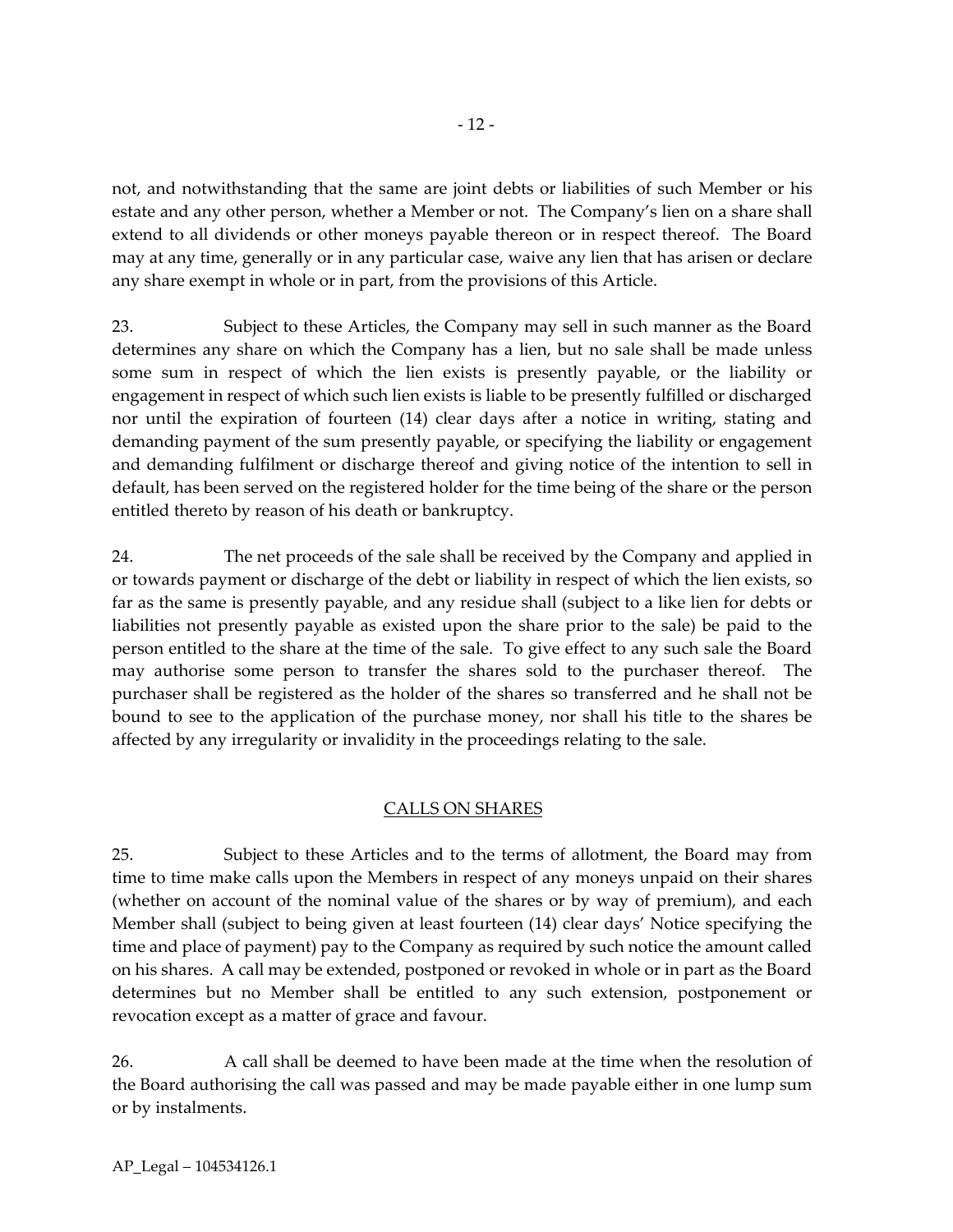not, and notwithstanding that the same are joint debts or liabilities of such Member or his estate and any other person, whether a Member or not. The Company's lien on a share shall extend to all dividends or other moneys payable thereon or in respect thereof. The Board may at any time, generally or in any particular case, waive any lien that has arisen or declare any share exempt in whole or in part, from the provisions of this Article.

23. Subject to these Articles, the Company may sell in such manner as the Board determines any share on which the Company has a lien, but no sale shall be made unless some sum in respect of which the lien exists is presently payable, or the liability or engagement in respect of which such lien exists is liable to be presently fulfilled or discharged nor until the expiration of fourteen (14) clear days after a notice in writing, stating and demanding payment of the sum presently payable, or specifying the liability or engagement and demanding fulfilment or discharge thereof and giving notice of the intention to sell in default, has been served on the registered holder for the time being of the share or the person entitled thereto by reason of his death or bankruptcy.

24. The net proceeds of the sale shall be received by the Company and applied in or towards payment or discharge of the debt or liability in respect of which the lien exists, so far as the same is presently payable, and any residue shall (subject to a like lien for debts or liabilities not presently payable as existed upon the share prior to the sale) be paid to the person entitled to the share at the time of the sale. To give effect to any such sale the Board may authorise some person to transfer the shares sold to the purchaser thereof. The purchaser shall be registered as the holder of the shares so transferred and he shall not be bound to see to the application of the purchase money, nor shall his title to the shares be affected by any irregularity or invalidity in the proceedings relating to the sale.

## CALLS ON SHARES

25. Subject to these Articles and to the terms of allotment, the Board may from time to time make calls upon the Members in respect of any moneys unpaid on their shares (whether on account of the nominal value of the shares or by way of premium), and each Member shall (subject to being given at least fourteen (14) clear days' Notice specifying the time and place of payment) pay to the Company as required by such notice the amount called on his shares. A call may be extended, postponed or revoked in whole or in part as the Board determines but no Member shall be entitled to any such extension, postponement or revocation except as a matter of grace and favour.

26. A call shall be deemed to have been made at the time when the resolution of the Board authorising the call was passed and may be made payable either in one lump sum or by instalments.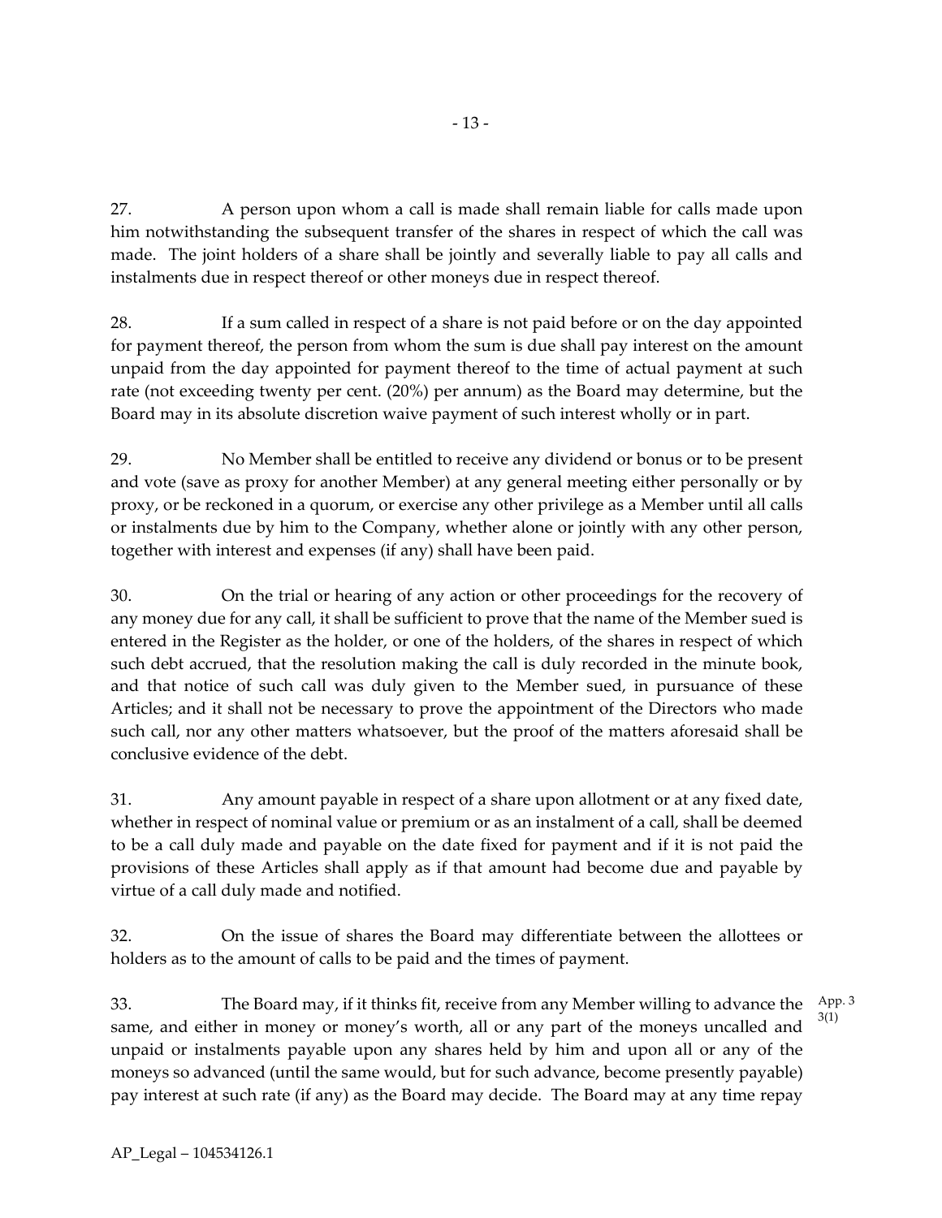27. A person upon whom a call is made shall remain liable for calls made upon him notwithstanding the subsequent transfer of the shares in respect of which the call was made. The joint holders of a share shall be jointly and severally liable to pay all calls and instalments due in respect thereof or other moneys due in respect thereof.

28. If a sum called in respect of a share is not paid before or on the day appointed for payment thereof, the person from whom the sum is due shall pay interest on the amount unpaid from the day appointed for payment thereof to the time of actual payment at such rate (not exceeding twenty per cent. (20%) per annum) as the Board may determine, but the Board may in its absolute discretion waive payment of such interest wholly or in part.

29. No Member shall be entitled to receive any dividend or bonus or to be present and vote (save as proxy for another Member) at any general meeting either personally or by proxy, or be reckoned in a quorum, or exercise any other privilege as a Member until all calls or instalments due by him to the Company, whether alone or jointly with any other person, together with interest and expenses (if any) shall have been paid.

30. On the trial or hearing of any action or other proceedings for the recovery of any money due for any call, it shall be sufficient to prove that the name of the Member sued is entered in the Register as the holder, or one of the holders, of the shares in respect of which such debt accrued, that the resolution making the call is duly recorded in the minute book, and that notice of such call was duly given to the Member sued, in pursuance of these Articles; and it shall not be necessary to prove the appointment of the Directors who made such call, nor any other matters whatsoever, but the proof of the matters aforesaid shall be conclusive evidence of the debt.

31. Any amount payable in respect of a share upon allotment or at any fixed date, whether in respect of nominal value or premium or as an instalment of a call, shall be deemed to be a call duly made and payable on the date fixed for payment and if it is not paid the provisions of these Articles shall apply as if that amount had become due and payable by virtue of a call duly made and notified.

32. On the issue of shares the Board may differentiate between the allottees or holders as to the amount of calls to be paid and the times of payment.

33. The Board may, if it thinks fit, receive from any Member willing to advance the same, and either in money or money's worth, all or any part of the moneys uncalled and unpaid or instalments payable upon any shares held by him and upon all or any of the moneys so advanced (until the same would, but for such advance, become presently payable) pay interest at such rate (if any) as the Board may decide. The Board may at any time repay

App. 3 3(1)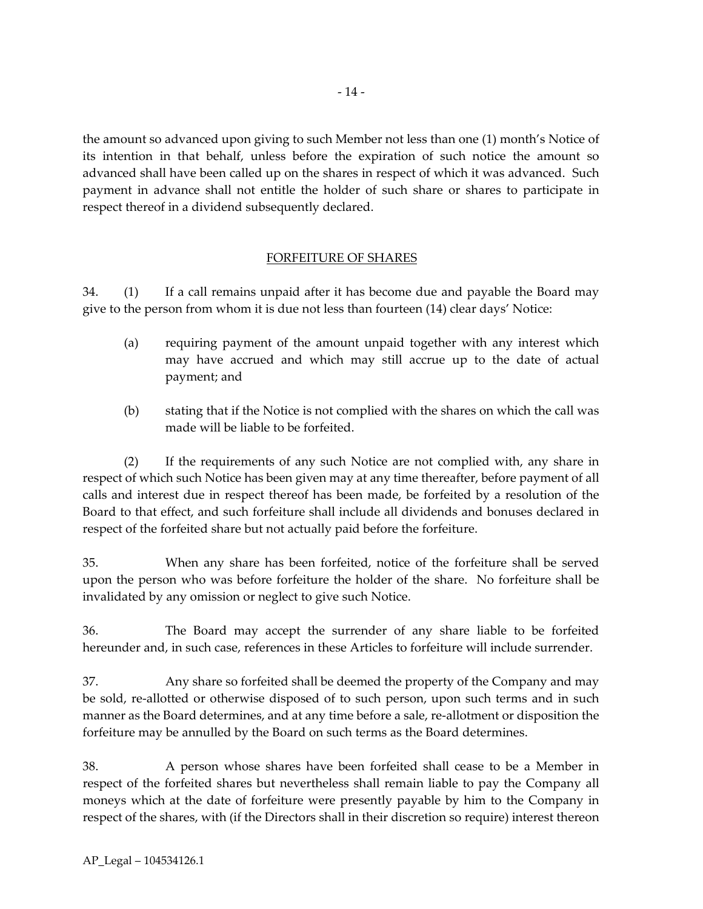the amount so advanced upon giving to such Member not less than one (1) month's Notice of its intention in that behalf, unless before the expiration of such notice the amount so advanced shall have been called up on the shares in respect of which it was advanced. Such payment in advance shall not entitle the holder of such share or shares to participate in respect thereof in a dividend subsequently declared.

## FORFEITURE OF SHARES

34. (1) If a call remains unpaid after it has become due and payable the Board may give to the person from whom it is due not less than fourteen (14) clear days' Notice:

   (a) requiring payment of the amount unpaid together with any interest which may have accrued and which may still accrue up to the date of actual payment; and

   (b) stating that if the Notice is not complied with the shares on which the call was made will be liable to be forfeited.

(2) If the requirements of any such Notice are not complied with, any share in respect of which such Notice has been given may at any time thereafter, before payment of all calls and interest due in respect thereof has been made, be forfeited by a resolution of the Board to that effect, and such forfeiture shall include all dividends and bonuses declared in respect of the forfeited share but not actually paid before the forfeiture.

35. When any share has been forfeited, notice of the forfeiture shall be served upon the person who was before forfeiture the holder of the share. No forfeiture shall be invalidated by any omission or neglect to give such Notice.

36. The Board may accept the surrender of any share liable to be forfeited hereunder and, in such case, references in these Articles to forfeiture will include surrender.

37. Any share so forfeited shall be deemed the property of the Company and may be sold, re-allotted or otherwise disposed of to such person, upon such terms and in such manner as the Board determines, and at any time before a sale, re-allotment or disposition the forfeiture may be annulled by the Board on such terms as the Board determines.

38. A person whose shares have been forfeited shall cease to be a Member in respect of the forfeited shares but nevertheless shall remain liable to pay the Company all moneys which at the date of forfeiture were presently payable by him to the Company in respect of the shares, with (if the Directors shall in their discretion so require) interest thereon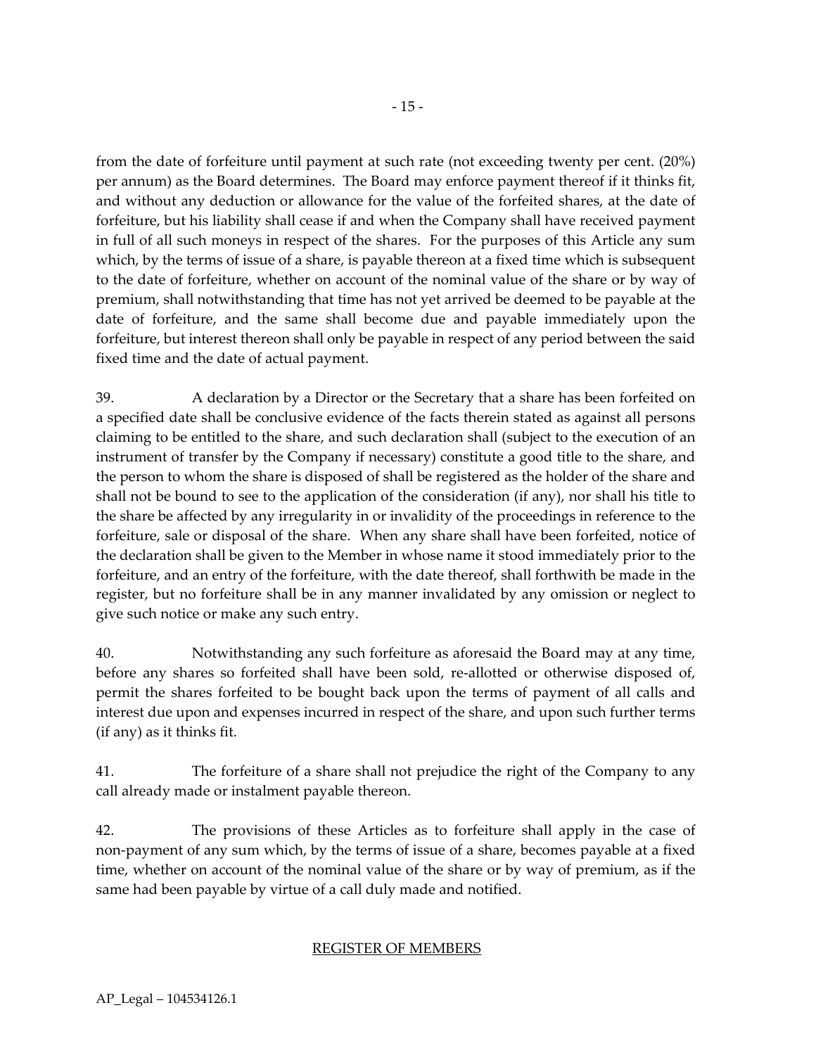from the date of forfeiture until payment at such rate (not exceeding twenty per cent. (20%) per annum) as the Board determines. The Board may enforce payment thereof if it thinks fit, and without any deduction or allowance for the value of the forfeited shares, at the date of forfeiture, but his liability shall cease if and when the Company shall have received payment in full of all such moneys in respect of the shares. For the purposes of this Article any sum which, by the terms of issue of a share, is payable thereon at a fixed time which is subsequent to the date of forfeiture, whether on account of the nominal value of the share or by way of premium, shall notwithstanding that time has not yet arrived be deemed to be payable at the date of forfeiture, and the same shall become due and payable immediately upon the forfeiture, but interest thereon shall only be payable in respect of any period between the said fixed time and the date of actual payment.

39. A declaration by a Director or the Secretary that a share has been forfeited on a specified date shall be conclusive evidence of the facts therein stated as against all persons claiming to be entitled to the share, and such declaration shall (subject to the execution of an instrument of transfer by the Company if necessary) constitute a good title to the share, and the person to whom the share is disposed of shall be registered as the holder of the share and shall not be bound to see to the application of the consideration (if any), nor shall his title to the share be affected by any irregularity in or invalidity of the proceedings in reference to the forfeiture, sale or disposal of the share. When any share shall have been forfeited, notice of the declaration shall be given to the Member in whose name it stood immediately prior to the forfeiture, and an entry of the forfeiture, with the date thereof, shall forthwith be made in the register, but no forfeiture shall be in any manner invalidated by any omission or neglect to give such notice or make any such entry.

40. Notwithstanding any such forfeiture as aforesaid the Board may at any time, before any shares so forfeited shall have been sold, re-allotted or otherwise disposed of, permit the shares forfeited to be bought back upon the terms of payment of all calls and interest due upon and expenses incurred in respect of the share, and upon such further terms (if any) as it thinks fit.

41. The forfeiture of a share shall not prejudice the right of the Company to any call already made or instalment payable thereon.

42. The provisions of these Articles as to forfeiture shall apply in the case of non-payment of any sum which, by the terms of issue of a share, becomes payable at a fixed time, whether on account of the nominal value of the share or by way of premium, as if the same had been payable by virtue of a call duly made and notified.

## REGISTER OF MEMBERS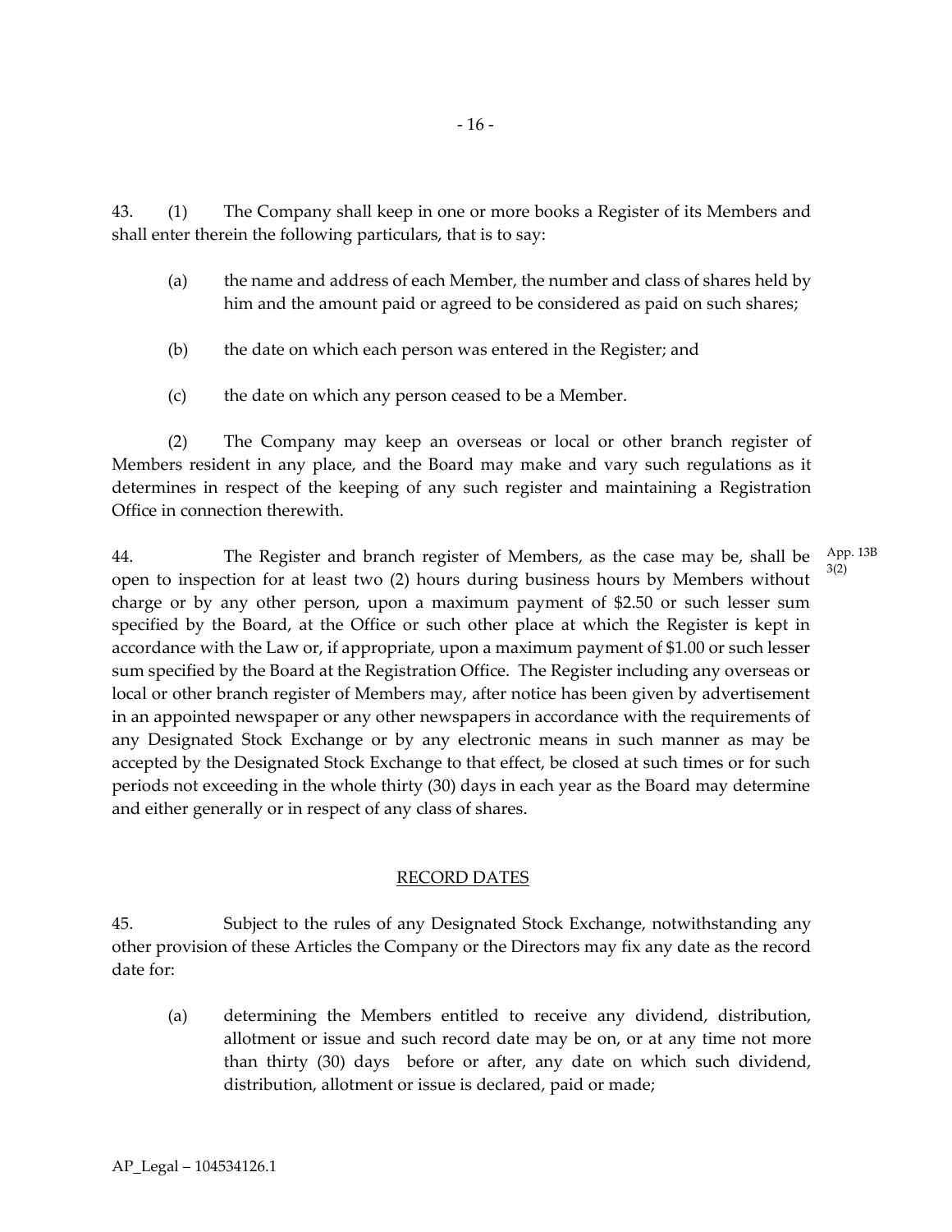43. (1) The Company shall keep in one or more books a Register of its Members and shall enter therein the following particulars, that is to say:

(a) the name and address of each Member, the number and class of shares held by him and the amount paid or agreed to be considered as paid on such shares;

(b) the date on which each person was entered in the Register; and

(c) the date on which any person ceased to be a Member.

(2) The Company may keep an overseas or local or other branch register of Members resident in any place, and the Board may make and vary such regulations as it determines in respect of the keeping of any such register and maintaining a Registration Office in connection therewith.

44. The Register and branch register of Members, as the case may be, shall be open to inspection for at least two (2) hours during business hours by Members without charge or by any other person, upon a maximum payment of $2.50 or such lesser sum specified by the Board, at the Office or such other place at which the Register is kept in accordance with the Law or, if appropriate, upon a maximum payment of $1.00 or such lesser sum specified by the Board at the Registration Office. The Register including any overseas or local or other branch register of Members may, after notice has been given by advertisement in an appointed newspaper or any other newspapers in accordance with the requirements of any Designated Stock Exchange or by any electronic means in such manner as may be accepted by the Designated Stock Exchange to that effect, be closed at such times or for such periods not exceeding in the whole thirty (30) days in each year as the Board may determine and either generally or in respect of any class of shares.

App. 13B 3(2)

## RECORD DATES

45. Subject to the rules of any Designated Stock Exchange, notwithstanding any other provision of these Articles the Company or the Directors may fix any date as the record date for:

(a) determining the Members entitled to receive any dividend, distribution, allotment or issue and such record date may be on, or at any time not more than thirty (30) days before or after, any date on which such dividend, distribution, allotment or issue is declared, paid or made;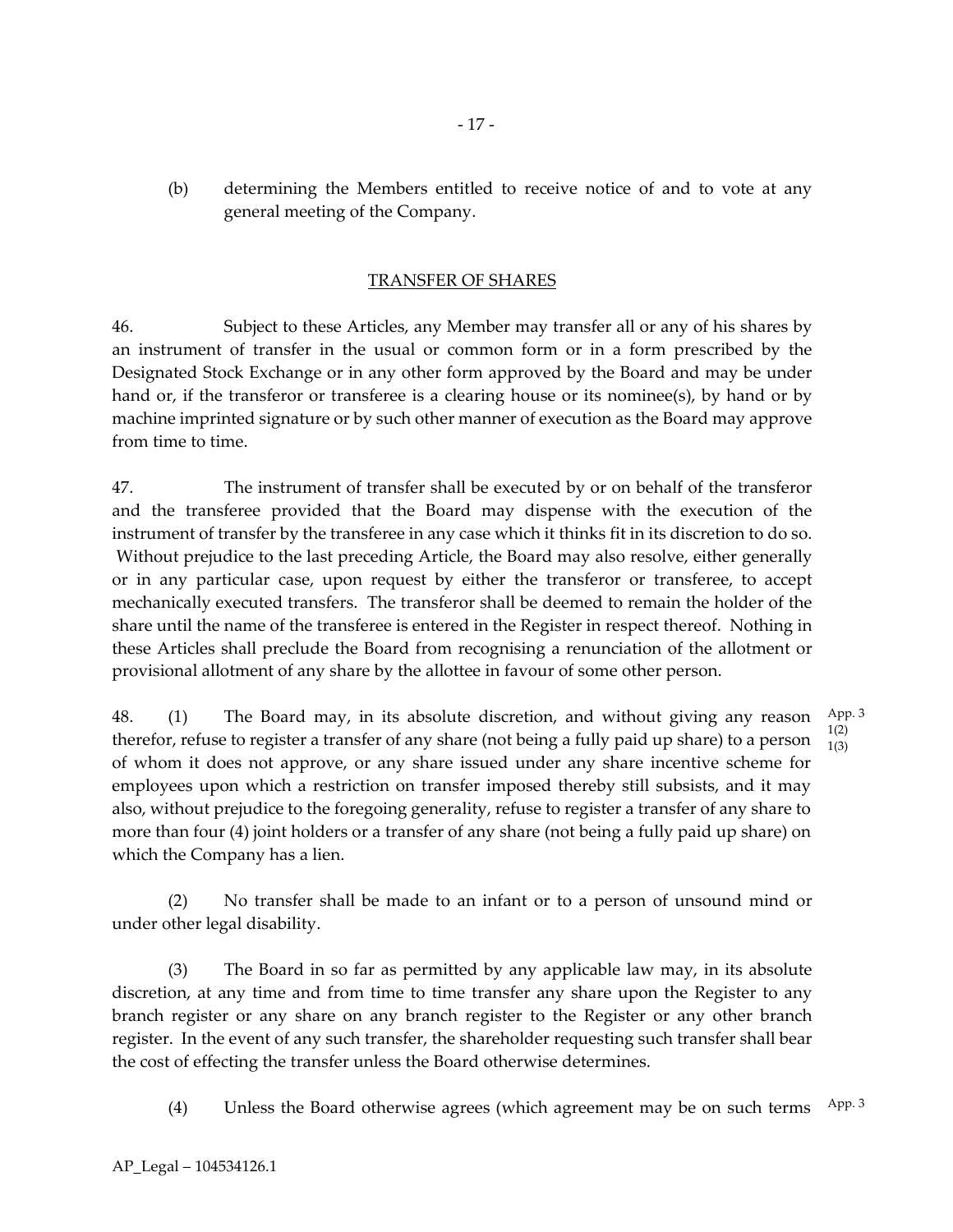(b) determining the Members entitled to receive notice of and to vote at any general meeting of the Company.

## TRANSFER OF SHARES

46. Subject to these Articles, any Member may transfer all or any of his shares by an instrument of transfer in the usual or common form or in a form prescribed by the Designated Stock Exchange or in any other form approved by the Board and may be under hand or, if the transferor or transferee is a clearing house or its nominee(s), by hand or by machine imprinted signature or by such other manner of execution as the Board may approve from time to time.

47. The instrument of transfer shall be executed by or on behalf of the transferor and the transferee provided that the Board may dispense with the execution of the instrument of transfer by the transferee in any case which it thinks fit in its discretion to do so. Without prejudice to the last preceding Article, the Board may also resolve, either generally or in any particular case, upon request by either the transferor or transferee, to accept mechanically executed transfers. The transferor shall be deemed to remain the holder of the share until the name of the transferee is entered in the Register in respect thereof. Nothing in these Articles shall preclude the Board from recognising a renunciation of the allotment or provisional allotment of any share by the allottee in favour of some other person.

48. (1) The Board may, in its absolute discretion, and without giving any reason therefor, refuse to register a transfer of any share (not being a fully paid up share) to a person of whom it does not approve, or any share issued under any share incentive scheme for employees upon which a restriction on transfer imposed thereby still subsists, and it may also, without prejudice to the foregoing generality, refuse to register a transfer of any share to more than four (4) joint holders or a transfer of any share (not being a fully paid up share) on which the Company has a lien.

App. 3 1(2) 1(3)

(2) No transfer shall be made to an infant or to a person of unsound mind or under other legal disability.

(3) The Board in so far as permitted by any applicable law may, in its absolute discretion, at any time and from time to time transfer any share upon the Register to any branch register or any share on any branch register to the Register or any other branch register. In the event of any such transfer, the shareholder requesting such transfer shall bear the cost of effecting the transfer unless the Board otherwise determines.

(4) Unless the Board otherwise agrees (which agreement may be on such terms

App. 3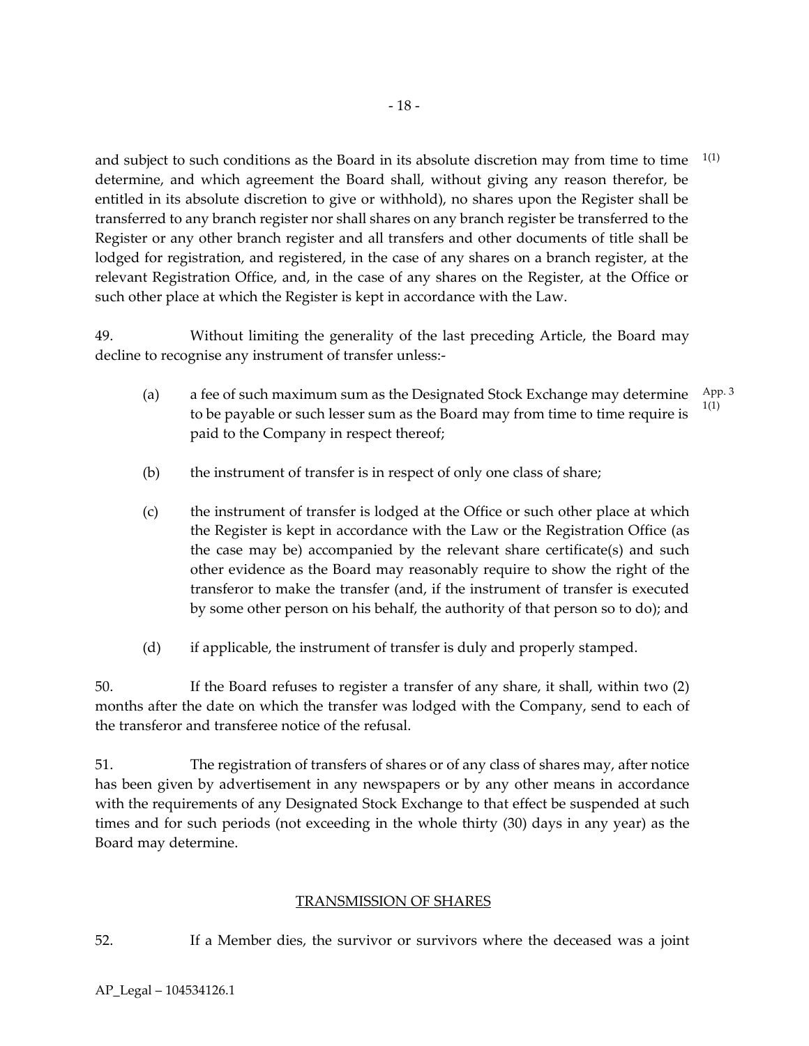and subject to such conditions as the Board in its absolute discretion may from time to time determine, and which agreement the Board shall, without giving any reason therefor, be entitled in its absolute discretion to give or withhold), no shares upon the Register shall be transferred to any branch register nor shall shares on any branch register be transferred to the Register or any other branch register and all transfers and other documents of title shall be lodged for registration, and registered, in the case of any shares on a branch register, at the relevant Registration Office, and, in the case of any shares on the Register, at the Office or such other place at which the Register is kept in accordance with the Law.

1(1)

49. Without limiting the generality of the last preceding Article, the Board may decline to recognise any instrument of transfer unless:-

(a) a fee of such maximum sum as the Designated Stock Exchange may determine to be payable or such lesser sum as the Board may from time to time require is paid to the Company in respect thereof;

App. 3 1(1)

(b) the instrument of transfer is in respect of only one class of share;

(c) the instrument of transfer is lodged at the Office or such other place at which the Register is kept in accordance with the Law or the Registration Office (as the case may be) accompanied by the relevant share certificate(s) and such other evidence as the Board may reasonably require to show the right of the transferor to make the transfer (and, if the instrument of transfer is executed by some other person on his behalf, the authority of that person so to do); and

(d) if applicable, the instrument of transfer is duly and properly stamped.

50. If the Board refuses to register a transfer of any share, it shall, within two (2) months after the date on which the transfer was lodged with the Company, send to each of the transferor and transferee notice of the refusal.

51. The registration of transfers of shares or of any class of shares may, after notice has been given by advertisement in any newspapers or by any other means in accordance with the requirements of any Designated Stock Exchange to that effect be suspended at such times and for such periods (not exceeding in the whole thirty (30) days in any year) as the Board may determine.

## TRANSMISSION OF SHARES

52. If a Member dies, the survivor or survivors where the deceased was a joint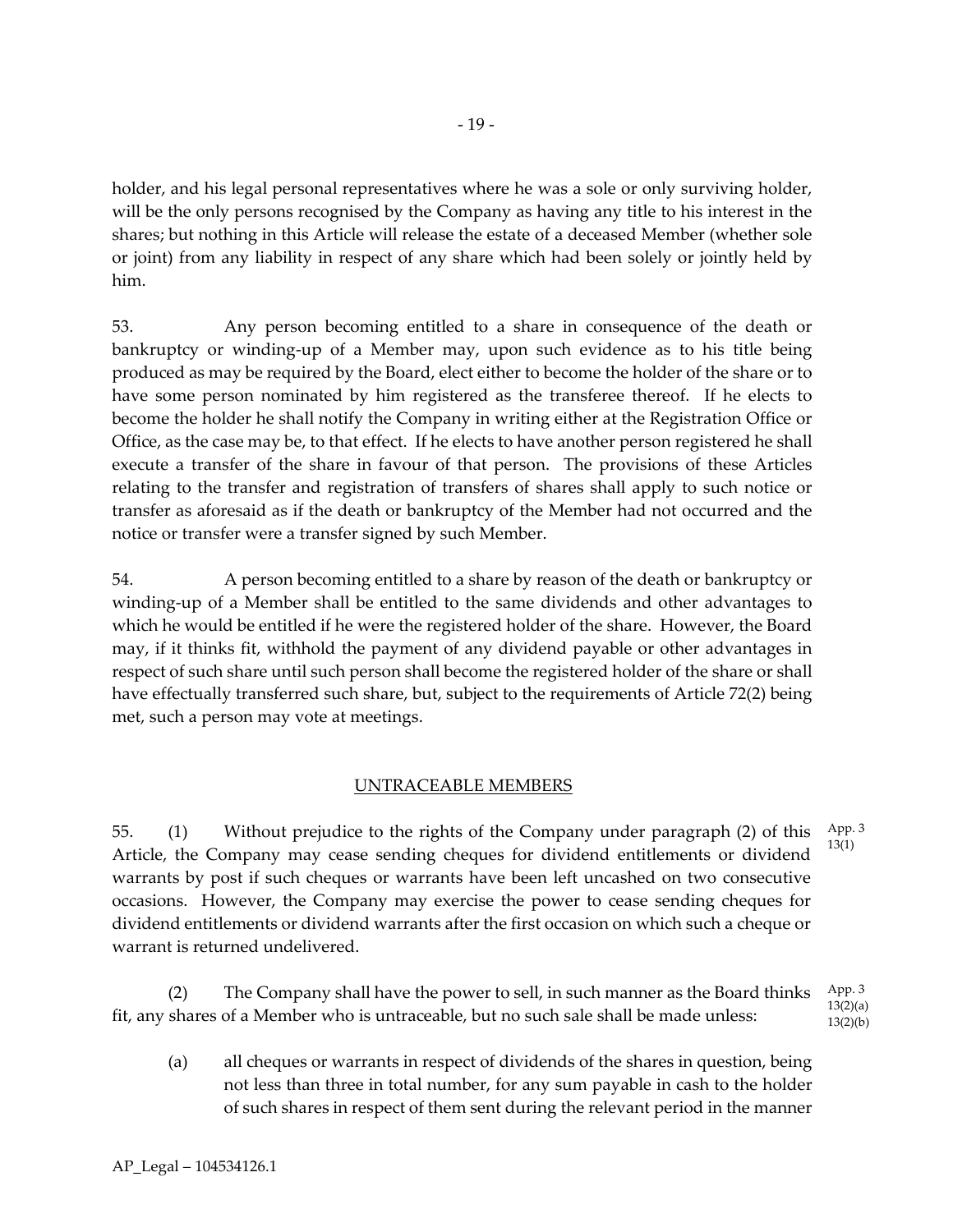holder, and his legal personal representatives where he was a sole or only surviving holder, will be the only persons recognised by the Company as having any title to his interest in the shares; but nothing in this Article will release the estate of a deceased Member (whether sole or joint) from any liability in respect of any share which had been solely or jointly held by him.

53. Any person becoming entitled to a share in consequence of the death or bankruptcy or winding-up of a Member may, upon such evidence as to his title being produced as may be required by the Board, elect either to become the holder of the share or to have some person nominated by him registered as the transferee thereof. If he elects to become the holder he shall notify the Company in writing either at the Registration Office or Office, as the case may be, to that effect. If he elects to have another person registered he shall execute a transfer of the share in favour of that person. The provisions of these Articles relating to the transfer and registration of transfers of shares shall apply to such notice or transfer as aforesaid as if the death or bankruptcy of the Member had not occurred and the notice or transfer were a transfer signed by such Member.

54. A person becoming entitled to a share by reason of the death or bankruptcy or winding-up of a Member shall be entitled to the same dividends and other advantages to which he would be entitled if he were the registered holder of the share. However, the Board may, if it thinks fit, withhold the payment of any dividend payable or other advantages in respect of such share until such person shall become the registered holder of the share or shall have effectually transferred such share, but, subject to the requirements of Article 72(2) being met, such a person may vote at meetings.

## UNTRACEABLE MEMBERS

55. (1) Without prejudice to the rights of the Company under paragraph (2) of this Article, the Company may cease sending cheques for dividend entitlements or dividend warrants by post if such cheques or warrants have been left uncashed on two consecutive occasions. However, the Company may exercise the power to cease sending cheques for dividend entitlements or dividend warrants after the first occasion on which such a cheque or warrant is returned undelivered.

App. 3 13(1)

(2) The Company shall have the power to sell, in such manner as the Board thinks fit, any shares of a Member who is untraceable, but no such sale shall be made unless:

App. 3 13(2)(a) 13(2)(b)

(a) all cheques or warrants in respect of dividends of the shares in question, being not less than three in total number, for any sum payable in cash to the holder of such shares in respect of them sent during the relevant period in the manner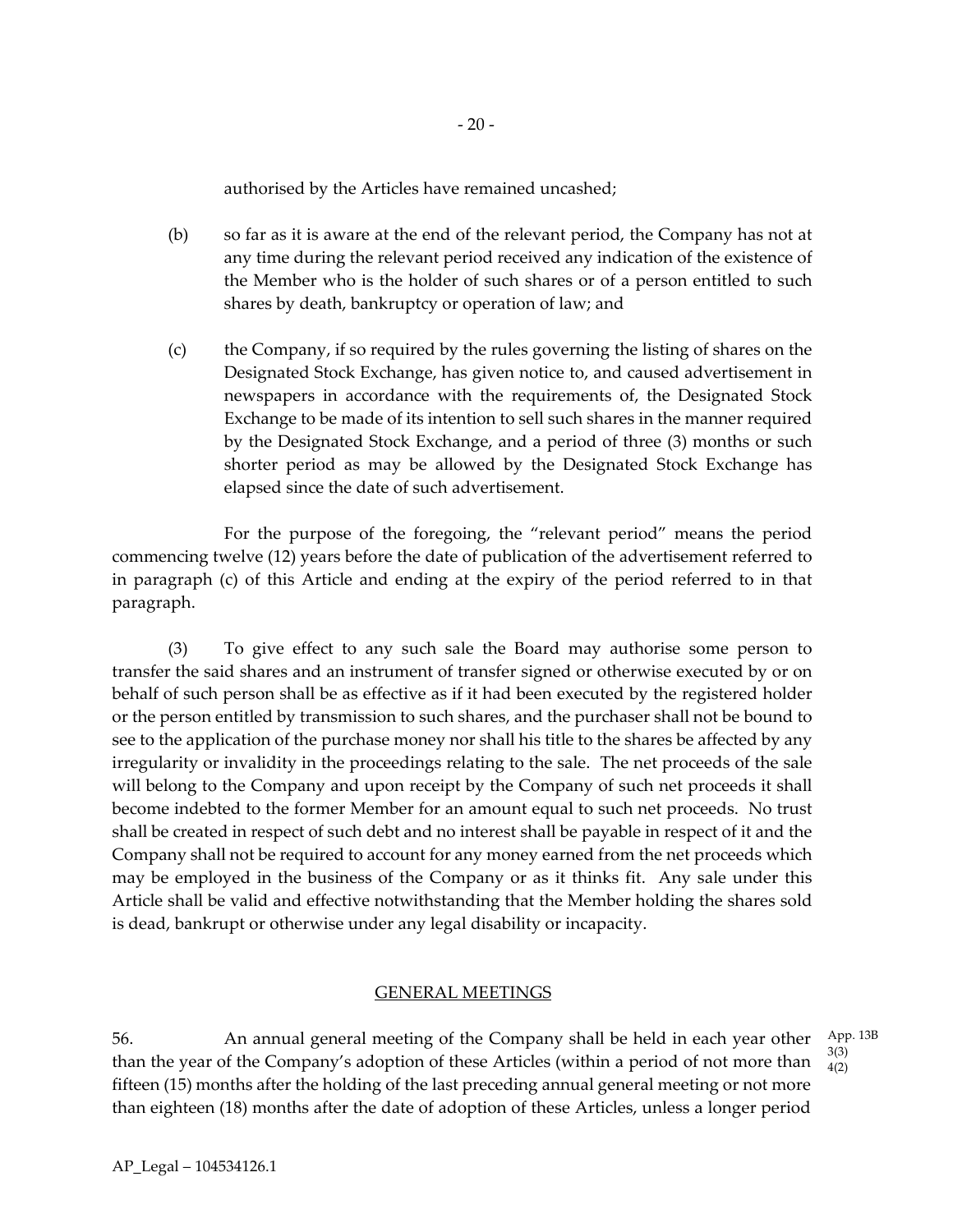authorised by the Articles have remained uncashed;

(b) so far as it is aware at the end of the relevant period, the Company has not at any time during the relevant period received any indication of the existence of the Member who is the holder of such shares or of a person entitled to such shares by death, bankruptcy or operation of law; and

(c) the Company, if so required by the rules governing the listing of shares on the Designated Stock Exchange, has given notice to, and caused advertisement in newspapers in accordance with the requirements of, the Designated Stock Exchange to be made of its intention to sell such shares in the manner required by the Designated Stock Exchange, and a period of three (3) months or such shorter period as may be allowed by the Designated Stock Exchange has elapsed since the date of such advertisement.

For the purpose of the foregoing, the "relevant period" means the period commencing twelve (12) years before the date of publication of the advertisement referred to in paragraph (c) of this Article and ending at the expiry of the period referred to in that paragraph.

(3) To give effect to any such sale the Board may authorise some person to transfer the said shares and an instrument of transfer signed or otherwise executed by or on behalf of such person shall be as effective as if it had been executed by the registered holder or the person entitled by transmission to such shares, and the purchaser shall not be bound to see to the application of the purchase money nor shall his title to the shares be affected by any irregularity or invalidity in the proceedings relating to the sale. The net proceeds of the sale will belong to the Company and upon receipt by the Company of such net proceeds it shall become indebted to the former Member for an amount equal to such net proceeds. No trust shall be created in respect of such debt and no interest shall be payable in respect of it and the Company shall not be required to account for any money earned from the net proceeds which may be employed in the business of the Company or as it thinks fit. Any sale under this Article shall be valid and effective notwithstanding that the Member holding the shares sold is dead, bankrupt or otherwise under any legal disability or incapacity.

## GENERAL MEETINGS

56. An annual general meeting of the Company shall be held in each year other than the year of the Company's adoption of these Articles (within a period of not more than fifteen (15) months after the holding of the last preceding annual general meeting or not more than eighteen (18) months after the date of adoption of these Articles, unless a longer period

App. 13B 3(3) 4(2)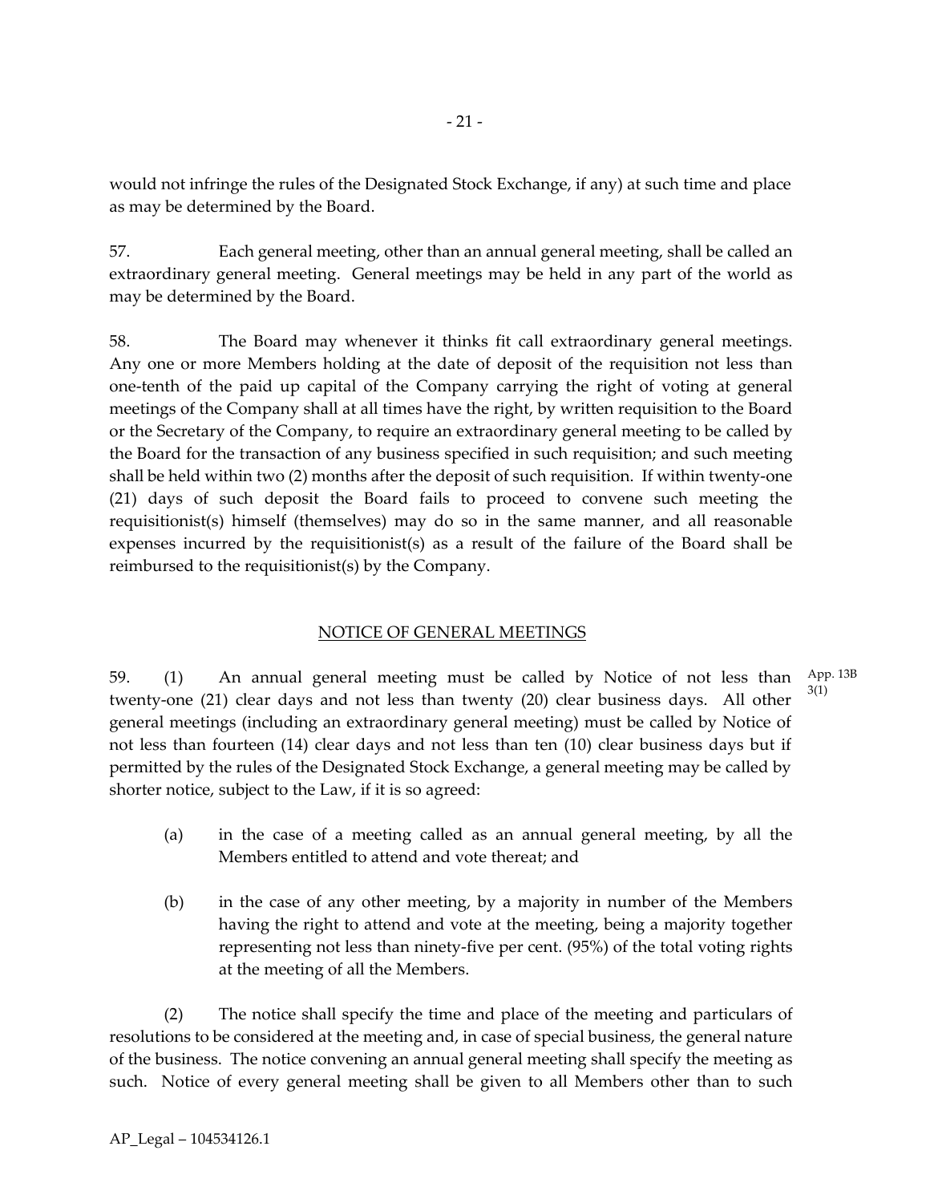would not infringe the rules of the Designated Stock Exchange, if any) at such time and place as may be determined by the Board.

57. Each general meeting, other than an annual general meeting, shall be called an extraordinary general meeting. General meetings may be held in any part of the world as may be determined by the Board.

58. The Board may whenever it thinks fit call extraordinary general meetings. Any one or more Members holding at the date of deposit of the requisition not less than one-tenth of the paid up capital of the Company carrying the right of voting at general meetings of the Company shall at all times have the right, by written requisition to the Board or the Secretary of the Company, to require an extraordinary general meeting to be called by the Board for the transaction of any business specified in such requisition; and such meeting shall be held within two (2) months after the deposit of such requisition. If within twenty-one (21) days of such deposit the Board fails to proceed to convene such meeting the requisitionist(s) himself (themselves) may do so in the same manner, and all reasonable expenses incurred by the requisitionist(s) as a result of the failure of the Board shall be reimbursed to the requisitionist(s) by the Company.

## NOTICE OF GENERAL MEETINGS

59. (1) An annual general meeting must be called by Notice of not less than twenty-one (21) clear days and not less than twenty (20) clear business days. All other general meetings (including an extraordinary general meeting) must be called by Notice of not less than fourteen (14) clear days and not less than ten (10) clear business days but if permitted by the rules of the Designated Stock Exchange, a general meeting may be called by shorter notice, subject to the Law, if it is so agreed:

App. 13B 3(1)

(a) in the case of a meeting called as an annual general meeting, by all the Members entitled to attend and vote thereat; and

(b) in the case of any other meeting, by a majority in number of the Members having the right to attend and vote at the meeting, being a majority together representing not less than ninety-five per cent. (95%) of the total voting rights at the meeting of all the Members.

(2) The notice shall specify the time and place of the meeting and particulars of resolutions to be considered at the meeting and, in case of special business, the general nature of the business. The notice convening an annual general meeting shall specify the meeting as such. Notice of every general meeting shall be given to all Members other than to such

AP_Legal – 104534126.1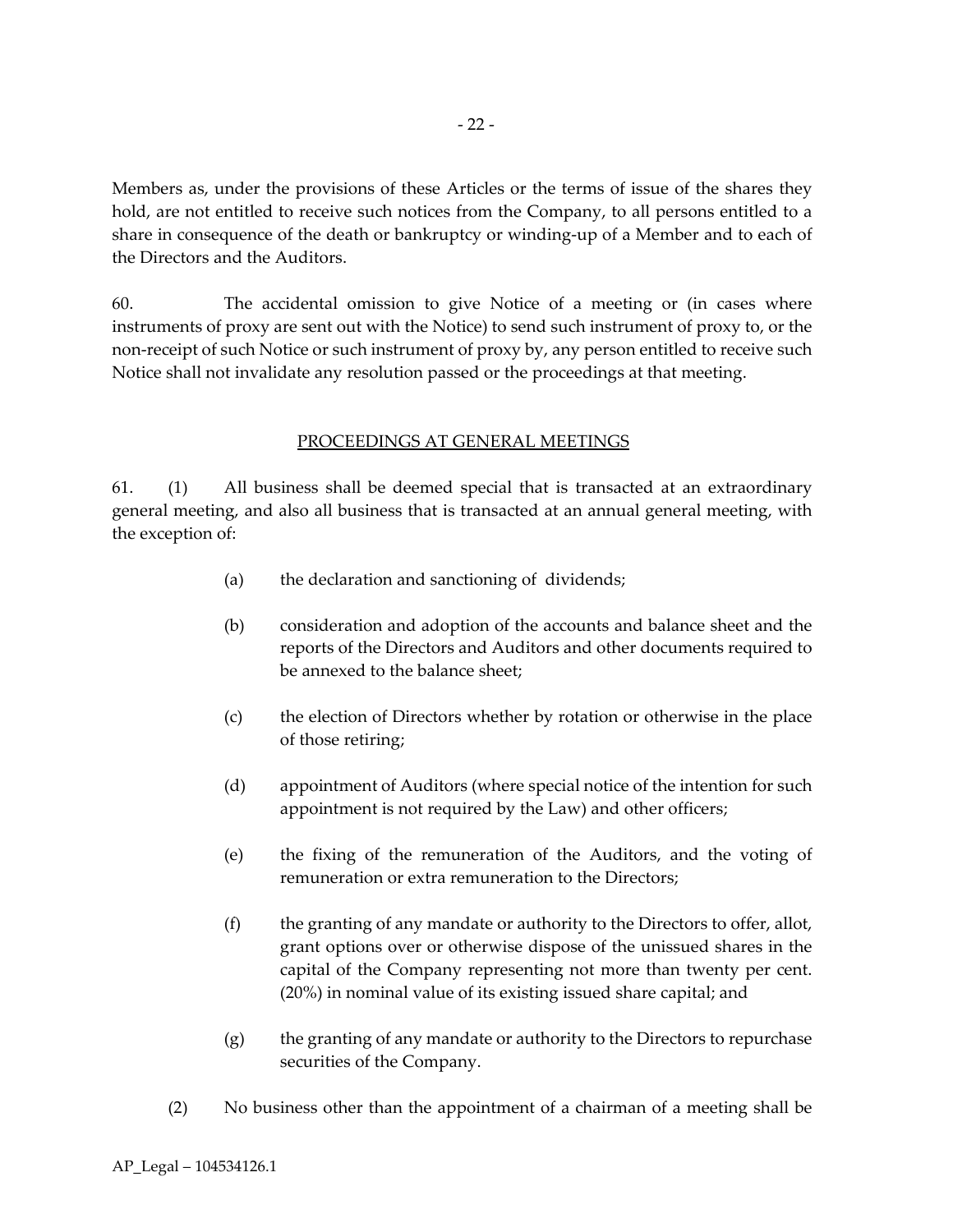Members as, under the provisions of these Articles or the terms of issue of the shares they hold, are not entitled to receive such notices from the Company, to all persons entitled to a share in consequence of the death or bankruptcy or winding-up of a Member and to each of the Directors and the Auditors.

60. The accidental omission to give Notice of a meeting or (in cases where instruments of proxy are sent out with the Notice) to send such instrument of proxy to, or the non-receipt of such Notice or such instrument of proxy by, any person entitled to receive such Notice shall not invalidate any resolution passed or the proceedings at that meeting.

## PROCEEDINGS AT GENERAL MEETINGS

61. (1) All business shall be deemed special that is transacted at an extraordinary general meeting, and also all business that is transacted at an annual general meeting, with the exception of:

(a) the declaration and sanctioning of dividends;

(b) consideration and adoption of the accounts and balance sheet and the reports of the Directors and Auditors and other documents required to be annexed to the balance sheet;

(c) the election of Directors whether by rotation or otherwise in the place of those retiring;

(d) appointment of Auditors (where special notice of the intention for such appointment is not required by the Law) and other officers;

(e) the fixing of the remuneration of the Auditors, and the voting of remuneration or extra remuneration to the Directors;

(f) the granting of any mandate or authority to the Directors to offer, allot, grant options over or otherwise dispose of the unissued shares in the capital of the Company representing not more than twenty per cent. (20%) in nominal value of its existing issued share capital; and

(g) the granting of any mandate or authority to the Directors to repurchase securities of the Company.

(2) No business other than the appointment of a chairman of a meeting shall be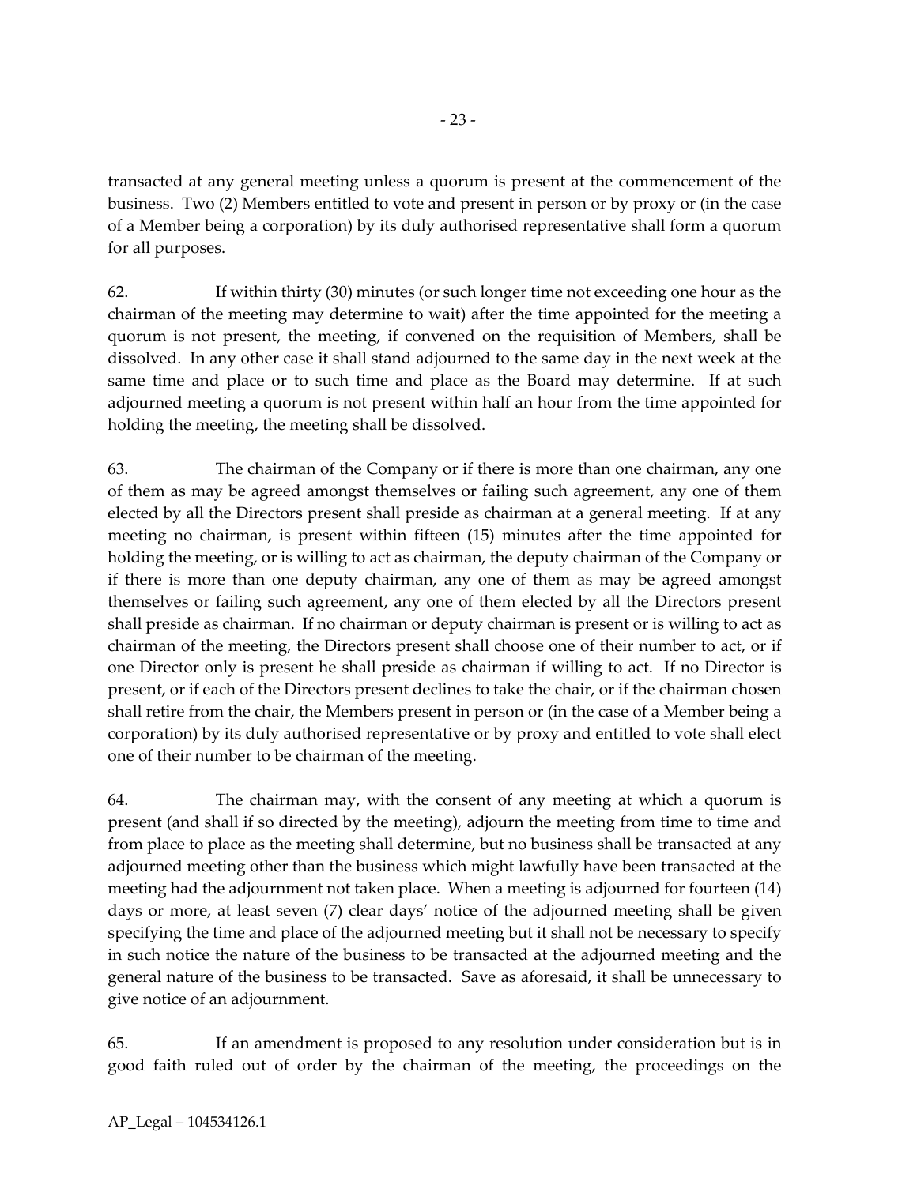transacted at any general meeting unless a quorum is present at the commencement of the business. Two (2) Members entitled to vote and present in person or by proxy or (in the case of a Member being a corporation) by its duly authorised representative shall form a quorum for all purposes.

62. If within thirty (30) minutes (or such longer time not exceeding one hour as the chairman of the meeting may determine to wait) after the time appointed for the meeting a quorum is not present, the meeting, if convened on the requisition of Members, shall be dissolved. In any other case it shall stand adjourned to the same day in the next week at the same time and place or to such time and place as the Board may determine. If at such adjourned meeting a quorum is not present within half an hour from the time appointed for holding the meeting, the meeting shall be dissolved.

63. The chairman of the Company or if there is more than one chairman, any one of them as may be agreed amongst themselves or failing such agreement, any one of them elected by all the Directors present shall preside as chairman at a general meeting. If at any meeting no chairman, is present within fifteen (15) minutes after the time appointed for holding the meeting, or is willing to act as chairman, the deputy chairman of the Company or if there is more than one deputy chairman, any one of them as may be agreed amongst themselves or failing such agreement, any one of them elected by all the Directors present shall preside as chairman. If no chairman or deputy chairman is present or is willing to act as chairman of the meeting, the Directors present shall choose one of their number to act, or if one Director only is present he shall preside as chairman if willing to act. If no Director is present, or if each of the Directors present declines to take the chair, or if the chairman chosen shall retire from the chair, the Members present in person or (in the case of a Member being a corporation) by its duly authorised representative or by proxy and entitled to vote shall elect one of their number to be chairman of the meeting.

64. The chairman may, with the consent of any meeting at which a quorum is present (and shall if so directed by the meeting), adjourn the meeting from time to time and from place to place as the meeting shall determine, but no business shall be transacted at any adjourned meeting other than the business which might lawfully have been transacted at the meeting had the adjournment not taken place. When a meeting is adjourned for fourteen (14) days or more, at least seven (7) clear days' notice of the adjourned meeting shall be given specifying the time and place of the adjourned meeting but it shall not be necessary to specify in such notice the nature of the business to be transacted at the adjourned meeting and the general nature of the business to be transacted. Save as aforesaid, it shall be unnecessary to give notice of an adjournment.

65. If an amendment is proposed to any resolution under consideration but is in good faith ruled out of order by the chairman of the meeting, the proceedings on the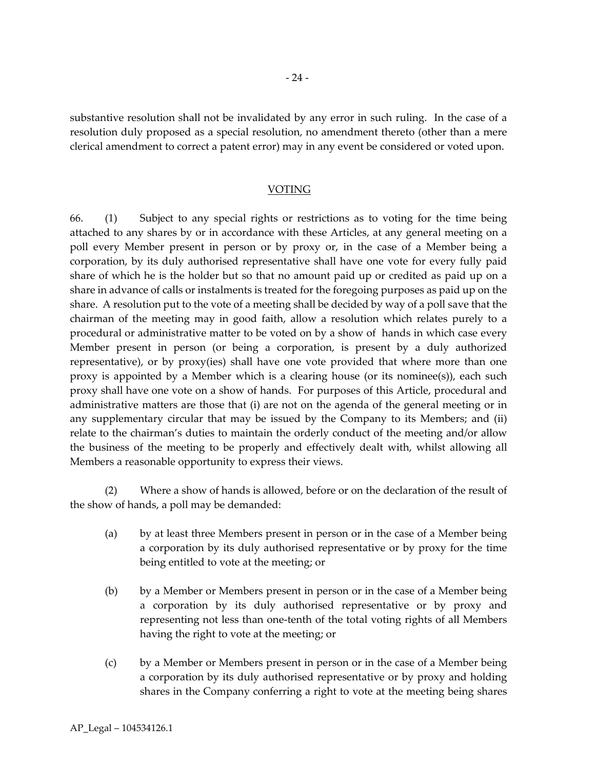substantive resolution shall not be invalidated by any error in such ruling. In the case of a resolution duly proposed as a special resolution, no amendment thereto (other than a mere clerical amendment to correct a patent error) may in any event be considered or voted upon.

## VOTING

66. (1) Subject to any special rights or restrictions as to voting for the time being attached to any shares by or in accordance with these Articles, at any general meeting on a poll every Member present in person or by proxy or, in the case of a Member being a corporation, by its duly authorised representative shall have one vote for every fully paid share of which he is the holder but so that no amount paid up or credited as paid up on a share in advance of calls or instalments is treated for the foregoing purposes as paid up on the share. A resolution put to the vote of a meeting shall be decided by way of a poll save that the chairman of the meeting may in good faith, allow a resolution which relates purely to a procedural or administrative matter to be voted on by a show of hands in which case every Member present in person (or being a corporation, is present by a duly authorized representative), or by proxy(ies) shall have one vote provided that where more than one proxy is appointed by a Member which is a clearing house (or its nominee(s)), each such proxy shall have one vote on a show of hands. For purposes of this Article, procedural and administrative matters are those that (i) are not on the agenda of the general meeting or in any supplementary circular that may be issued by the Company to its Members; and (ii) relate to the chairman's duties to maintain the orderly conduct of the meeting and/or allow the business of the meeting to be properly and effectively dealt with, whilst allowing all Members a reasonable opportunity to express their views.

(2) Where a show of hands is allowed, before or on the declaration of the result of the show of hands, a poll may be demanded:

(a) by at least three Members present in person or in the case of a Member being a corporation by its duly authorised representative or by proxy for the time being entitled to vote at the meeting; or

(b) by a Member or Members present in person or in the case of a Member being a corporation by its duly authorised representative or by proxy and representing not less than one-tenth of the total voting rights of all Members having the right to vote at the meeting; or

(c) by a Member or Members present in person or in the case of a Member being a corporation by its duly authorised representative or by proxy and holding shares in the Company conferring a right to vote at the meeting being shares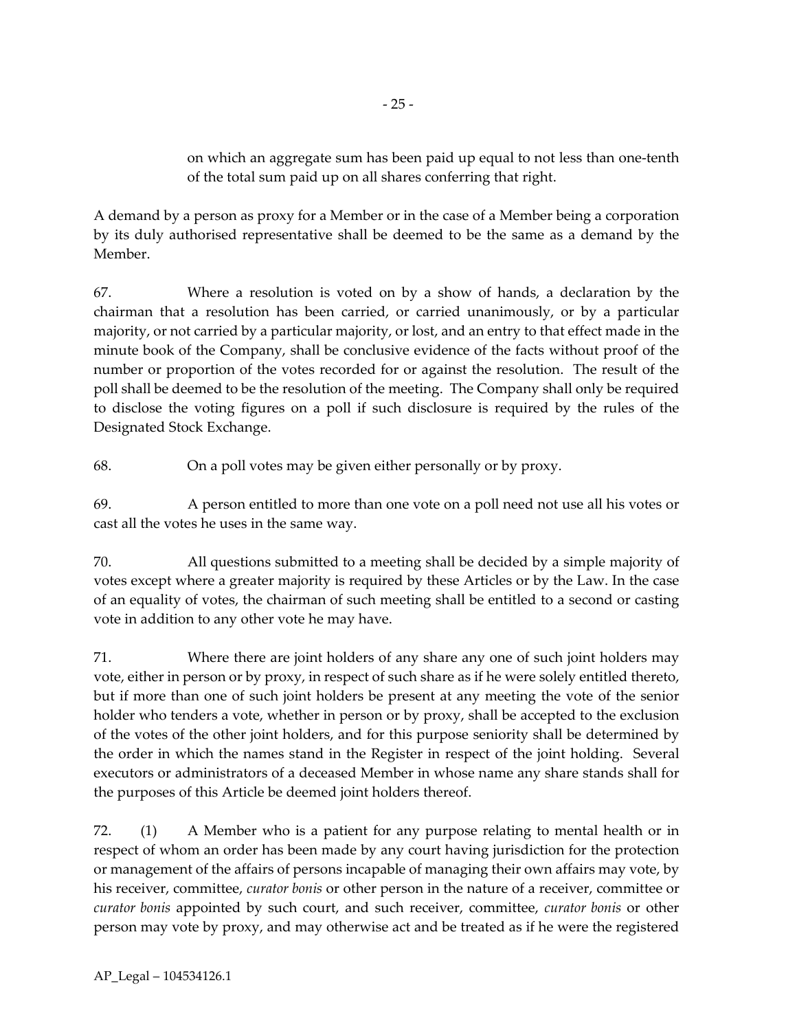on which an aggregate sum has been paid up equal to not less than one-tenth of the total sum paid up on all shares conferring that right.

A demand by a person as proxy for a Member or in the case of a Member being a corporation by its duly authorised representative shall be deemed to be the same as a demand by the Member.

67. Where a resolution is voted on by a show of hands, a declaration by the chairman that a resolution has been carried, or carried unanimously, or by a particular majority, or not carried by a particular majority, or lost, and an entry to that effect made in the minute book of the Company, shall be conclusive evidence of the facts without proof of the number or proportion of the votes recorded for or against the resolution. The result of the poll shall be deemed to be the resolution of the meeting. The Company shall only be required to disclose the voting figures on a poll if such disclosure is required by the rules of the Designated Stock Exchange.

68. On a poll votes may be given either personally or by proxy.

69. A person entitled to more than one vote on a poll need not use all his votes or cast all the votes he uses in the same way.

70. All questions submitted to a meeting shall be decided by a simple majority of votes except where a greater majority is required by these Articles or by the Law. In the case of an equality of votes, the chairman of such meeting shall be entitled to a second or casting vote in addition to any other vote he may have.

71. Where there are joint holders of any share any one of such joint holders may vote, either in person or by proxy, in respect of such share as if he were solely entitled thereto, but if more than one of such joint holders be present at any meeting the vote of the senior holder who tenders a vote, whether in person or by proxy, shall be accepted to the exclusion of the votes of the other joint holders, and for this purpose seniority shall be determined by the order in which the names stand in the Register in respect of the joint holding. Several executors or administrators of a deceased Member in whose name any share stands shall for the purposes of this Article be deemed joint holders thereof.

72. (1) A Member who is a patient for any purpose relating to mental health or in respect of whom an order has been made by any court having jurisdiction for the protection or management of the affairs of persons incapable of managing their own affairs may vote, by his receiver, committee, *curator bonis* or other person in the nature of a receiver, committee or *curator bonis* appointed by such court, and such receiver, committee, *curator bonis* or other person may vote by proxy, and may otherwise act and be treated as if he were the registered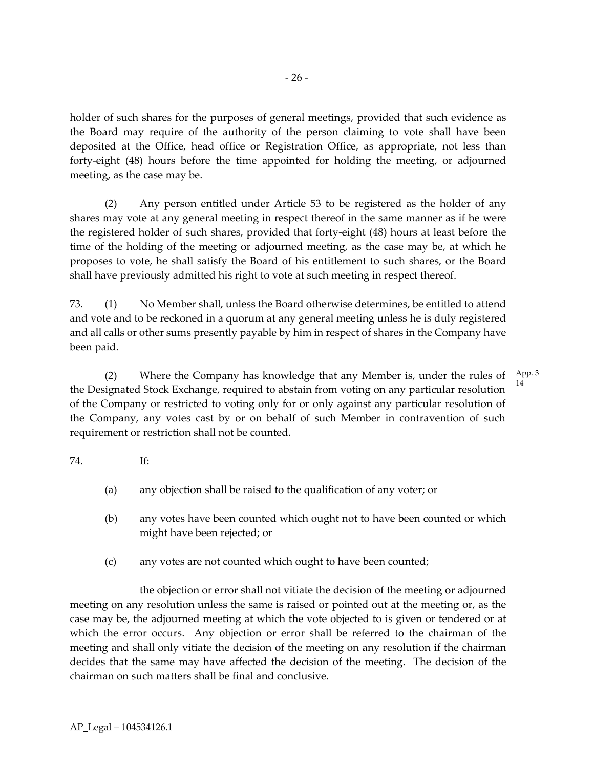holder of such shares for the purposes of general meetings, provided that such evidence as the Board may require of the authority of the person claiming to vote shall have been deposited at the Office, head office or Registration Office, as appropriate, not less than forty-eight (48) hours before the time appointed for holding the meeting, or adjourned meeting, as the case may be.

(2) Any person entitled under Article 53 to be registered as the holder of any shares may vote at any general meeting in respect thereof in the same manner as if he were the registered holder of such shares, provided that forty-eight (48) hours at least before the time of the holding of the meeting or adjourned meeting, as the case may be, at which he proposes to vote, he shall satisfy the Board of his entitlement to such shares, or the Board shall have previously admitted his right to vote at such meeting in respect thereof.

73. (1) No Member shall, unless the Board otherwise determines, be entitled to attend and vote and to be reckoned in a quorum at any general meeting unless he is duly registered and all calls or other sums presently payable by him in respect of shares in the Company have been paid.

(2) Where the Company has knowledge that any Member is, under the rules of the Designated Stock Exchange, required to abstain from voting on any particular resolution of the Company or restricted to voting only for or only against any particular resolution of the Company, any votes cast by or on behalf of such Member in contravention of such requirement or restriction shall not be counted.

App. 3 14

74. If:

(a) any objection shall be raised to the qualification of any voter; or

(b) any votes have been counted which ought not to have been counted or which might have been rejected; or

(c) any votes are not counted which ought to have been counted;

the objection or error shall not vitiate the decision of the meeting or adjourned meeting on any resolution unless the same is raised or pointed out at the meeting or, as the case may be, the adjourned meeting at which the vote objected to is given or tendered or at which the error occurs. Any objection or error shall be referred to the chairman of the meeting and shall only vitiate the decision of the meeting on any resolution if the chairman decides that the same may have affected the decision of the meeting. The decision of the chairman on such matters shall be final and conclusive.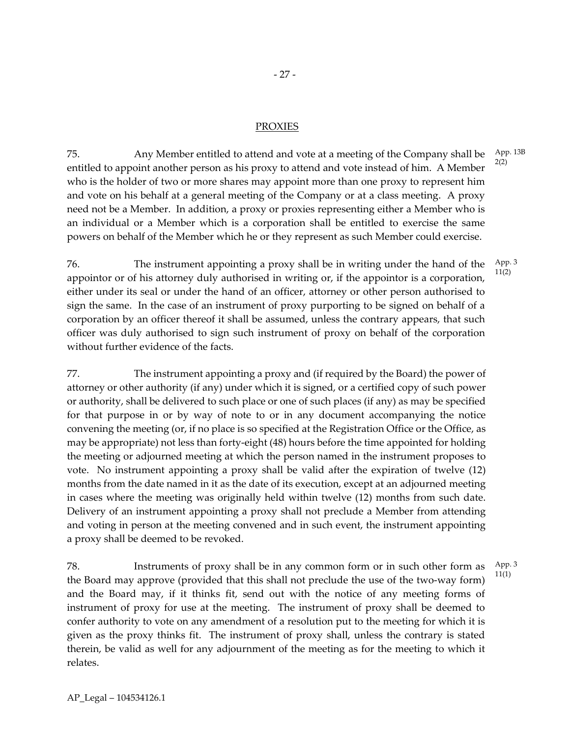## PROXIES

75. Any Member entitled to attend and vote at a meeting of the Company shall be entitled to appoint another person as his proxy to attend and vote instead of him. A Member who is the holder of two or more shares may appoint more than one proxy to represent him and vote on his behalf at a general meeting of the Company or at a class meeting. A proxy need not be a Member. In addition, a proxy or proxies representing either a Member who is an individual or a Member which is a corporation shall be entitled to exercise the same powers on behalf of the Member which he or they represent as such Member could exercise.

App. 13B 2(2)

76. The instrument appointing a proxy shall be in writing under the hand of the appointor or of his attorney duly authorised in writing or, if the appointor is a corporation, either under its seal or under the hand of an officer, attorney or other person authorised to sign the same. In the case of an instrument of proxy purporting to be signed on behalf of a corporation by an officer thereof it shall be assumed, unless the contrary appears, that such officer was duly authorised to sign such instrument of proxy on behalf of the corporation without further evidence of the facts.

App. 3 11(2)

77. The instrument appointing a proxy and (if required by the Board) the power of attorney or other authority (if any) under which it is signed, or a certified copy of such power or authority, shall be delivered to such place or one of such places (if any) as may be specified for that purpose in or by way of note to or in any document accompanying the notice convening the meeting (or, if no place is so specified at the Registration Office or the Office, as may be appropriate) not less than forty-eight (48) hours before the time appointed for holding the meeting or adjourned meeting at which the person named in the instrument proposes to vote. No instrument appointing a proxy shall be valid after the expiration of twelve (12) months from the date named in it as the date of its execution, except at an adjourned meeting in cases where the meeting was originally held within twelve (12) months from such date. Delivery of an instrument appointing a proxy shall not preclude a Member from attending and voting in person at the meeting convened and in such event, the instrument appointing a proxy shall be deemed to be revoked.

78. Instruments of proxy shall be in any common form or in such other form as the Board may approve (provided that this shall not preclude the use of the two-way form) and the Board may, if it thinks fit, send out with the notice of any meeting forms of instrument of proxy for use at the meeting. The instrument of proxy shall be deemed to confer authority to vote on any amendment of a resolution put to the meeting for which it is given as the proxy thinks fit. The instrument of proxy shall, unless the contrary is stated therein, be valid as well for any adjournment of the meeting as for the meeting to which it relates.

App. 3 11(1)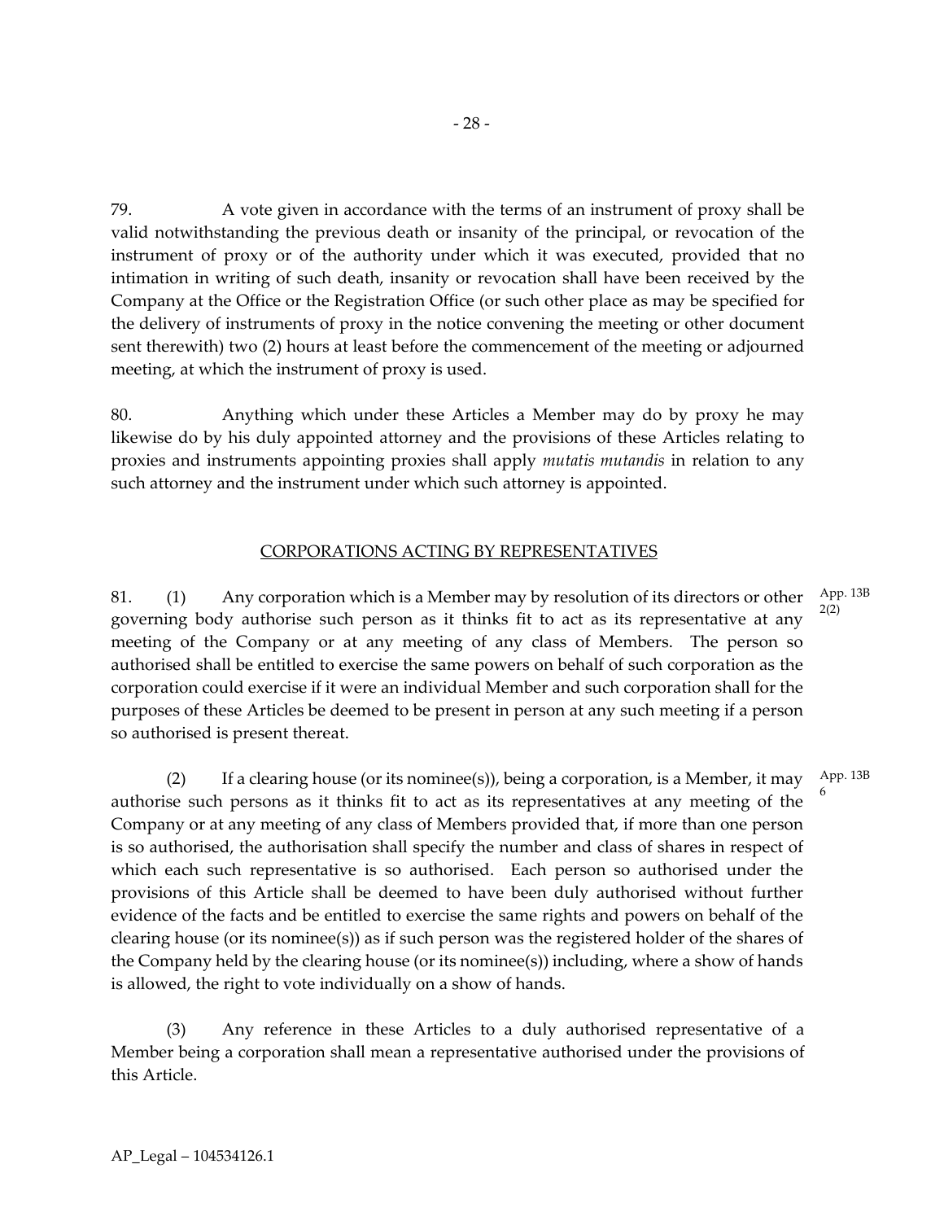79. A vote given in accordance with the terms of an instrument of proxy shall be valid notwithstanding the previous death or insanity of the principal, or revocation of the instrument of proxy or of the authority under which it was executed, provided that no intimation in writing of such death, insanity or revocation shall have been received by the Company at the Office or the Registration Office (or such other place as may be specified for the delivery of instruments of proxy in the notice convening the meeting or other document sent therewith) two (2) hours at least before the commencement of the meeting or adjourned meeting, at which the instrument of proxy is used.

80. Anything which under these Articles a Member may do by proxy he may likewise do by his duly appointed attorney and the provisions of these Articles relating to proxies and instruments appointing proxies shall apply *mutatis mutandis* in relation to any such attorney and the instrument under which such attorney is appointed.

## CORPORATIONS ACTING BY REPRESENTATIVES

81. (1) Any corporation which is a Member may by resolution of its directors or other governing body authorise such person as it thinks fit to act as its representative at any meeting of the Company or at any meeting of any class of Members. The person so authorised shall be entitled to exercise the same powers on behalf of such corporation as the corporation could exercise if it were an individual Member and such corporation shall for the purposes of these Articles be deemed to be present in person at any such meeting if a person so authorised is present thereat.

App. 13B 2(2)

(2) If a clearing house (or its nominee(s)), being a corporation, is a Member, it may authorise such persons as it thinks fit to act as its representatives at any meeting of the Company or at any meeting of any class of Members provided that, if more than one person is so authorised, the authorisation shall specify the number and class of shares in respect of which each such representative is so authorised. Each person so authorised under the provisions of this Article shall be deemed to have been duly authorised without further evidence of the facts and be entitled to exercise the same rights and powers on behalf of the clearing house (or its nominee(s)) as if such person was the registered holder of the shares of the Company held by the clearing house (or its nominee(s)) including, where a show of hands is allowed, the right to vote individually on a show of hands.

App. 13B 6

(3) Any reference in these Articles to a duly authorised representative of a Member being a corporation shall mean a representative authorised under the provisions of this Article.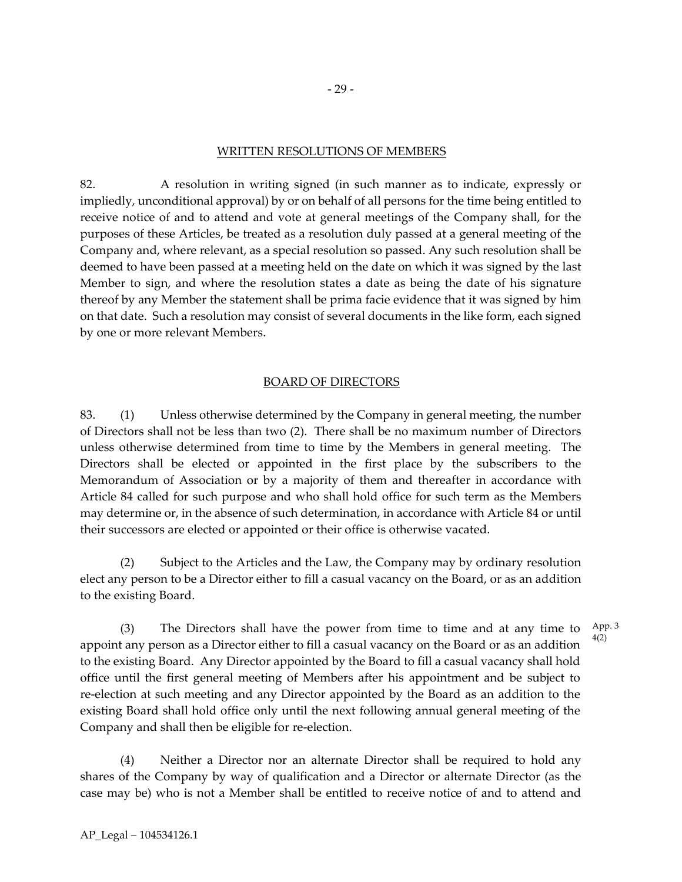## WRITTEN RESOLUTIONS OF MEMBERS

82. A resolution in writing signed (in such manner as to indicate, expressly or impliedly, unconditional approval) by or on behalf of all persons for the time being entitled to receive notice of and to attend and vote at general meetings of the Company shall, for the purposes of these Articles, be treated as a resolution duly passed at a general meeting of the Company and, where relevant, as a special resolution so passed. Any such resolution shall be deemed to have been passed at a meeting held on the date on which it was signed by the last Member to sign, and where the resolution states a date as being the date of his signature thereof by any Member the statement shall be prima facie evidence that it was signed by him on that date. Such a resolution may consist of several documents in the like form, each signed by one or more relevant Members.

## BOARD OF DIRECTORS

83. (1) Unless otherwise determined by the Company in general meeting, the number of Directors shall not be less than two (2). There shall be no maximum number of Directors unless otherwise determined from time to time by the Members in general meeting. The Directors shall be elected or appointed in the first place by the subscribers to the Memorandum of Association or by a majority of them and thereafter in accordance with Article 84 called for such purpose and who shall hold office for such term as the Members may determine or, in the absence of such determination, in accordance with Article 84 or until their successors are elected or appointed or their office is otherwise vacated.

(2) Subject to the Articles and the Law, the Company may by ordinary resolution elect any person to be a Director either to fill a casual vacancy on the Board, or as an addition to the existing Board.

(3) The Directors shall have the power from time to time and at any time to appoint any person as a Director either to fill a casual vacancy on the Board or as an addition to the existing Board. Any Director appointed by the Board to fill a casual vacancy shall hold office until the first general meeting of Members after his appointment and be subject to re-election at such meeting and any Director appointed by the Board as an addition to the existing Board shall hold office only until the next following annual general meeting of the Company and shall then be eligible for re-election.

App. 3 4(2)

(4) Neither a Director nor an alternate Director shall be required to hold any shares of the Company by way of qualification and a Director or alternate Director (as the case may be) who is not a Member shall be entitled to receive notice of and to attend and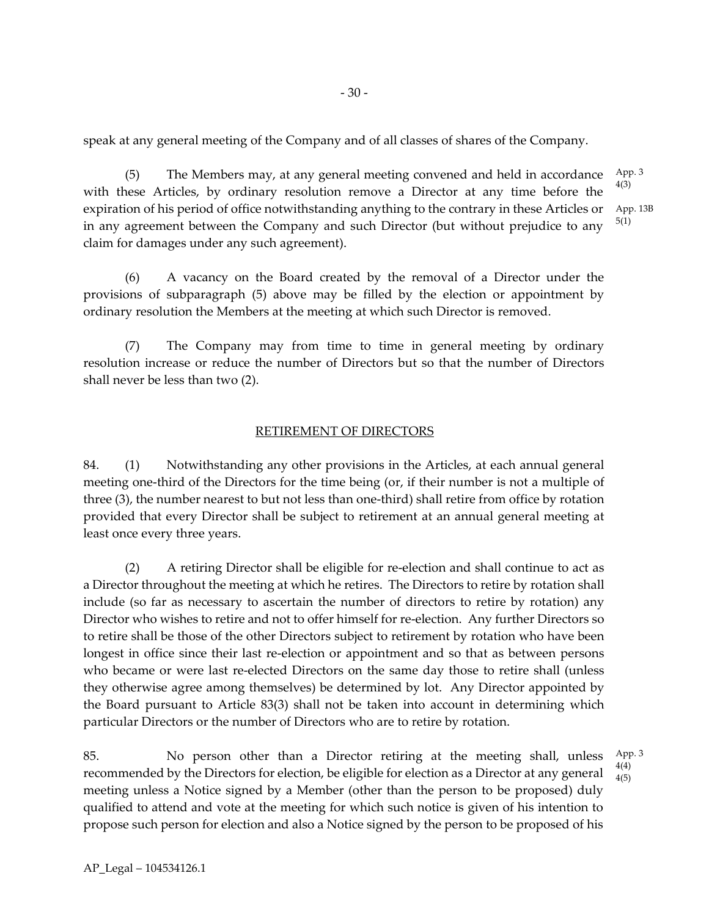speak at any general meeting of the Company and of all classes of shares of the Company.

(5) The Members may, at any general meeting convened and held in accordance with these Articles, by ordinary resolution remove a Director at any time before the expiration of his period of office notwithstanding anything to the contrary in these Articles or in any agreement between the Company and such Director (but without prejudice to any claim for damages under any such agreement). App. 3 4(3) App. 13B 5(1)

(6) A vacancy on the Board created by the removal of a Director under the provisions of subparagraph (5) above may be filled by the election or appointment by ordinary resolution the Members at the meeting at which such Director is removed.

(7) The Company may from time to time in general meeting by ordinary resolution increase or reduce the number of Directors but so that the number of Directors shall never be less than two (2).

## RETIREMENT OF DIRECTORS

84. (1) Notwithstanding any other provisions in the Articles, at each annual general meeting one-third of the Directors for the time being (or, if their number is not a multiple of three (3), the number nearest to but not less than one-third) shall retire from office by rotation provided that every Director shall be subject to retirement at an annual general meeting at least once every three years.

(2) A retiring Director shall be eligible for re-election and shall continue to act as a Director throughout the meeting at which he retires. The Directors to retire by rotation shall include (so far as necessary to ascertain the number of directors to retire by rotation) any Director who wishes to retire and not to offer himself for re-election. Any further Directors so to retire shall be those of the other Directors subject to retirement by rotation who have been longest in office since their last re-election or appointment and so that as between persons who became or were last re-elected Directors on the same day those to retire shall (unless they otherwise agree among themselves) be determined by lot. Any Director appointed by the Board pursuant to Article 83(3) shall not be taken into account in determining which particular Directors or the number of Directors who are to retire by rotation.

85. No person other than a Director retiring at the meeting shall, unless recommended by the Directors for election, be eligible for election as a Director at any general meeting unless a Notice signed by a Member (other than the person to be proposed) duly qualified to attend and vote at the meeting for which such notice is given of his intention to propose such person for election and also a Notice signed by the person to be proposed of his App. 3 4(4) 4(5)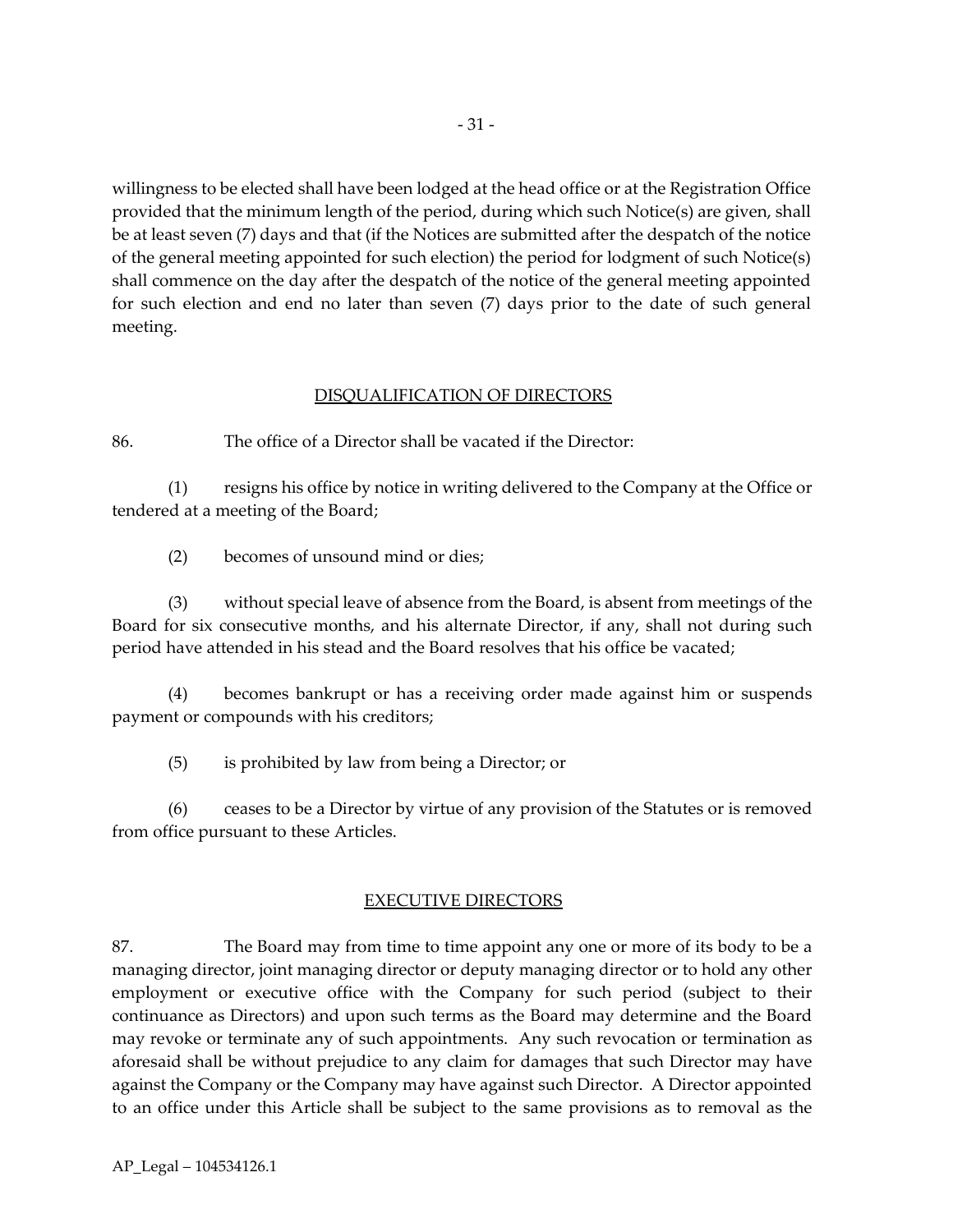willingness to be elected shall have been lodged at the head office or at the Registration Office provided that the minimum length of the period, during which such Notice(s) are given, shall be at least seven (7) days and that (if the Notices are submitted after the despatch of the notice of the general meeting appointed for such election) the period for lodgment of such Notice(s) shall commence on the day after the despatch of the notice of the general meeting appointed for such election and end no later than seven (7) days prior to the date of such general meeting.

## DISQUALIFICATION OF DIRECTORS

86. The office of a Director shall be vacated if the Director:

(1) resigns his office by notice in writing delivered to the Company at the Office or tendered at a meeting of the Board;

(2) becomes of unsound mind or dies;

(3) without special leave of absence from the Board, is absent from meetings of the Board for six consecutive months, and his alternate Director, if any, shall not during such period have attended in his stead and the Board resolves that his office be vacated;

(4) becomes bankrupt or has a receiving order made against him or suspends payment or compounds with his creditors;

(5) is prohibited by law from being a Director; or

(6) ceases to be a Director by virtue of any provision of the Statutes or is removed from office pursuant to these Articles.

## EXECUTIVE DIRECTORS

87. The Board may from time to time appoint any one or more of its body to be a managing director, joint managing director or deputy managing director or to hold any other employment or executive office with the Company for such period (subject to their continuance as Directors) and upon such terms as the Board may determine and the Board may revoke or terminate any of such appointments. Any such revocation or termination as aforesaid shall be without prejudice to any claim for damages that such Director may have against the Company or the Company may have against such Director. A Director appointed to an office under this Article shall be subject to the same provisions as to removal as the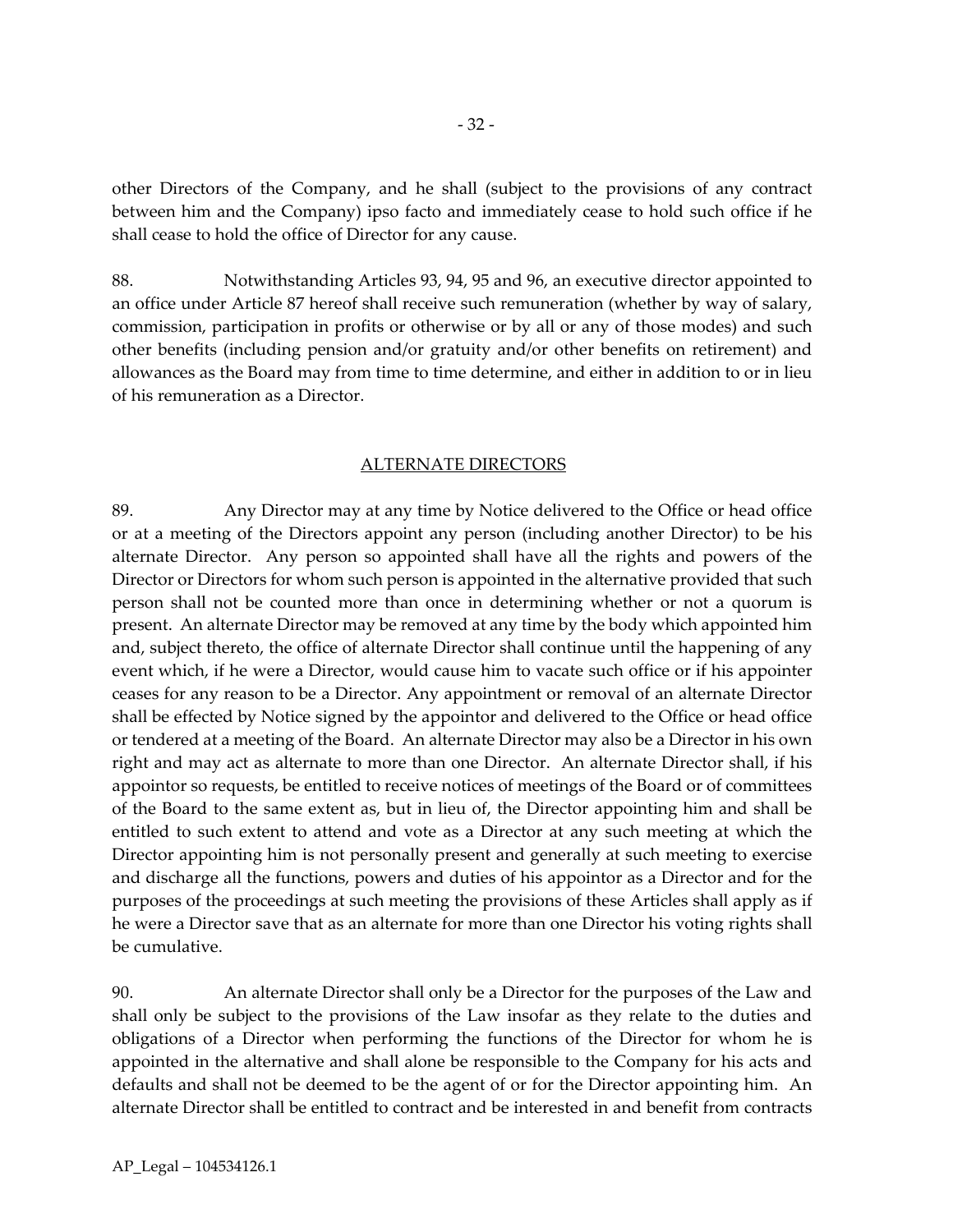other Directors of the Company, and he shall (subject to the provisions of any contract between him and the Company) ipso facto and immediately cease to hold such office if he shall cease to hold the office of Director for any cause.

88. Notwithstanding Articles 93, 94, 95 and 96, an executive director appointed to an office under Article 87 hereof shall receive such remuneration (whether by way of salary, commission, participation in profits or otherwise or by all or any of those modes) and such other benefits (including pension and/or gratuity and/or other benefits on retirement) and allowances as the Board may from time to time determine, and either in addition to or in lieu of his remuneration as a Director.

## ALTERNATE DIRECTORS

89. Any Director may at any time by Notice delivered to the Office or head office or at a meeting of the Directors appoint any person (including another Director) to be his alternate Director. Any person so appointed shall have all the rights and powers of the Director or Directors for whom such person is appointed in the alternative provided that such person shall not be counted more than once in determining whether or not a quorum is present. An alternate Director may be removed at any time by the body which appointed him and, subject thereto, the office of alternate Director shall continue until the happening of any event which, if he were a Director, would cause him to vacate such office or if his appointer ceases for any reason to be a Director. Any appointment or removal of an alternate Director shall be effected by Notice signed by the appointor and delivered to the Office or head office or tendered at a meeting of the Board. An alternate Director may also be a Director in his own right and may act as alternate to more than one Director. An alternate Director shall, if his appointor so requests, be entitled to receive notices of meetings of the Board or of committees of the Board to the same extent as, but in lieu of, the Director appointing him and shall be entitled to such extent to attend and vote as a Director at any such meeting at which the Director appointing him is not personally present and generally at such meeting to exercise and discharge all the functions, powers and duties of his appointor as a Director and for the purposes of the proceedings at such meeting the provisions of these Articles shall apply as if he were a Director save that as an alternate for more than one Director his voting rights shall be cumulative.

90. An alternate Director shall only be a Director for the purposes of the Law and shall only be subject to the provisions of the Law insofar as they relate to the duties and obligations of a Director when performing the functions of the Director for whom he is appointed in the alternative and shall alone be responsible to the Company for his acts and defaults and shall not be deemed to be the agent of or for the Director appointing him. An alternate Director shall be entitled to contract and be interested in and benefit from contracts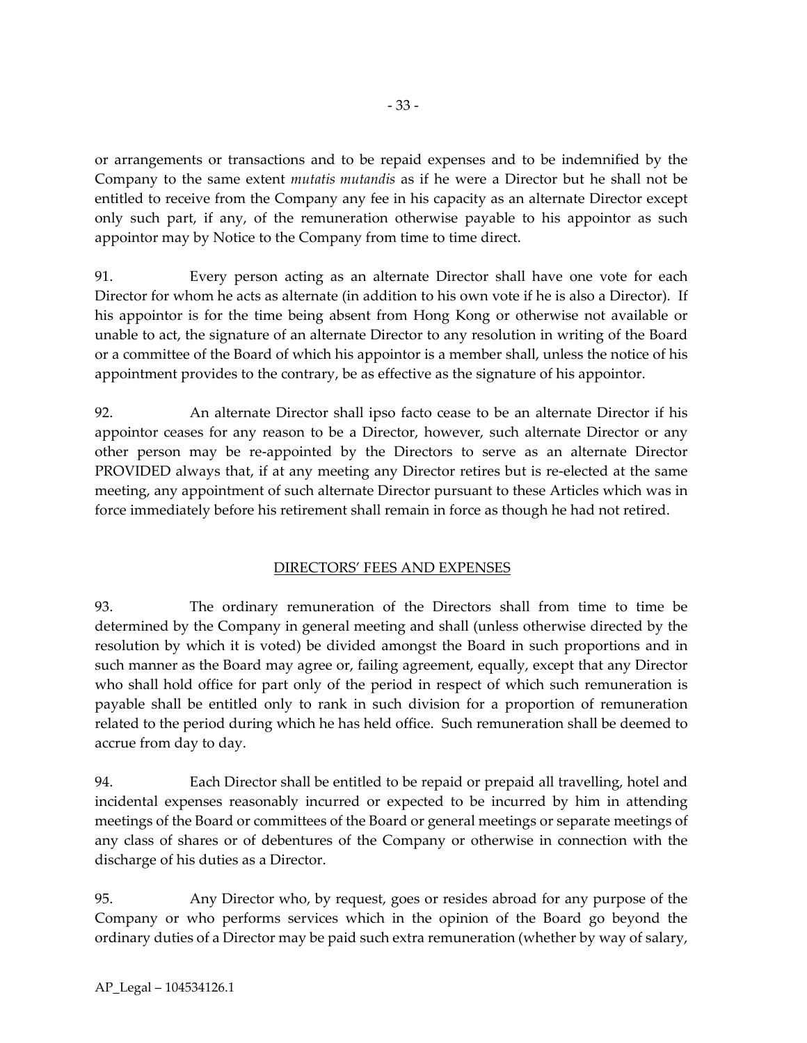or arrangements or transactions and to be repaid expenses and to be indemnified by the Company to the same extent *mutatis mutandis* as if he were a Director but he shall not be entitled to receive from the Company any fee in his capacity as an alternate Director except only such part, if any, of the remuneration otherwise payable to his appointor as such appointor may by Notice to the Company from time to time direct.

91. Every person acting as an alternate Director shall have one vote for each Director for whom he acts as alternate (in addition to his own vote if he is also a Director). If his appointor is for the time being absent from Hong Kong or otherwise not available or unable to act, the signature of an alternate Director to any resolution in writing of the Board or a committee of the Board of which his appointor is a member shall, unless the notice of his appointment provides to the contrary, be as effective as the signature of his appointor.

92. An alternate Director shall ipso facto cease to be an alternate Director if his appointor ceases for any reason to be a Director, however, such alternate Director or any other person may be re-appointed by the Directors to serve as an alternate Director PROVIDED always that, if at any meeting any Director retires but is re-elected at the same meeting, any appointment of such alternate Director pursuant to these Articles which was in force immediately before his retirement shall remain in force as though he had not retired.

## DIRECTORS' FEES AND EXPENSES

93. The ordinary remuneration of the Directors shall from time to time be determined by the Company in general meeting and shall (unless otherwise directed by the resolution by which it is voted) be divided amongst the Board in such proportions and in such manner as the Board may agree or, failing agreement, equally, except that any Director who shall hold office for part only of the period in respect of which such remuneration is payable shall be entitled only to rank in such division for a proportion of remuneration related to the period during which he has held office. Such remuneration shall be deemed to accrue from day to day.

94. Each Director shall be entitled to be repaid or prepaid all travelling, hotel and incidental expenses reasonably incurred or expected to be incurred by him in attending meetings of the Board or committees of the Board or general meetings or separate meetings of any class of shares or of debentures of the Company or otherwise in connection with the discharge of his duties as a Director.

95. Any Director who, by request, goes or resides abroad for any purpose of the Company or who performs services which in the opinion of the Board go beyond the ordinary duties of a Director may be paid such extra remuneration (whether by way of salary,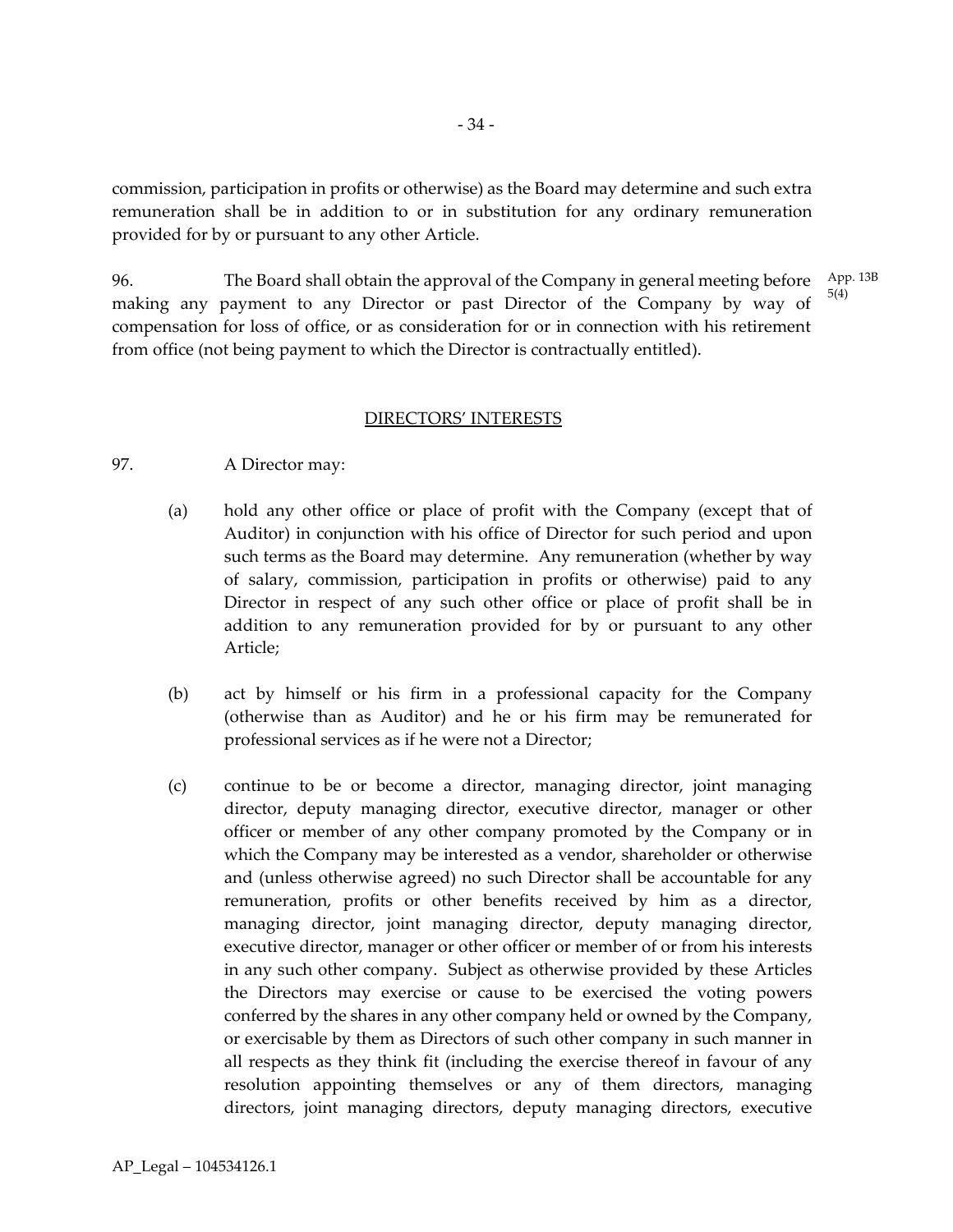commission, participation in profits or otherwise) as the Board may determine and such extra remuneration shall be in addition to or in substitution for any ordinary remuneration provided for by or pursuant to any other Article.

96. The Board shall obtain the approval of the Company in general meeting before making any payment to any Director or past Director of the Company by way of compensation for loss of office, or as consideration for or in connection with his retirement from office (not being payment to which the Director is contractually entitled). App. 13B 5(4)

## DIRECTORS' INTERESTS

97. A Director may:

(a) hold any other office or place of profit with the Company (except that of Auditor) in conjunction with his office of Director for such period and upon such terms as the Board may determine. Any remuneration (whether by way of salary, commission, participation in profits or otherwise) paid to any Director in respect of any such other office or place of profit shall be in addition to any remuneration provided for by or pursuant to any other Article;

(b) act by himself or his firm in a professional capacity for the Company (otherwise than as Auditor) and he or his firm may be remunerated for professional services as if he were not a Director;

(c) continue to be or become a director, managing director, joint managing director, deputy managing director, executive director, manager or other officer or member of any other company promoted by the Company or in which the Company may be interested as a vendor, shareholder or otherwise and (unless otherwise agreed) no such Director shall be accountable for any remuneration, profits or other benefits received by him as a director, managing director, joint managing director, deputy managing director, executive director, manager or other officer or member of or from his interests in any such other company. Subject as otherwise provided by these Articles the Directors may exercise or cause to be exercised the voting powers conferred by the shares in any other company held or owned by the Company, or exercisable by them as Directors of such other company in such manner in all respects as they think fit (including the exercise thereof in favour of any resolution appointing themselves or any of them directors, managing directors, joint managing directors, deputy managing directors, executive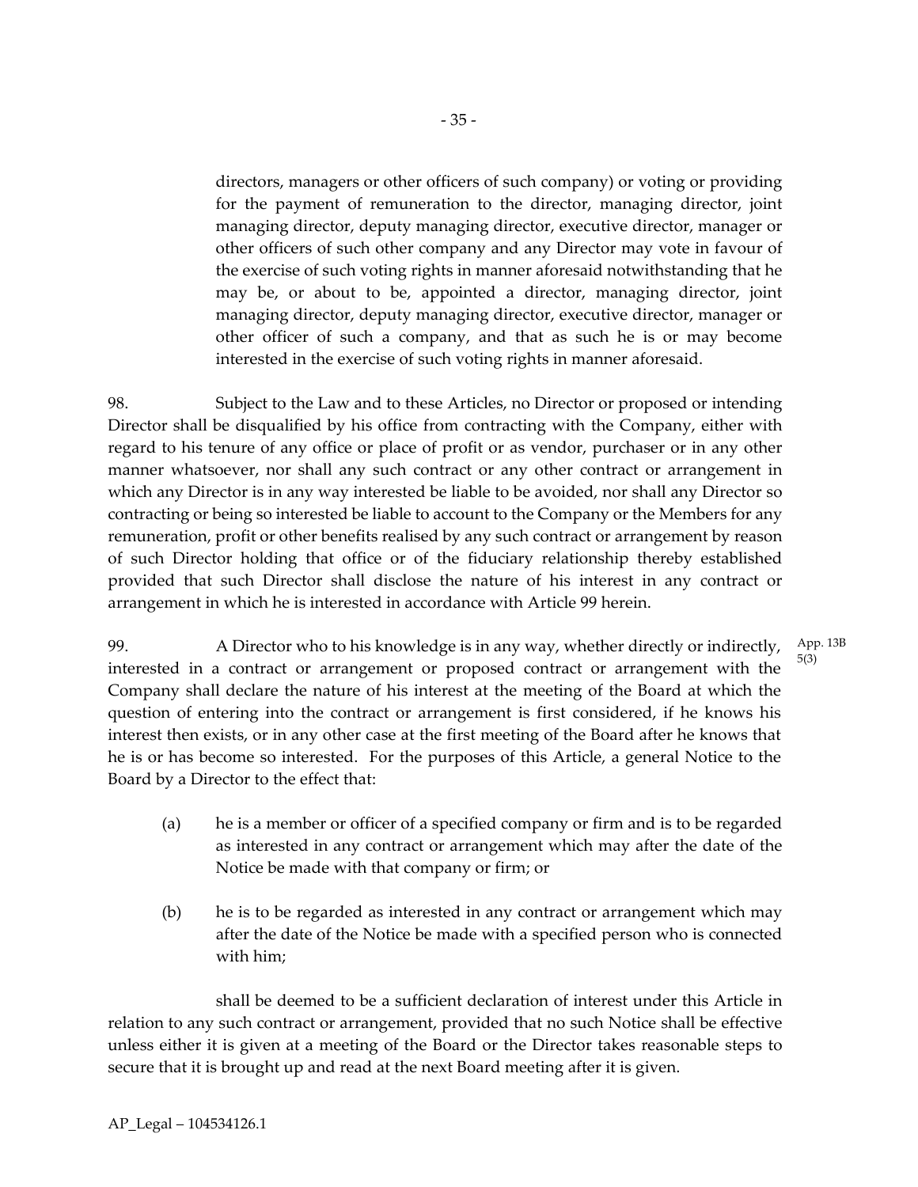directors, managers or other officers of such company) or voting or providing for the payment of remuneration to the director, managing director, joint managing director, deputy managing director, executive director, manager or other officers of such other company and any Director may vote in favour of the exercise of such voting rights in manner aforesaid notwithstanding that he may be, or about to be, appointed a director, managing director, joint managing director, deputy managing director, executive director, manager or other officer of such a company, and that as such he is or may become interested in the exercise of such voting rights in manner aforesaid.

98. Subject to the Law and to these Articles, no Director or proposed or intending Director shall be disqualified by his office from contracting with the Company, either with regard to his tenure of any office or place of profit or as vendor, purchaser or in any other manner whatsoever, nor shall any such contract or any other contract or arrangement in which any Director is in any way interested be liable to be avoided, nor shall any Director so contracting or being so interested be liable to account to the Company or the Members for any remuneration, profit or other benefits realised by any such contract or arrangement by reason of such Director holding that office or of the fiduciary relationship thereby established provided that such Director shall disclose the nature of his interest in any contract or arrangement in which he is interested in accordance with Article 99 herein.

App. 13B 5(3)

99. A Director who to his knowledge is in any way, whether directly or indirectly, interested in a contract or arrangement or proposed contract or arrangement with the Company shall declare the nature of his interest at the meeting of the Board at which the question of entering into the contract or arrangement is first considered, if he knows his interest then exists, or in any other case at the first meeting of the Board after he knows that he is or has become so interested. For the purposes of this Article, a general Notice to the Board by a Director to the effect that:

(a) he is a member or officer of a specified company or firm and is to be regarded as interested in any contract or arrangement which may after the date of the Notice be made with that company or firm; or

(b) he is to be regarded as interested in any contract or arrangement which may after the date of the Notice be made with a specified person who is connected with him;

shall be deemed to be a sufficient declaration of interest under this Article in relation to any such contract or arrangement, provided that no such Notice shall be effective unless either it is given at a meeting of the Board or the Director takes reasonable steps to secure that it is brought up and read at the next Board meeting after it is given.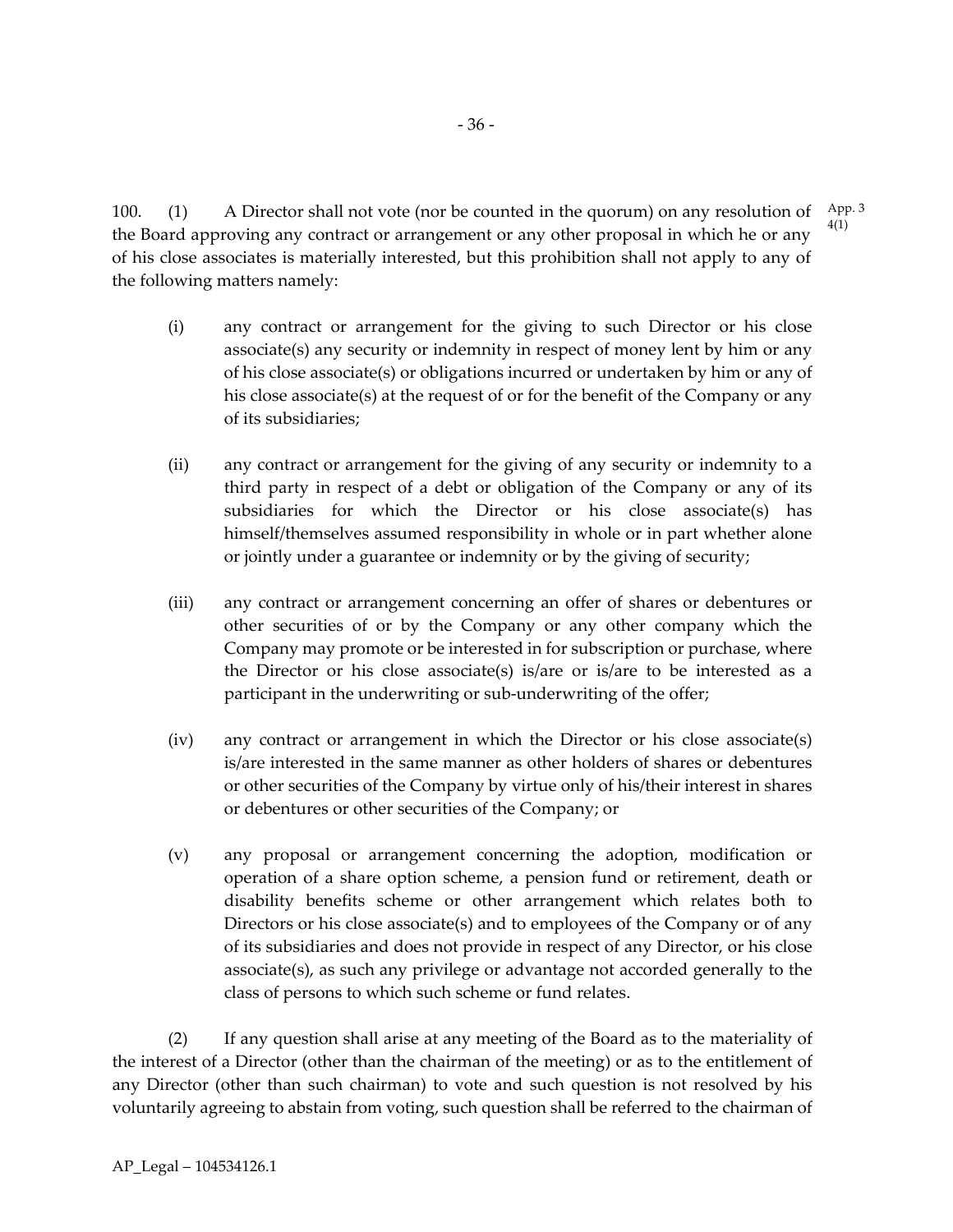100. (1) A Director shall not vote (nor be counted in the quorum) on any resolution of the Board approving any contract or arrangement or any other proposal in which he or any of his close associates is materially interested, but this prohibition shall not apply to any of the following matters namely:

App. 3 4(1)

(i) any contract or arrangement for the giving to such Director or his close associate(s) any security or indemnity in respect of money lent by him or any of his close associate(s) or obligations incurred or undertaken by him or any of his close associate(s) at the request of or for the benefit of the Company or any of its subsidiaries;

(ii) any contract or arrangement for the giving of any security or indemnity to a third party in respect of a debt or obligation of the Company or any of its subsidiaries for which the Director or his close associate(s) has himself/themselves assumed responsibility in whole or in part whether alone or jointly under a guarantee or indemnity or by the giving of security;

(iii) any contract or arrangement concerning an offer of shares or debentures or other securities of or by the Company or any other company which the Company may promote or be interested in for subscription or purchase, where the Director or his close associate(s) is/are or is/are to be interested as a participant in the underwriting or sub-underwriting of the offer;

(iv) any contract or arrangement in which the Director or his close associate(s) is/are interested in the same manner as other holders of shares or debentures or other securities of the Company by virtue only of his/their interest in shares or debentures or other securities of the Company; or

(v) any proposal or arrangement concerning the adoption, modification or operation of a share option scheme, a pension fund or retirement, death or disability benefits scheme or other arrangement which relates both to Directors or his close associate(s) and to employees of the Company or of any of its subsidiaries and does not provide in respect of any Director, or his close associate(s), as such any privilege or advantage not accorded generally to the class of persons to which such scheme or fund relates.

(2) If any question shall arise at any meeting of the Board as to the materiality of the interest of a Director (other than the chairman of the meeting) or as to the entitlement of any Director (other than such chairman) to vote and such question is not resolved by his voluntarily agreeing to abstain from voting, such question shall be referred to the chairman of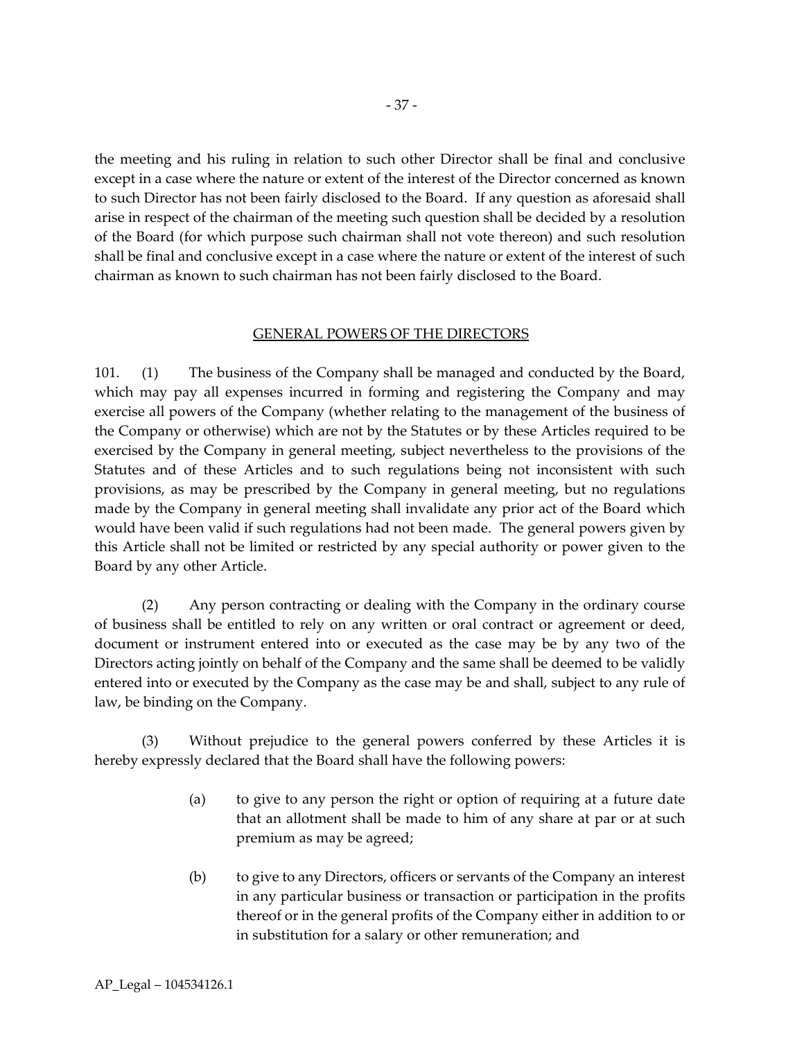the meeting and his ruling in relation to such other Director shall be final and conclusive except in a case where the nature or extent of the interest of the Director concerned as known to such Director has not been fairly disclosed to the Board. If any question as aforesaid shall arise in respect of the chairman of the meeting such question shall be decided by a resolution of the Board (for which purpose such chairman shall not vote thereon) and such resolution shall be final and conclusive except in a case where the nature or extent of the interest of such chairman as known to such chairman has not been fairly disclosed to the Board.

## GENERAL POWERS OF THE DIRECTORS

101. (1) The business of the Company shall be managed and conducted by the Board, which may pay all expenses incurred in forming and registering the Company and may exercise all powers of the Company (whether relating to the management of the business of the Company or otherwise) which are not by the Statutes or by these Articles required to be exercised by the Company in general meeting, subject nevertheless to the provisions of the Statutes and of these Articles and to such regulations being not inconsistent with such provisions, as may be prescribed by the Company in general meeting, but no regulations made by the Company in general meeting shall invalidate any prior act of the Board which would have been valid if such regulations had not been made. The general powers given by this Article shall not be limited or restricted by any special authority or power given to the Board by any other Article.

(2) Any person contracting or dealing with the Company in the ordinary course of business shall be entitled to rely on any written or oral contract or agreement or deed, document or instrument entered into or executed as the case may be by any two of the Directors acting jointly on behalf of the Company and the same shall be deemed to be validly entered into or executed by the Company as the case may be and shall, subject to any rule of law, be binding on the Company.

(3) Without prejudice to the general powers conferred by these Articles it is hereby expressly declared that the Board shall have the following powers:

(a) to give to any person the right or option of requiring at a future date that an allotment shall be made to him of any share at par or at such premium as may be agreed;

(b) to give to any Directors, officers or servants of the Company an interest in any particular business or transaction or participation in the profits thereof or in the general profits of the Company either in addition to or in substitution for a salary or other remuneration; and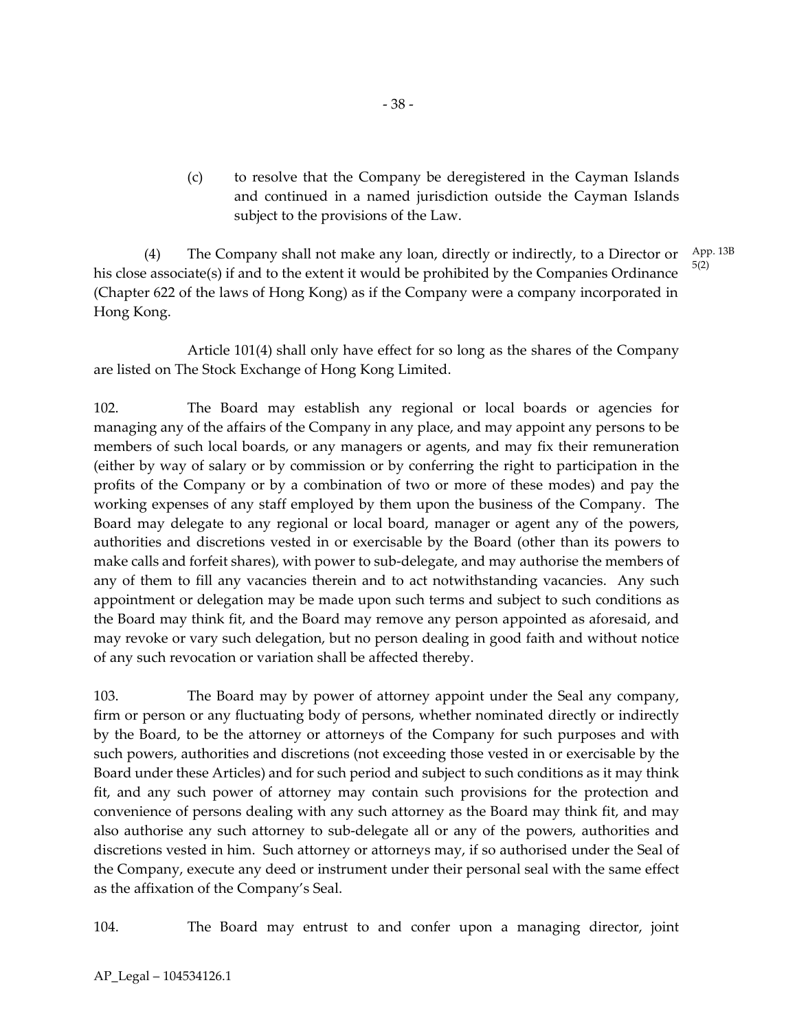(c) to resolve that the Company be deregistered in the Cayman Islands and continued in a named jurisdiction outside the Cayman Islands subject to the provisions of the Law.

(4) The Company shall not make any loan, directly or indirectly, to a Director or his close associate(s) if and to the extent it would be prohibited by the Companies Ordinance (Chapter 622 of the laws of Hong Kong) as if the Company were a company incorporated in Hong Kong.

App. 13B 5(2)

Article 101(4) shall only have effect for so long as the shares of the Company are listed on The Stock Exchange of Hong Kong Limited.

102. The Board may establish any regional or local boards or agencies for managing any of the affairs of the Company in any place, and may appoint any persons to be members of such local boards, or any managers or agents, and may fix their remuneration (either by way of salary or by commission or by conferring the right to participation in the profits of the Company or by a combination of two or more of these modes) and pay the working expenses of any staff employed by them upon the business of the Company. The Board may delegate to any regional or local board, manager or agent any of the powers, authorities and discretions vested in or exercisable by the Board (other than its powers to make calls and forfeit shares), with power to sub-delegate, and may authorise the members of any of them to fill any vacancies therein and to act notwithstanding vacancies. Any such appointment or delegation may be made upon such terms and subject to such conditions as the Board may think fit, and the Board may remove any person appointed as aforesaid, and may revoke or vary such delegation, but no person dealing in good faith and without notice of any such revocation or variation shall be affected thereby.

103. The Board may by power of attorney appoint under the Seal any company, firm or person or any fluctuating body of persons, whether nominated directly or indirectly by the Board, to be the attorney or attorneys of the Company for such purposes and with such powers, authorities and discretions (not exceeding those vested in or exercisable by the Board under these Articles) and for such period and subject to such conditions as it may think fit, and any such power of attorney may contain such provisions for the protection and convenience of persons dealing with any such attorney as the Board may think fit, and may also authorise any such attorney to sub-delegate all or any of the powers, authorities and discretions vested in him. Such attorney or attorneys may, if so authorised under the Seal of the Company, execute any deed or instrument under their personal seal with the same effect as the affixation of the Company's Seal.

104. The Board may entrust to and confer upon a managing director, joint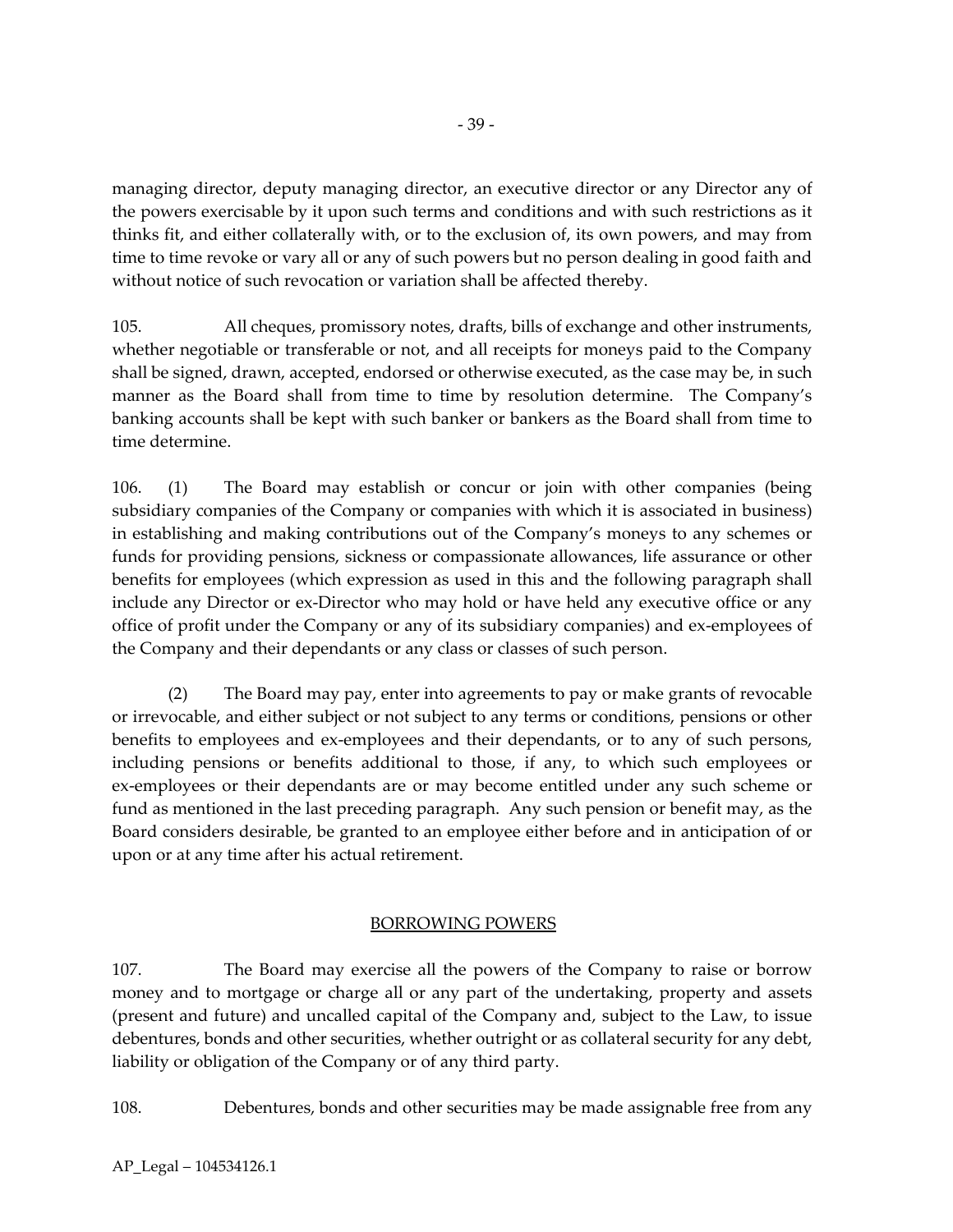managing director, deputy managing director, an executive director or any Director any of the powers exercisable by it upon such terms and conditions and with such restrictions as it thinks fit, and either collaterally with, or to the exclusion of, its own powers, and may from time to time revoke or vary all or any of such powers but no person dealing in good faith and without notice of such revocation or variation shall be affected thereby.

105. All cheques, promissory notes, drafts, bills of exchange and other instruments, whether negotiable or transferable or not, and all receipts for moneys paid to the Company shall be signed, drawn, accepted, endorsed or otherwise executed, as the case may be, in such manner as the Board shall from time to time by resolution determine. The Company's banking accounts shall be kept with such banker or bankers as the Board shall from time to time determine.

106. (1) The Board may establish or concur or join with other companies (being subsidiary companies of the Company or companies with which it is associated in business) in establishing and making contributions out of the Company's moneys to any schemes or funds for providing pensions, sickness or compassionate allowances, life assurance or other benefits for employees (which expression as used in this and the following paragraph shall include any Director or ex-Director who may hold or have held any executive office or any office of profit under the Company or any of its subsidiary companies) and ex-employees of the Company and their dependants or any class or classes of such person.

(2) The Board may pay, enter into agreements to pay or make grants of revocable or irrevocable, and either subject or not subject to any terms or conditions, pensions or other benefits to employees and ex-employees and their dependants, or to any of such persons, including pensions or benefits additional to those, if any, to which such employees or ex-employees or their dependants are or may become entitled under any such scheme or fund as mentioned in the last preceding paragraph. Any such pension or benefit may, as the Board considers desirable, be granted to an employee either before and in anticipation of or upon or at any time after his actual retirement.

## BORROWING POWERS

107. The Board may exercise all the powers of the Company to raise or borrow money and to mortgage or charge all or any part of the undertaking, property and assets (present and future) and uncalled capital of the Company and, subject to the Law, to issue debentures, bonds and other securities, whether outright or as collateral security for any debt, liability or obligation of the Company or of any third party.

108. Debentures, bonds and other securities may be made assignable free from any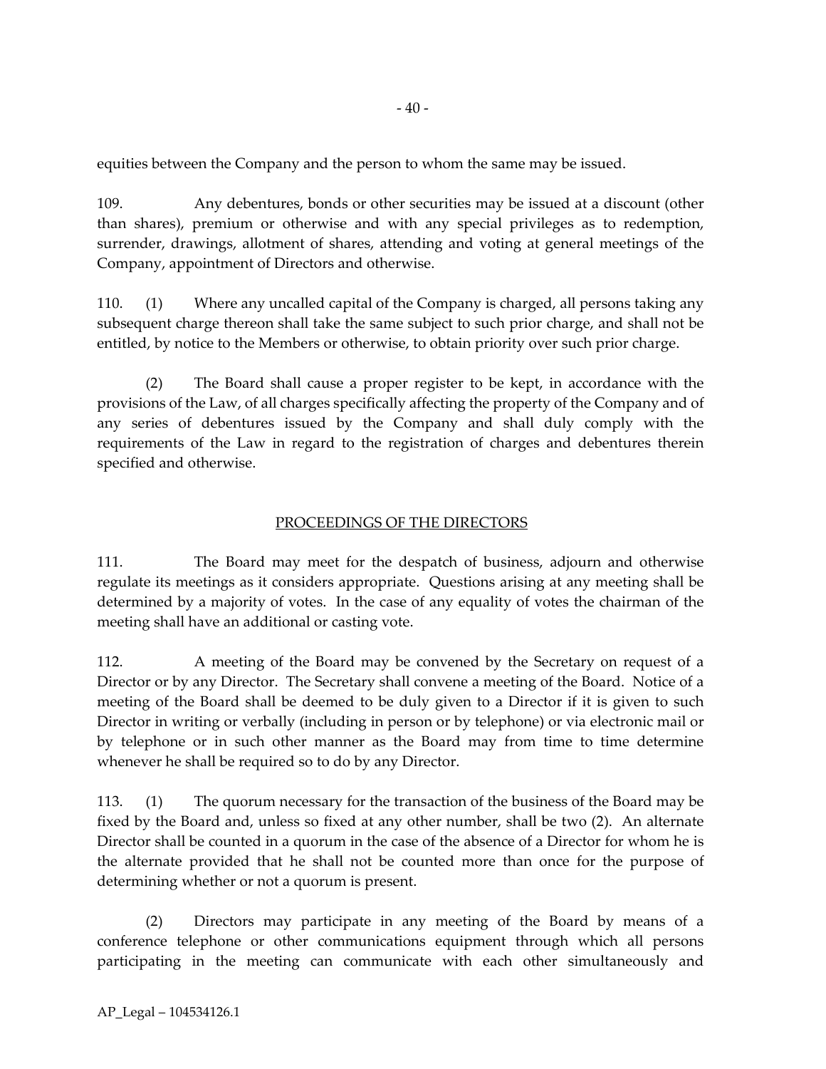equities between the Company and the person to whom the same may be issued.

109. Any debentures, bonds or other securities may be issued at a discount (other than shares), premium or otherwise and with any special privileges as to redemption, surrender, drawings, allotment of shares, attending and voting at general meetings of the Company, appointment of Directors and otherwise.

110. (1) Where any uncalled capital of the Company is charged, all persons taking any subsequent charge thereon shall take the same subject to such prior charge, and shall not be entitled, by notice to the Members or otherwise, to obtain priority over such prior charge.

(2) The Board shall cause a proper register to be kept, in accordance with the provisions of the Law, of all charges specifically affecting the property of the Company and of any series of debentures issued by the Company and shall duly comply with the requirements of the Law in regard to the registration of charges and debentures therein specified and otherwise.

## PROCEEDINGS OF THE DIRECTORS

111. The Board may meet for the despatch of business, adjourn and otherwise regulate its meetings as it considers appropriate. Questions arising at any meeting shall be determined by a majority of votes. In the case of any equality of votes the chairman of the meeting shall have an additional or casting vote.

112. A meeting of the Board may be convened by the Secretary on request of a Director or by any Director. The Secretary shall convene a meeting of the Board. Notice of a meeting of the Board shall be deemed to be duly given to a Director if it is given to such Director in writing or verbally (including in person or by telephone) or via electronic mail or by telephone or in such other manner as the Board may from time to time determine whenever he shall be required so to do by any Director.

113. (1) The quorum necessary for the transaction of the business of the Board may be fixed by the Board and, unless so fixed at any other number, shall be two (2). An alternate Director shall be counted in a quorum in the case of the absence of a Director for whom he is the alternate provided that he shall not be counted more than once for the purpose of determining whether or not a quorum is present.

(2) Directors may participate in any meeting of the Board by means of a conference telephone or other communications equipment through which all persons participating in the meeting can communicate with each other simultaneously and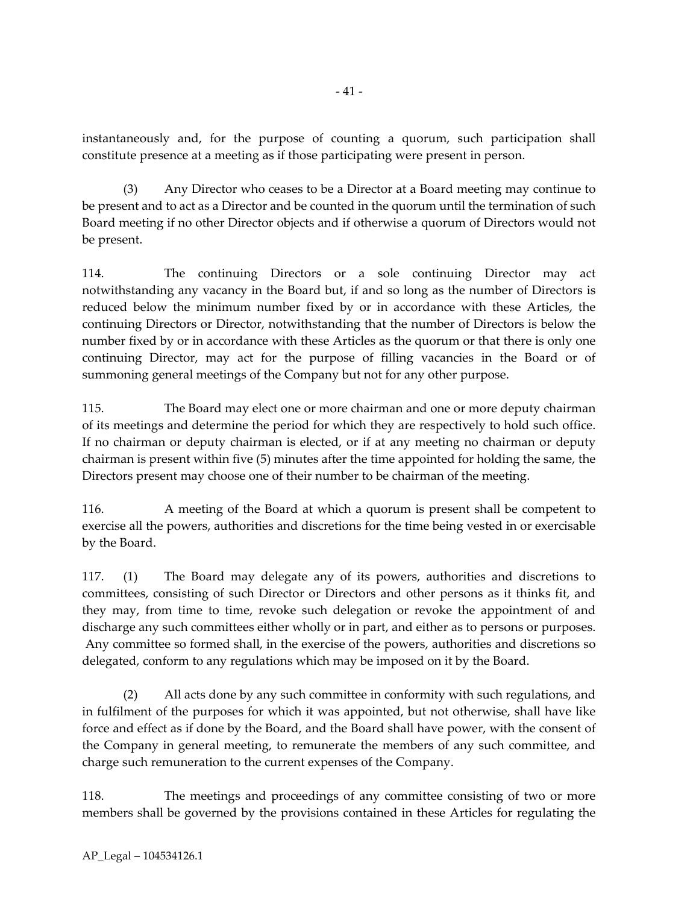instantaneously and, for the purpose of counting a quorum, such participation shall constitute presence at a meeting as if those participating were present in person.

(3) Any Director who ceases to be a Director at a Board meeting may continue to be present and to act as a Director and be counted in the quorum until the termination of such Board meeting if no other Director objects and if otherwise a quorum of Directors would not be present.

114. The continuing Directors or a sole continuing Director may act notwithstanding any vacancy in the Board but, if and so long as the number of Directors is reduced below the minimum number fixed by or in accordance with these Articles, the continuing Directors or Director, notwithstanding that the number of Directors is below the number fixed by or in accordance with these Articles as the quorum or that there is only one continuing Director, may act for the purpose of filling vacancies in the Board or of summoning general meetings of the Company but not for any other purpose.

115. The Board may elect one or more chairman and one or more deputy chairman of its meetings and determine the period for which they are respectively to hold such office. If no chairman or deputy chairman is elected, or if at any meeting no chairman or deputy chairman is present within five (5) minutes after the time appointed for holding the same, the Directors present may choose one of their number to be chairman of the meeting.

116. A meeting of the Board at which a quorum is present shall be competent to exercise all the powers, authorities and discretions for the time being vested in or exercisable by the Board.

117. (1) The Board may delegate any of its powers, authorities and discretions to committees, consisting of such Director or Directors and other persons as it thinks fit, and they may, from time to time, revoke such delegation or revoke the appointment of and discharge any such committees either wholly or in part, and either as to persons or purposes. Any committee so formed shall, in the exercise of the powers, authorities and discretions so delegated, conform to any regulations which may be imposed on it by the Board.

(2) All acts done by any such committee in conformity with such regulations, and in fulfilment of the purposes for which it was appointed, but not otherwise, shall have like force and effect as if done by the Board, and the Board shall have power, with the consent of the Company in general meeting, to remunerate the members of any such committee, and charge such remuneration to the current expenses of the Company.

118. The meetings and proceedings of any committee consisting of two or more members shall be governed by the provisions contained in these Articles for regulating the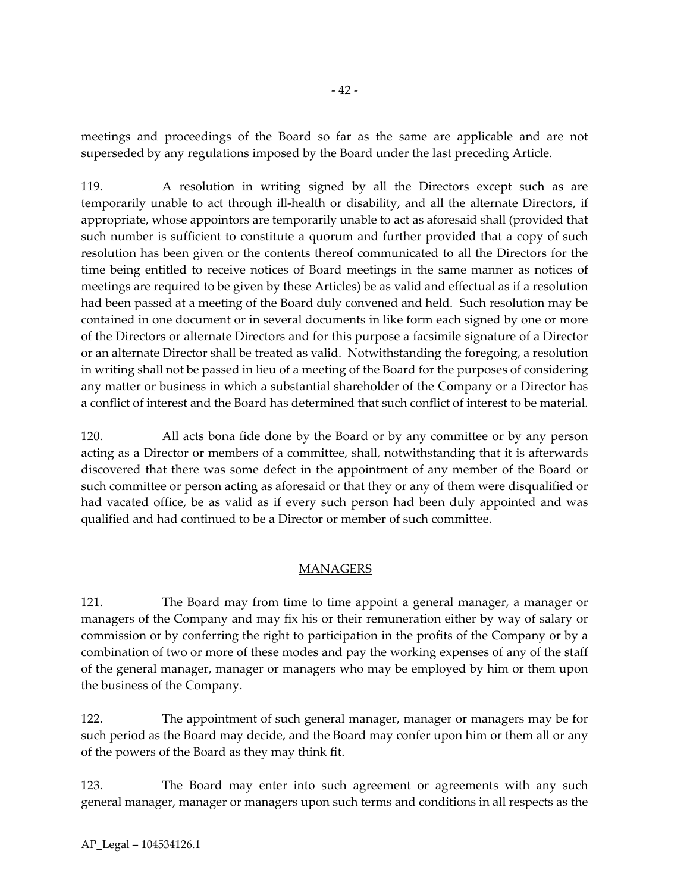meetings and proceedings of the Board so far as the same are applicable and are not superseded by any regulations imposed by the Board under the last preceding Article.

119. A resolution in writing signed by all the Directors except such as are temporarily unable to act through ill-health or disability, and all the alternate Directors, if appropriate, whose appointors are temporarily unable to act as aforesaid shall (provided that such number is sufficient to constitute a quorum and further provided that a copy of such resolution has been given or the contents thereof communicated to all the Directors for the time being entitled to receive notices of Board meetings in the same manner as notices of meetings are required to be given by these Articles) be as valid and effectual as if a resolution had been passed at a meeting of the Board duly convened and held. Such resolution may be contained in one document or in several documents in like form each signed by one or more of the Directors or alternate Directors and for this purpose a facsimile signature of a Director or an alternate Director shall be treated as valid. Notwithstanding the foregoing, a resolution in writing shall not be passed in lieu of a meeting of the Board for the purposes of considering any matter or business in which a substantial shareholder of the Company or a Director has a conflict of interest and the Board has determined that such conflict of interest to be material.

120. All acts bona fide done by the Board or by any committee or by any person acting as a Director or members of a committee, shall, notwithstanding that it is afterwards discovered that there was some defect in the appointment of any member of the Board or such committee or person acting as aforesaid or that they or any of them were disqualified or had vacated office, be as valid as if every such person had been duly appointed and was qualified and had continued to be a Director or member of such committee.

## MANAGERS

121. The Board may from time to time appoint a general manager, a manager or managers of the Company and may fix his or their remuneration either by way of salary or commission or by conferring the right to participation in the profits of the Company or by a combination of two or more of these modes and pay the working expenses of any of the staff of the general manager, manager or managers who may be employed by him or them upon the business of the Company.

122. The appointment of such general manager, manager or managers may be for such period as the Board may decide, and the Board may confer upon him or them all or any of the powers of the Board as they may think fit.

123. The Board may enter into such agreement or agreements with any such general manager, manager or managers upon such terms and conditions in all respects as the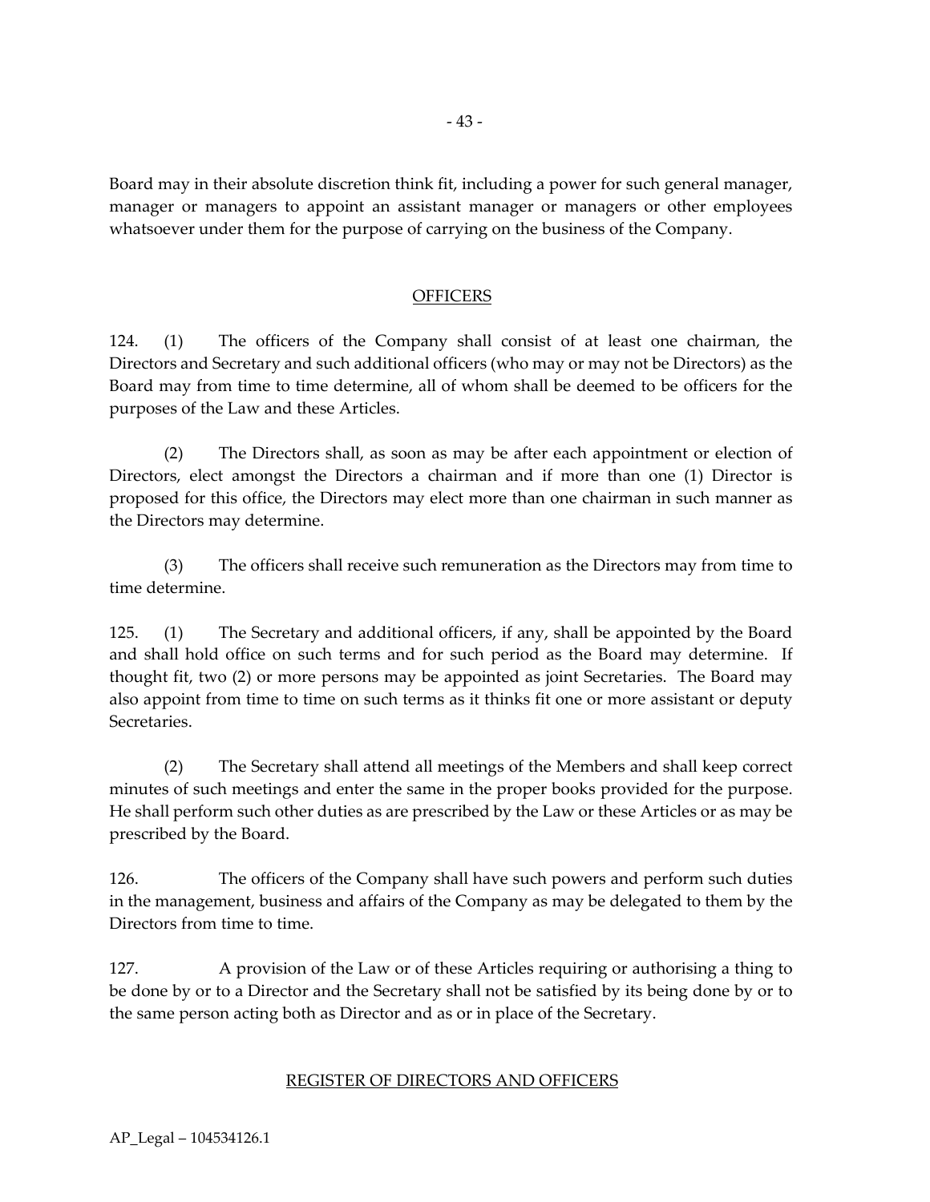Board may in their absolute discretion think fit, including a power for such general manager, manager or managers to appoint an assistant manager or managers or other employees whatsoever under them for the purpose of carrying on the business of the Company.

## OFFICERS

124. (1) The officers of the Company shall consist of at least one chairman, the Directors and Secretary and such additional officers (who may or may not be Directors) as the Board may from time to time determine, all of whom shall be deemed to be officers for the purposes of the Law and these Articles.

(2) The Directors shall, as soon as may be after each appointment or election of Directors, elect amongst the Directors a chairman and if more than one (1) Director is proposed for this office, the Directors may elect more than one chairman in such manner as the Directors may determine.

(3) The officers shall receive such remuneration as the Directors may from time to time determine.

125. (1) The Secretary and additional officers, if any, shall be appointed by the Board and shall hold office on such terms and for such period as the Board may determine. If thought fit, two (2) or more persons may be appointed as joint Secretaries. The Board may also appoint from time to time on such terms as it thinks fit one or more assistant or deputy Secretaries.

(2) The Secretary shall attend all meetings of the Members and shall keep correct minutes of such meetings and enter the same in the proper books provided for the purpose. He shall perform such other duties as are prescribed by the Law or these Articles or as may be prescribed by the Board.

126. The officers of the Company shall have such powers and perform such duties in the management, business and affairs of the Company as may be delegated to them by the Directors from time to time.

127. A provision of the Law or of these Articles requiring or authorising a thing to be done by or to a Director and the Secretary shall not be satisfied by its being done by or to the same person acting both as Director and as or in place of the Secretary.

## REGISTER OF DIRECTORS AND OFFICERS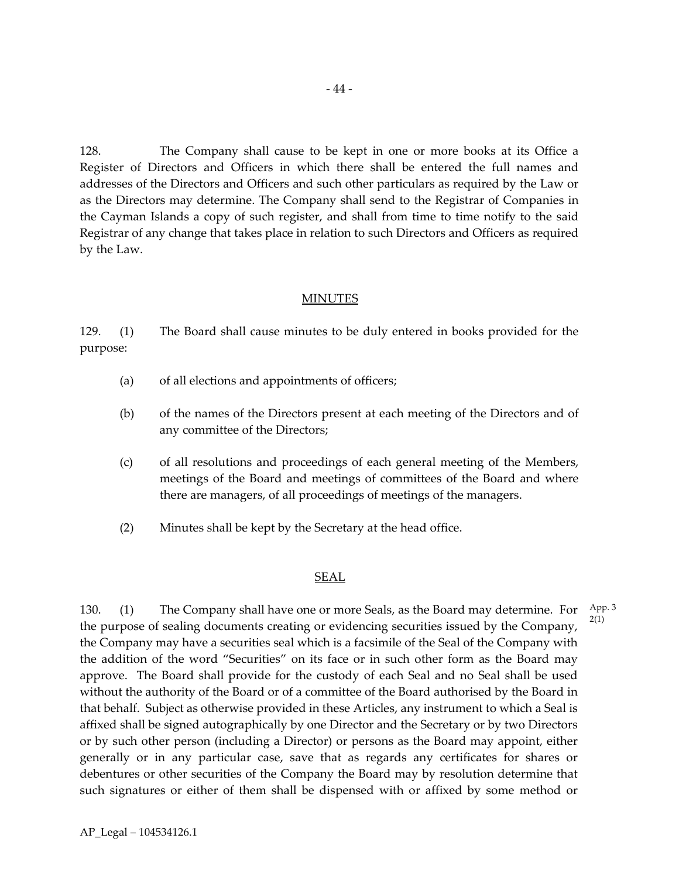128. The Company shall cause to be kept in one or more books at its Office a Register of Directors and Officers in which there shall be entered the full names and addresses of the Directors and Officers and such other particulars as required by the Law or as the Directors may determine. The Company shall send to the Registrar of Companies in the Cayman Islands a copy of such register, and shall from time to time notify to the said Registrar of any change that takes place in relation to such Directors and Officers as required by the Law.

## MINUTES

129. (1) The Board shall cause minutes to be duly entered in books provided for the purpose:

(a) of all elections and appointments of officers;

(b) of the names of the Directors present at each meeting of the Directors and of any committee of the Directors;

(c) of all resolutions and proceedings of each general meeting of the Members, meetings of the Board and meetings of committees of the Board and where there are managers, of all proceedings of meetings of the managers.

(2) Minutes shall be kept by the Secretary at the head office.

## SEAL

130. (1) The Company shall have one or more Seals, as the Board may determine. For the purpose of sealing documents creating or evidencing securities issued by the Company, the Company may have a securities seal which is a facsimile of the Seal of the Company with the addition of the word "Securities" on its face or in such other form as the Board may approve. The Board shall provide for the custody of each Seal and no Seal shall be used without the authority of the Board or of a committee of the Board authorised by the Board in that behalf. Subject as otherwise provided in these Articles, any instrument to which a Seal is affixed shall be signed autographically by one Director and the Secretary or by two Directors or by such other person (including a Director) or persons as the Board may appoint, either generally or in any particular case, save that as regards any certificates for shares or debentures or other securities of the Company the Board may by resolution determine that such signatures or either of them shall be dispensed with or affixed by some method or

App. 3 2(1)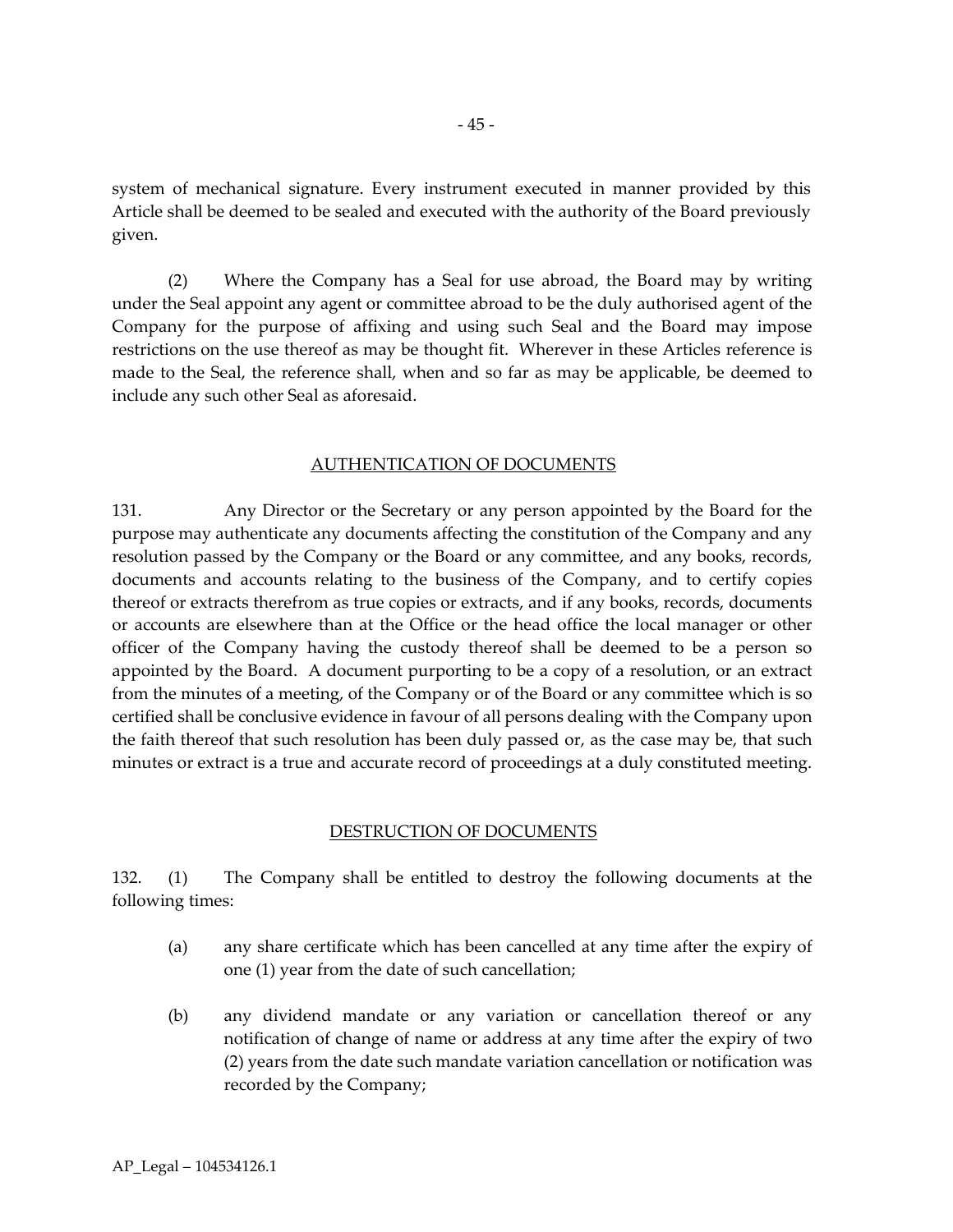system of mechanical signature. Every instrument executed in manner provided by this Article shall be deemed to be sealed and executed with the authority of the Board previously given.

(2) Where the Company has a Seal for use abroad, the Board may by writing under the Seal appoint any agent or committee abroad to be the duly authorised agent of the Company for the purpose of affixing and using such Seal and the Board may impose restrictions on the use thereof as may be thought fit. Wherever in these Articles reference is made to the Seal, the reference shall, when and so far as may be applicable, be deemed to include any such other Seal as aforesaid.

## AUTHENTICATION OF DOCUMENTS

131. Any Director or the Secretary or any person appointed by the Board for the purpose may authenticate any documents affecting the constitution of the Company and any resolution passed by the Company or the Board or any committee, and any books, records, documents and accounts relating to the business of the Company, and to certify copies thereof or extracts therefrom as true copies or extracts, and if any books, records, documents or accounts are elsewhere than at the Office or the head office the local manager or other officer of the Company having the custody thereof shall be deemed to be a person so appointed by the Board. A document purporting to be a copy of a resolution, or an extract from the minutes of a meeting, of the Company or of the Board or any committee which is so certified shall be conclusive evidence in favour of all persons dealing with the Company upon the faith thereof that such resolution has been duly passed or, as the case may be, that such minutes or extract is a true and accurate record of proceedings at a duly constituted meeting.

## DESTRUCTION OF DOCUMENTS

132. (1) The Company shall be entitled to destroy the following documents at the following times:

(a) any share certificate which has been cancelled at any time after the expiry of one (1) year from the date of such cancellation;

(b) any dividend mandate or any variation or cancellation thereof or any notification of change of name or address at any time after the expiry of two (2) years from the date such mandate variation cancellation or notification was recorded by the Company;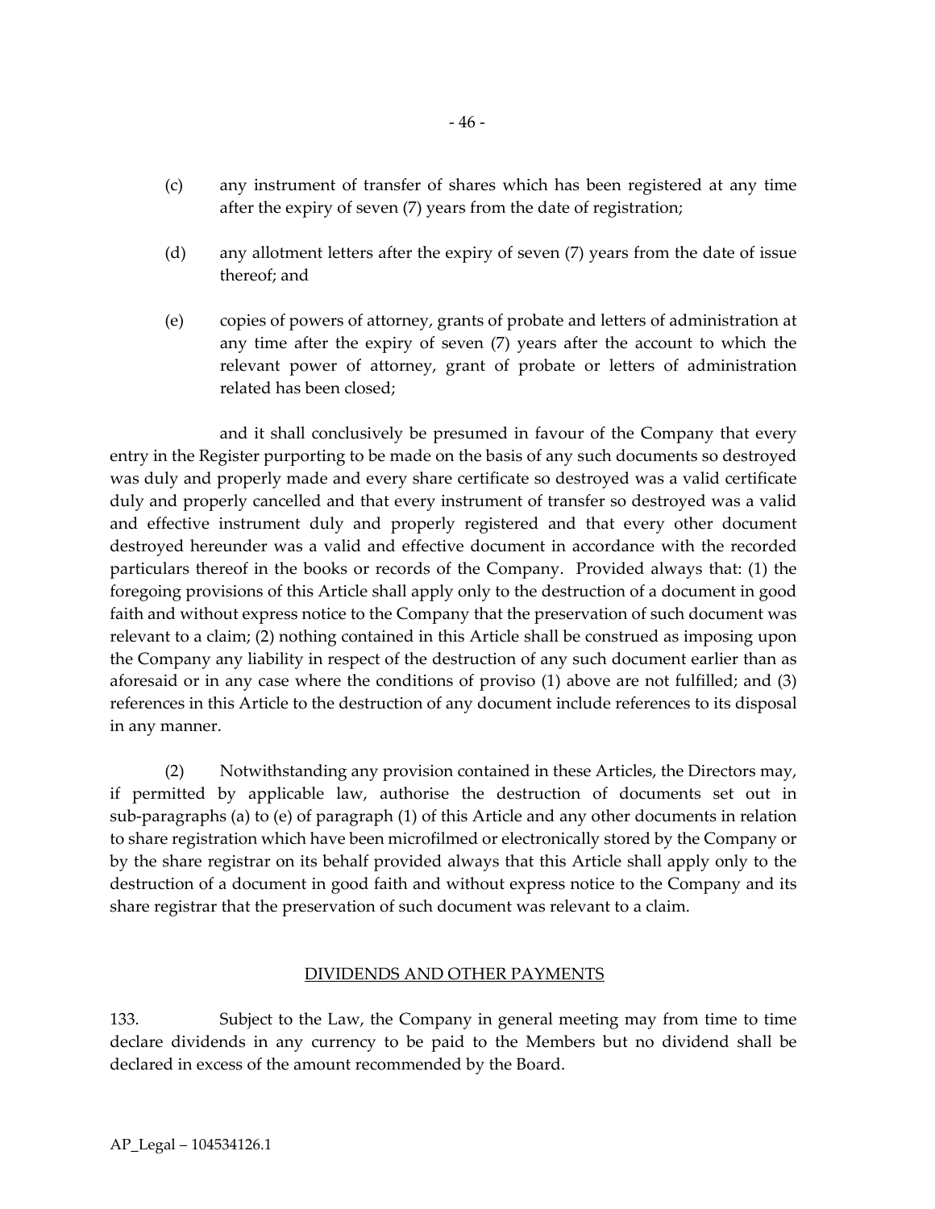(c) any instrument of transfer of shares which has been registered at any time after the expiry of seven (7) years from the date of registration;

(d) any allotment letters after the expiry of seven (7) years from the date of issue thereof; and

(e) copies of powers of attorney, grants of probate and letters of administration at any time after the expiry of seven (7) years after the account to which the relevant power of attorney, grant of probate or letters of administration related has been closed;

and it shall conclusively be presumed in favour of the Company that every entry in the Register purporting to be made on the basis of any such documents so destroyed was duly and properly made and every share certificate so destroyed was a valid certificate duly and properly cancelled and that every instrument of transfer so destroyed was a valid and effective instrument duly and properly registered and that every other document destroyed hereunder was a valid and effective document in accordance with the recorded particulars thereof in the books or records of the Company. Provided always that: (1) the foregoing provisions of this Article shall apply only to the destruction of a document in good faith and without express notice to the Company that the preservation of such document was relevant to a claim; (2) nothing contained in this Article shall be construed as imposing upon the Company any liability in respect of the destruction of any such document earlier than as aforesaid or in any case where the conditions of proviso (1) above are not fulfilled; and (3) references in this Article to the destruction of any document include references to its disposal in any manner.

(2) Notwithstanding any provision contained in these Articles, the Directors may, if permitted by applicable law, authorise the destruction of documents set out in sub-paragraphs (a) to (e) of paragraph (1) of this Article and any other documents in relation to share registration which have been microfilmed or electronically stored by the Company or by the share registrar on its behalf provided always that this Article shall apply only to the destruction of a document in good faith and without express notice to the Company and its share registrar that the preservation of such document was relevant to a claim.

## DIVIDENDS AND OTHER PAYMENTS

133. Subject to the Law, the Company in general meeting may from time to time declare dividends in any currency to be paid to the Members but no dividend shall be declared in excess of the amount recommended by the Board.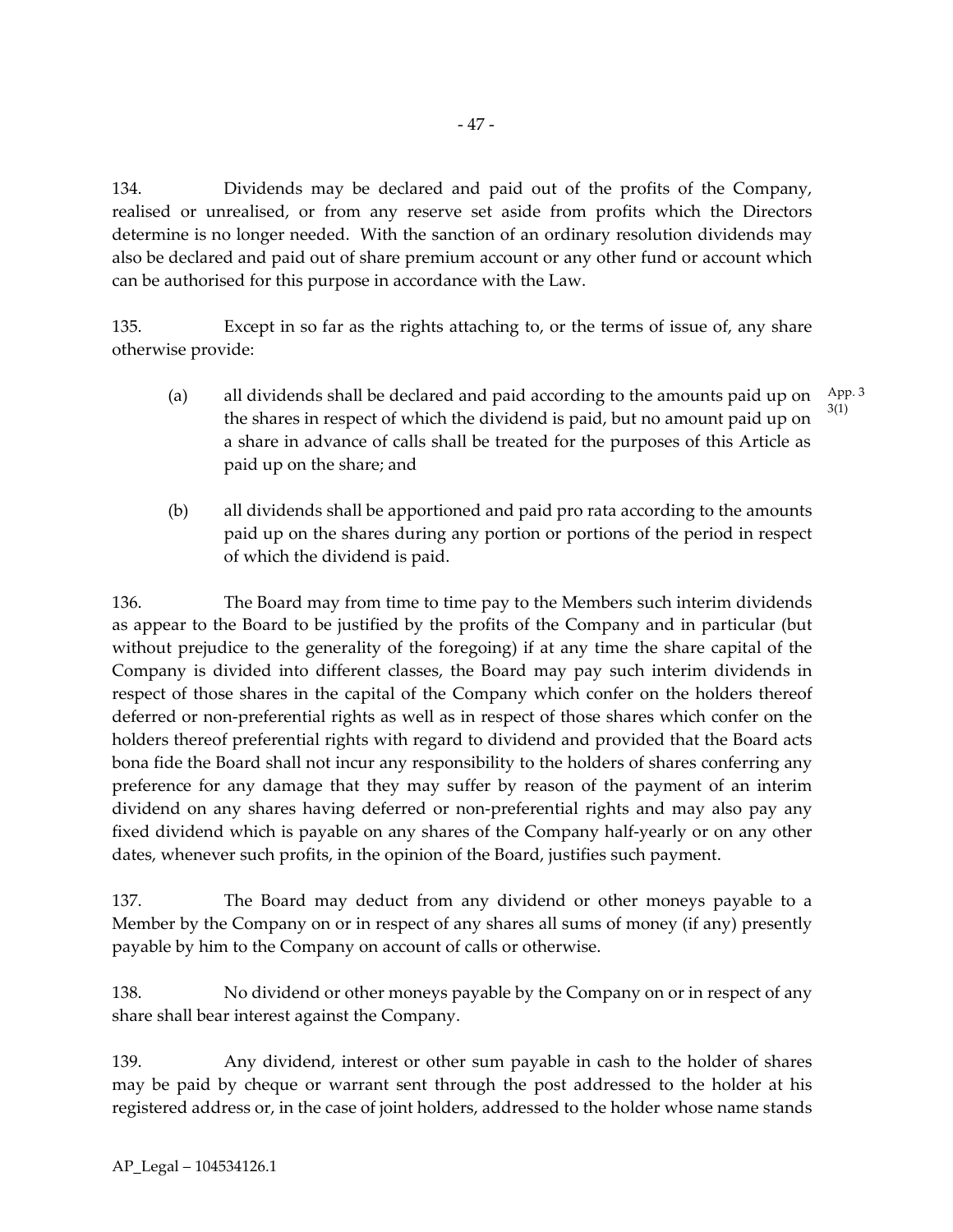134. Dividends may be declared and paid out of the profits of the Company, realised or unrealised, or from any reserve set aside from profits which the Directors determine is no longer needed. With the sanction of an ordinary resolution dividends may also be declared and paid out of share premium account or any other fund or account which can be authorised for this purpose in accordance with the Law.

135. Except in so far as the rights attaching to, or the terms of issue of, any share otherwise provide:

(a) all dividends shall be declared and paid according to the amounts paid up on the shares in respect of which the dividend is paid, but no amount paid up on a share in advance of calls shall be treated for the purposes of this Article as paid up on the share; and

App. 3 3(1)

(b) all dividends shall be apportioned and paid pro rata according to the amounts paid up on the shares during any portion or portions of the period in respect of which the dividend is paid.

136. The Board may from time to time pay to the Members such interim dividends as appear to the Board to be justified by the profits of the Company and in particular (but without prejudice to the generality of the foregoing) if at any time the share capital of the Company is divided into different classes, the Board may pay such interim dividends in respect of those shares in the capital of the Company which confer on the holders thereof deferred or non-preferential rights as well as in respect of those shares which confer on the holders thereof preferential rights with regard to dividend and provided that the Board acts bona fide the Board shall not incur any responsibility to the holders of shares conferring any preference for any damage that they may suffer by reason of the payment of an interim dividend on any shares having deferred or non-preferential rights and may also pay any fixed dividend which is payable on any shares of the Company half-yearly or on any other dates, whenever such profits, in the opinion of the Board, justifies such payment.

137. The Board may deduct from any dividend or other moneys payable to a Member by the Company on or in respect of any shares all sums of money (if any) presently payable by him to the Company on account of calls or otherwise.

138. No dividend or other moneys payable by the Company on or in respect of any share shall bear interest against the Company.

139. Any dividend, interest or other sum payable in cash to the holder of shares may be paid by cheque or warrant sent through the post addressed to the holder at his registered address or, in the case of joint holders, addressed to the holder whose name stands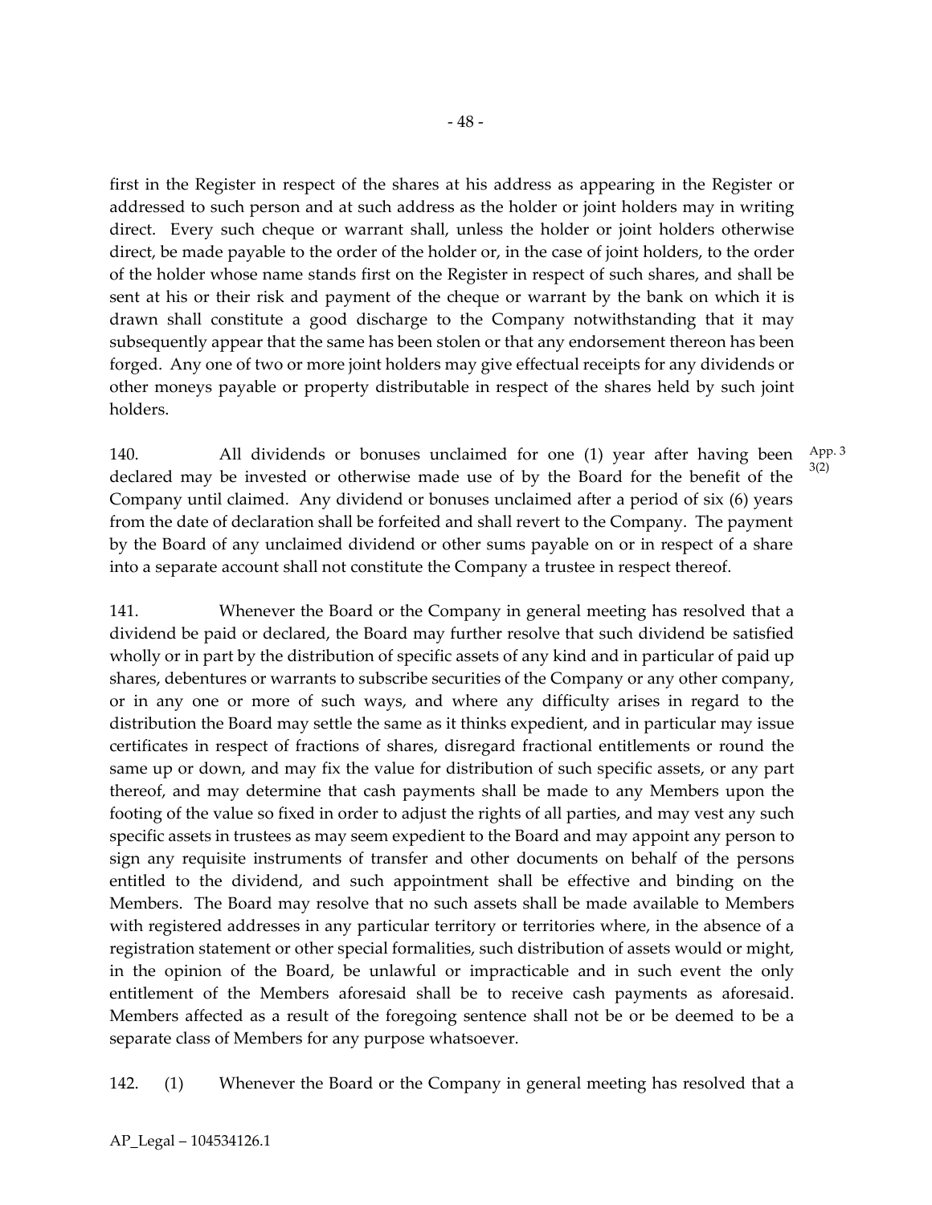first in the Register in respect of the shares at his address as appearing in the Register or addressed to such person and at such address as the holder or joint holders may in writing direct. Every such cheque or warrant shall, unless the holder or joint holders otherwise direct, be made payable to the order of the holder or, in the case of joint holders, to the order of the holder whose name stands first on the Register in respect of such shares, and shall be sent at his or their risk and payment of the cheque or warrant by the bank on which it is drawn shall constitute a good discharge to the Company notwithstanding that it may subsequently appear that the same has been stolen or that any endorsement thereon has been forged. Any one of two or more joint holders may give effectual receipts for any dividends or other moneys payable or property distributable in respect of the shares held by such joint holders.

140. All dividends or bonuses unclaimed for one (1) year after having been declared may be invested or otherwise made use of by the Board for the benefit of the Company until claimed. Any dividend or bonuses unclaimed after a period of six (6) years from the date of declaration shall be forfeited and shall revert to the Company. The payment by the Board of any unclaimed dividend or other sums payable on or in respect of a share into a separate account shall not constitute the Company a trustee in respect thereof.

App. 3 3(2)

141. Whenever the Board or the Company in general meeting has resolved that a dividend be paid or declared, the Board may further resolve that such dividend be satisfied wholly or in part by the distribution of specific assets of any kind and in particular of paid up shares, debentures or warrants to subscribe securities of the Company or any other company, or in any one or more of such ways, and where any difficulty arises in regard to the distribution the Board may settle the same as it thinks expedient, and in particular may issue certificates in respect of fractions of shares, disregard fractional entitlements or round the same up or down, and may fix the value for distribution of such specific assets, or any part thereof, and may determine that cash payments shall be made to any Members upon the footing of the value so fixed in order to adjust the rights of all parties, and may vest any such specific assets in trustees as may seem expedient to the Board and may appoint any person to sign any requisite instruments of transfer and other documents on behalf of the persons entitled to the dividend, and such appointment shall be effective and binding on the Members. The Board may resolve that no such assets shall be made available to Members with registered addresses in any particular territory or territories where, in the absence of a registration statement or other special formalities, such distribution of assets would or might, in the opinion of the Board, be unlawful or impracticable and in such event the only entitlement of the Members aforesaid shall be to receive cash payments as aforesaid. Members affected as a result of the foregoing sentence shall not be or be deemed to be a separate class of Members for any purpose whatsoever.

142. (1) Whenever the Board or the Company in general meeting has resolved that a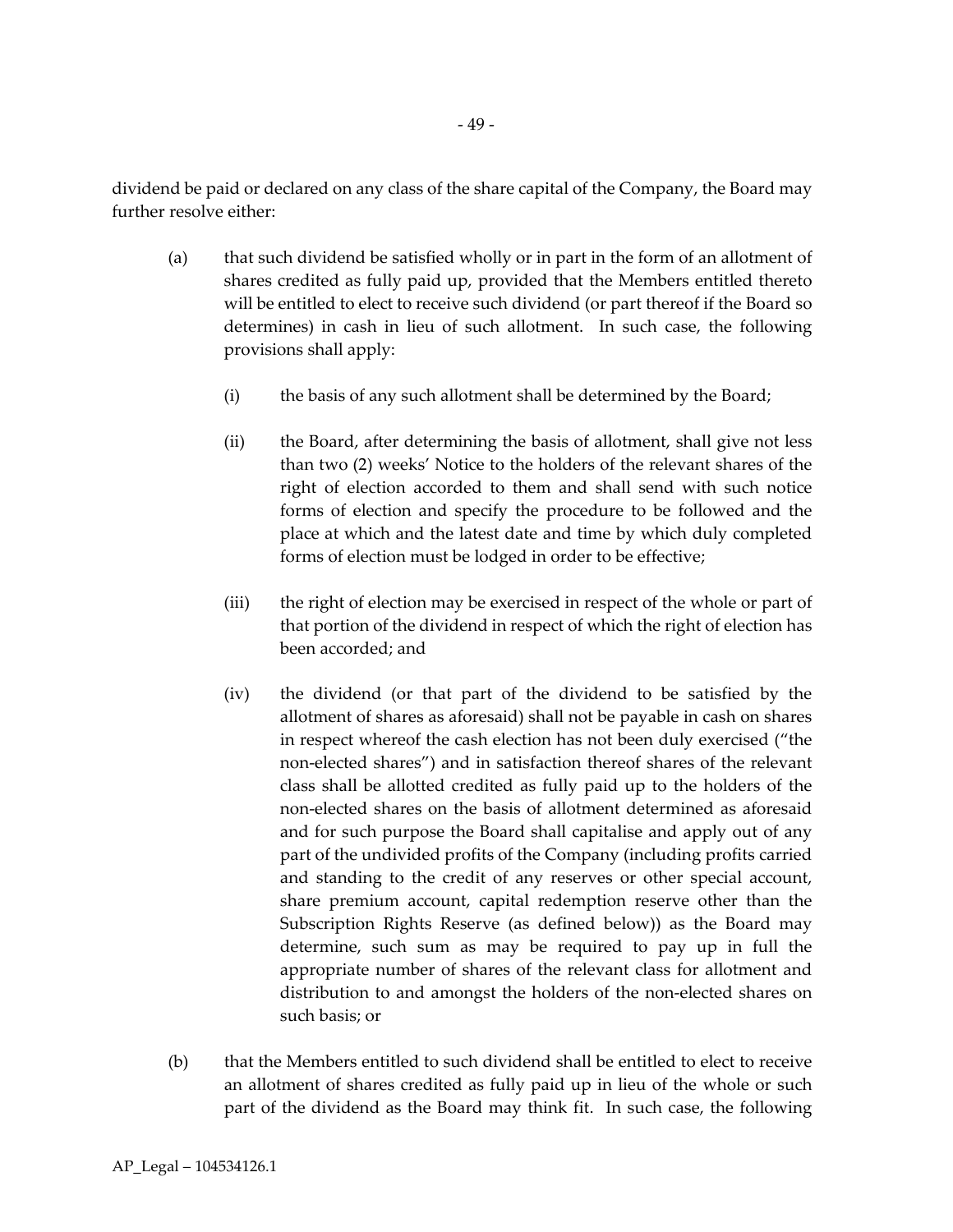dividend be paid or declared on any class of the share capital of the Company, the Board may further resolve either:

(a) that such dividend be satisfied wholly or in part in the form of an allotment of shares credited as fully paid up, provided that the Members entitled thereto will be entitled to elect to receive such dividend (or part thereof if the Board so determines) in cash in lieu of such allotment. In such case, the following provisions shall apply:

   (i) the basis of any such allotment shall be determined by the Board;

   (ii) the Board, after determining the basis of allotment, shall give not less than two (2) weeks' Notice to the holders of the relevant shares of the right of election accorded to them and shall send with such notice forms of election and specify the procedure to be followed and the place at which and the latest date and time by which duly completed forms of election must be lodged in order to be effective;

   (iii) the right of election may be exercised in respect of the whole or part of that portion of the dividend in respect of which the right of election has been accorded; and

   (iv) the dividend (or that part of the dividend to be satisfied by the allotment of shares as aforesaid) shall not be payable in cash on shares in respect whereof the cash election has not been duly exercised ("the non-elected shares") and in satisfaction thereof shares of the relevant class shall be allotted credited as fully paid up to the holders of the non-elected shares on the basis of allotment determined as aforesaid and for such purpose the Board shall capitalise and apply out of any part of the undivided profits of the Company (including profits carried and standing to the credit of any reserves or other special account, share premium account, capital redemption reserve other than the Subscription Rights Reserve (as defined below)) as the Board may determine, such sum as may be required to pay up in full the appropriate number of shares of the relevant class for allotment and distribution to and amongst the holders of the non-elected shares on such basis; or

(b) that the Members entitled to such dividend shall be entitled to elect to receive an allotment of shares credited as fully paid up in lieu of the whole or such part of the dividend as the Board may think fit. In such case, the following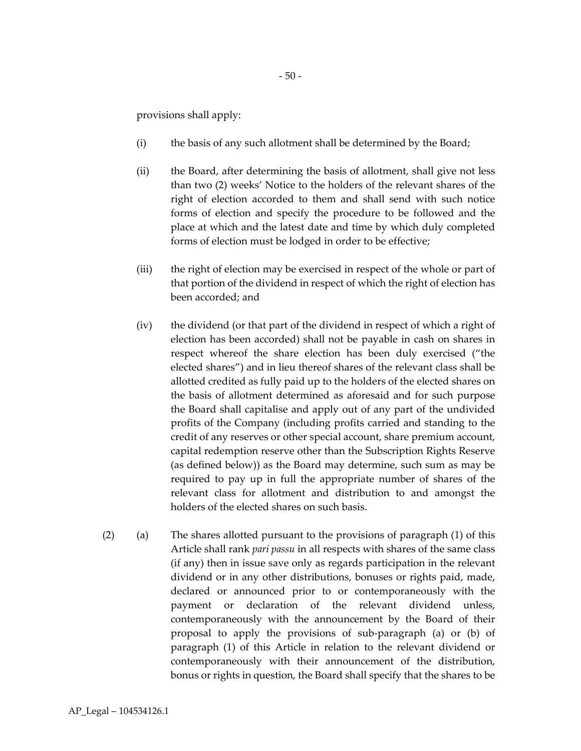provisions shall apply:

(i) the basis of any such allotment shall be determined by the Board;

(ii) the Board, after determining the basis of allotment, shall give not less than two (2) weeks' Notice to the holders of the relevant shares of the right of election accorded to them and shall send with such notice forms of election and specify the procedure to be followed and the place at which and the latest date and time by which duly completed forms of election must be lodged in order to be effective;

(iii) the right of election may be exercised in respect of the whole or part of that portion of the dividend in respect of which the right of election has been accorded; and

(iv) the dividend (or that part of the dividend in respect of which a right of election has been accorded) shall not be payable in cash on shares in respect whereof the share election has been duly exercised ("the elected shares") and in lieu thereof shares of the relevant class shall be allotted credited as fully paid up to the holders of the elected shares on the basis of allotment determined as aforesaid and for such purpose the Board shall capitalise and apply out of any part of the undivided profits of the Company (including profits carried and standing to the credit of any reserves or other special account, share premium account, capital redemption reserve other than the Subscription Rights Reserve (as defined below)) as the Board may determine, such sum as may be required to pay up in full the appropriate number of shares of the relevant class for allotment and distribution to and amongst the holders of the elected shares on such basis.

(2) (a) The shares allotted pursuant to the provisions of paragraph (1) of this Article shall rank *pari passu* in all respects with shares of the same class (if any) then in issue save only as regards participation in the relevant dividend or in any other distributions, bonuses or rights paid, made, declared or announced prior to or contemporaneously with the payment or declaration of the relevant dividend unless, contemporaneously with the announcement by the Board of their proposal to apply the provisions of sub-paragraph (a) or (b) of paragraph (1) of this Article in relation to the relevant dividend or contemporaneously with their announcement of the distribution, bonus or rights in question, the Board shall specify that the shares to be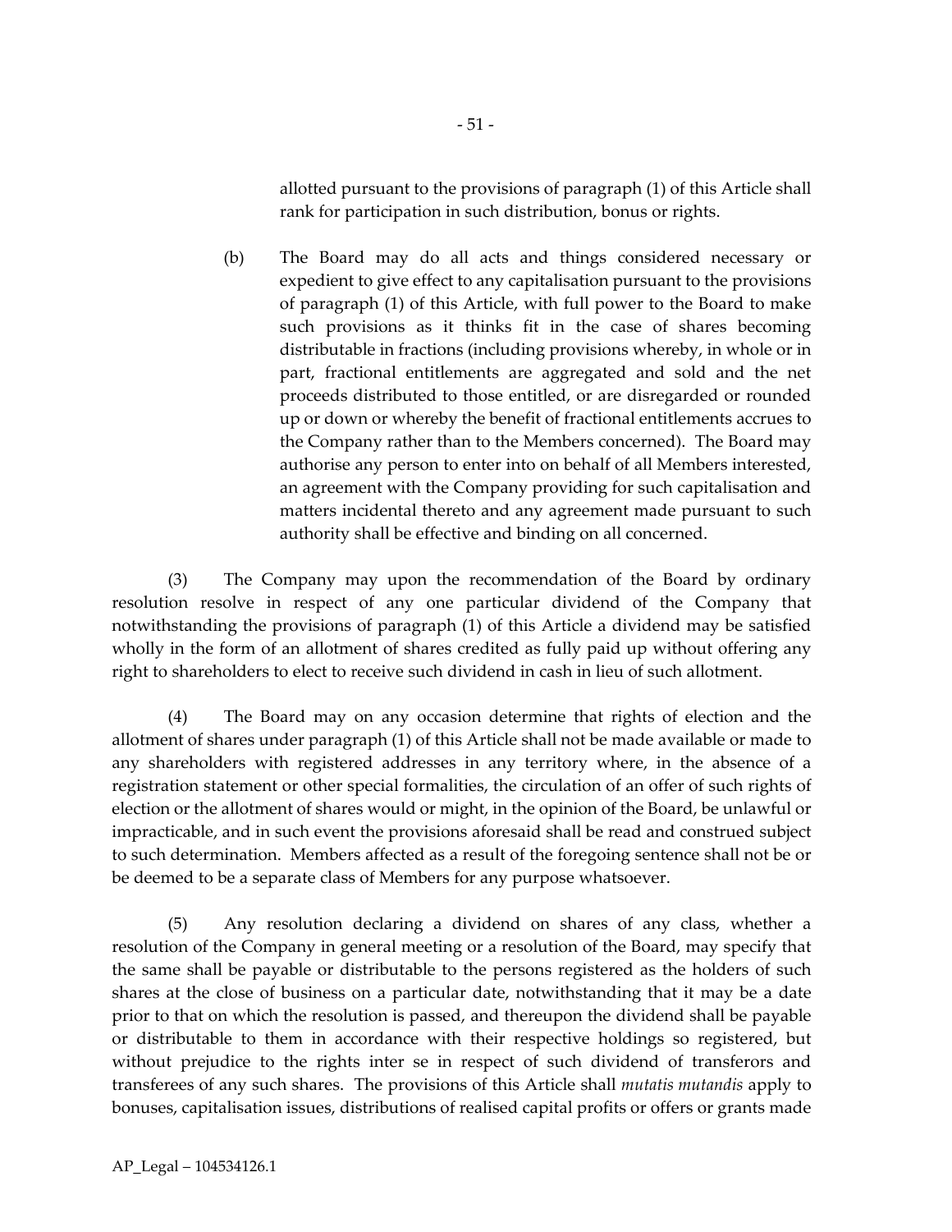allotted pursuant to the provisions of paragraph (1) of this Article shall rank for participation in such distribution, bonus or rights.

(b) The Board may do all acts and things considered necessary or expedient to give effect to any capitalisation pursuant to the provisions of paragraph (1) of this Article, with full power to the Board to make such provisions as it thinks fit in the case of shares becoming distributable in fractions (including provisions whereby, in whole or in part, fractional entitlements are aggregated and sold and the net proceeds distributed to those entitled, or are disregarded or rounded up or down or whereby the benefit of fractional entitlements accrues to the Company rather than to the Members concerned). The Board may authorise any person to enter into on behalf of all Members interested, an agreement with the Company providing for such capitalisation and matters incidental thereto and any agreement made pursuant to such authority shall be effective and binding on all concerned.

(3) The Company may upon the recommendation of the Board by ordinary resolution resolve in respect of any one particular dividend of the Company that notwithstanding the provisions of paragraph (1) of this Article a dividend may be satisfied wholly in the form of an allotment of shares credited as fully paid up without offering any right to shareholders to elect to receive such dividend in cash in lieu of such allotment.

(4) The Board may on any occasion determine that rights of election and the allotment of shares under paragraph (1) of this Article shall not be made available or made to any shareholders with registered addresses in any territory where, in the absence of a registration statement or other special formalities, the circulation of an offer of such rights of election or the allotment of shares would or might, in the opinion of the Board, be unlawful or impracticable, and in such event the provisions aforesaid shall be read and construed subject to such determination. Members affected as a result of the foregoing sentence shall not be or be deemed to be a separate class of Members for any purpose whatsoever.

(5) Any resolution declaring a dividend on shares of any class, whether a resolution of the Company in general meeting or a resolution of the Board, may specify that the same shall be payable or distributable to the persons registered as the holders of such shares at the close of business on a particular date, notwithstanding that it may be a date prior to that on which the resolution is passed, and thereupon the dividend shall be payable or distributable to them in accordance with their respective holdings so registered, but without prejudice to the rights inter se in respect of such dividend of transferors and transferees of any such shares. The provisions of this Article shall *mutatis mutandis* apply to bonuses, capitalisation issues, distributions of realised capital profits or offers or grants made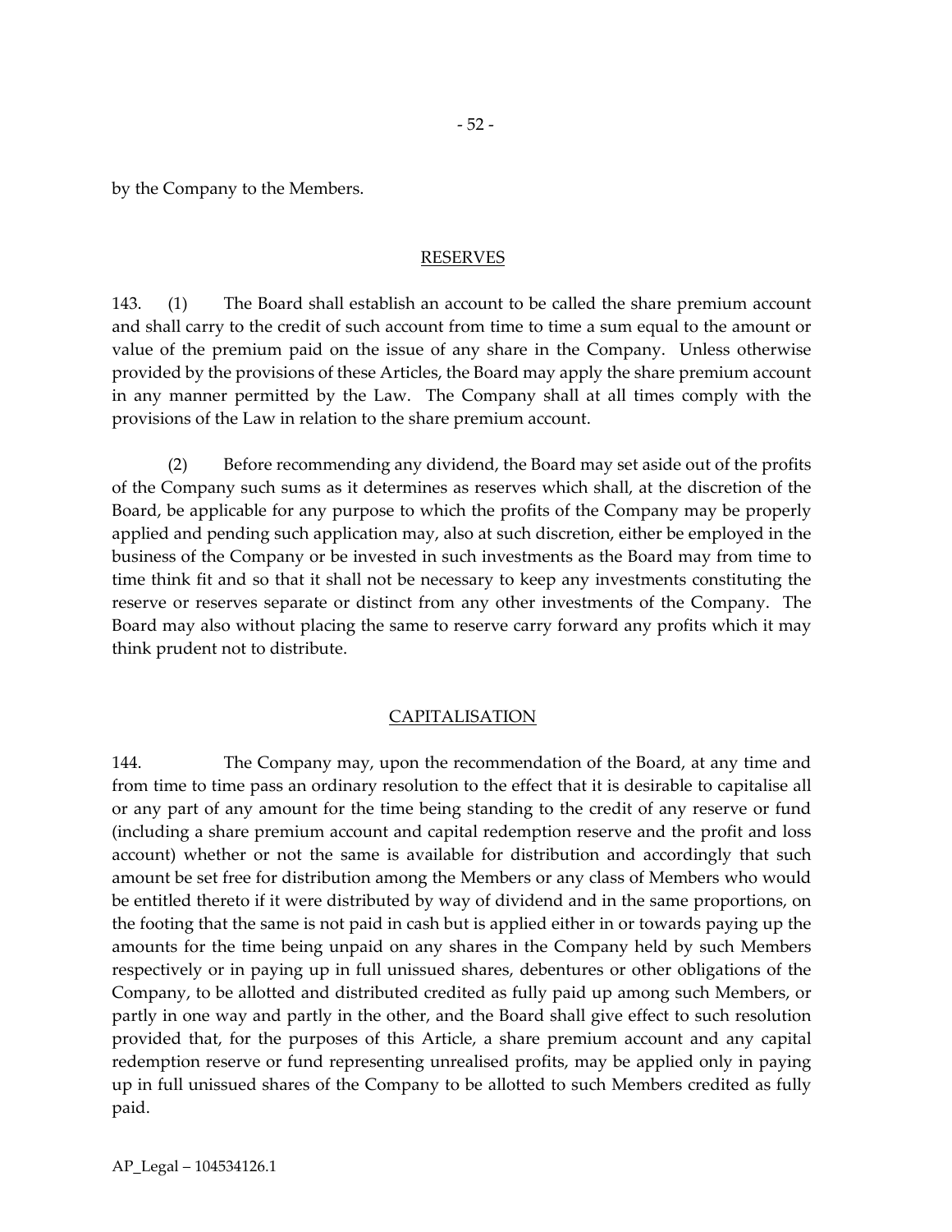by the Company to the Members.

## RESERVES

143. (1) The Board shall establish an account to be called the share premium account and shall carry to the credit of such account from time to time a sum equal to the amount or value of the premium paid on the issue of any share in the Company. Unless otherwise provided by the provisions of these Articles, the Board may apply the share premium account in any manner permitted by the Law. The Company shall at all times comply with the provisions of the Law in relation to the share premium account.

(2) Before recommending any dividend, the Board may set aside out of the profits of the Company such sums as it determines as reserves which shall, at the discretion of the Board, be applicable for any purpose to which the profits of the Company may be properly applied and pending such application may, also at such discretion, either be employed in the business of the Company or be invested in such investments as the Board may from time to time think fit and so that it shall not be necessary to keep any investments constituting the reserve or reserves separate or distinct from any other investments of the Company. The Board may also without placing the same to reserve carry forward any profits which it may think prudent not to distribute.

## CAPITALISATION

144. The Company may, upon the recommendation of the Board, at any time and from time to time pass an ordinary resolution to the effect that it is desirable to capitalise all or any part of any amount for the time being standing to the credit of any reserve or fund (including a share premium account and capital redemption reserve and the profit and loss account) whether or not the same is available for distribution and accordingly that such amount be set free for distribution among the Members or any class of Members who would be entitled thereto if it were distributed by way of dividend and in the same proportions, on the footing that the same is not paid in cash but is applied either in or towards paying up the amounts for the time being unpaid on any shares in the Company held by such Members respectively or in paying up in full unissued shares, debentures or other obligations of the Company, to be allotted and distributed credited as fully paid up among such Members, or partly in one way and partly in the other, and the Board shall give effect to such resolution provided that, for the purposes of this Article, a share premium account and any capital redemption reserve or fund representing unrealised profits, may be applied only in paying up in full unissued shares of the Company to be allotted to such Members credited as fully paid.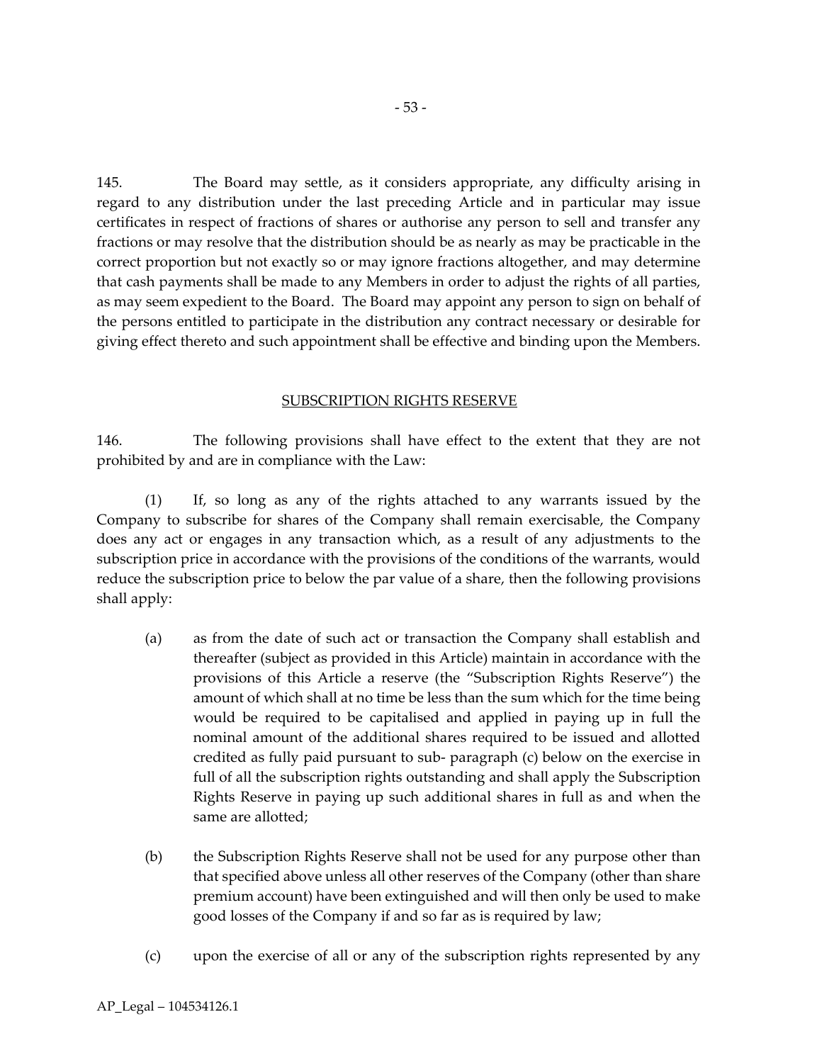145. The Board may settle, as it considers appropriate, any difficulty arising in regard to any distribution under the last preceding Article and in particular may issue certificates in respect of fractions of shares or authorise any person to sell and transfer any fractions or may resolve that the distribution should be as nearly as may be practicable in the correct proportion but not exactly so or may ignore fractions altogether, and may determine that cash payments shall be made to any Members in order to adjust the rights of all parties, as may seem expedient to the Board. The Board may appoint any person to sign on behalf of the persons entitled to participate in the distribution any contract necessary or desirable for giving effect thereto and such appointment shall be effective and binding upon the Members.

## SUBSCRIPTION RIGHTS RESERVE

146. The following provisions shall have effect to the extent that they are not prohibited by and are in compliance with the Law:

(1) If, so long as any of the rights attached to any warrants issued by the Company to subscribe for shares of the Company shall remain exercisable, the Company does any act or engages in any transaction which, as a result of any adjustments to the subscription price in accordance with the provisions of the conditions of the warrants, would reduce the subscription price to below the par value of a share, then the following provisions shall apply:

(a) as from the date of such act or transaction the Company shall establish and thereafter (subject as provided in this Article) maintain in accordance with the provisions of this Article a reserve (the "Subscription Rights Reserve") the amount of which shall at no time be less than the sum which for the time being would be required to be capitalised and applied in paying up in full the nominal amount of the additional shares required to be issued and allotted credited as fully paid pursuant to sub- paragraph (c) below on the exercise in full of all the subscription rights outstanding and shall apply the Subscription Rights Reserve in paying up such additional shares in full as and when the same are allotted;

(b) the Subscription Rights Reserve shall not be used for any purpose other than that specified above unless all other reserves of the Company (other than share premium account) have been extinguished and will then only be used to make good losses of the Company if and so far as is required by law;

(c) upon the exercise of all or any of the subscription rights represented by any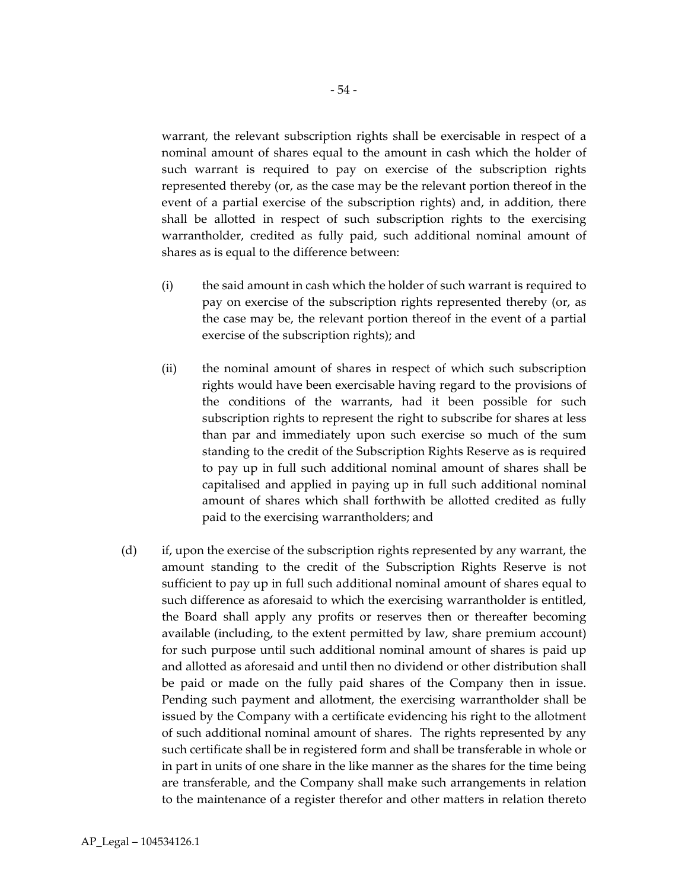warrant, the relevant subscription rights shall be exercisable in respect of a nominal amount of shares equal to the amount in cash which the holder of such warrant is required to pay on exercise of the subscription rights represented thereby (or, as the case may be the relevant portion thereof in the event of a partial exercise of the subscription rights) and, in addition, there shall be allotted in respect of such subscription rights to the exercising warrantholder, credited as fully paid, such additional nominal amount of shares as is equal to the difference between:

(i) the said amount in cash which the holder of such warrant is required to pay on exercise of the subscription rights represented thereby (or, as the case may be, the relevant portion thereof in the event of a partial exercise of the subscription rights); and

(ii) the nominal amount of shares in respect of which such subscription rights would have been exercisable having regard to the provisions of the conditions of the warrants, had it been possible for such subscription rights to represent the right to subscribe for shares at less than par and immediately upon such exercise so much of the sum standing to the credit of the Subscription Rights Reserve as is required to pay up in full such additional nominal amount of shares shall be capitalised and applied in paying up in full such additional nominal amount of shares which shall forthwith be allotted credited as fully paid to the exercising warrantholders; and

(d) if, upon the exercise of the subscription rights represented by any warrant, the amount standing to the credit of the Subscription Rights Reserve is not sufficient to pay up in full such additional nominal amount of shares equal to such difference as aforesaid to which the exercising warrantholder is entitled, the Board shall apply any profits or reserves then or thereafter becoming available (including, to the extent permitted by law, share premium account) for such purpose until such additional nominal amount of shares is paid up and allotted as aforesaid and until then no dividend or other distribution shall be paid or made on the fully paid shares of the Company then in issue. Pending such payment and allotment, the exercising warrantholder shall be issued by the Company with a certificate evidencing his right to the allotment of such additional nominal amount of shares. The rights represented by any such certificate shall be in registered form and shall be transferable in whole or in part in units of one share in the like manner as the shares for the time being are transferable, and the Company shall make such arrangements in relation to the maintenance of a register therefor and other matters in relation thereto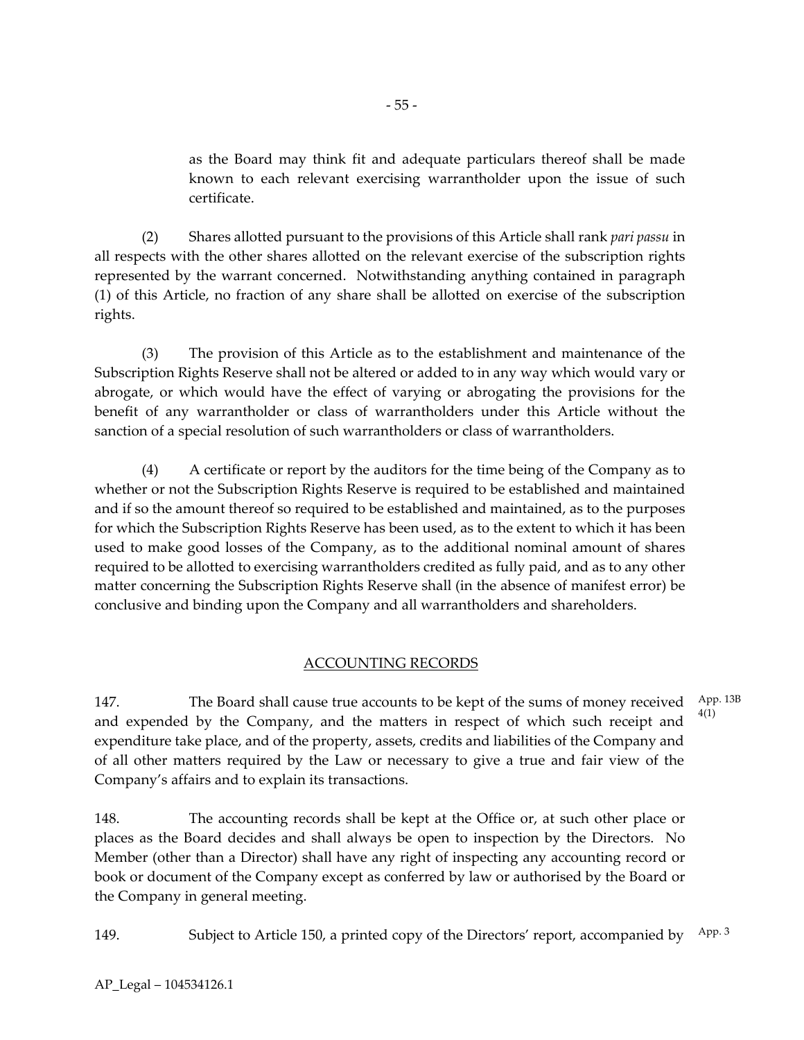as the Board may think fit and adequate particulars thereof shall be made known to each relevant exercising warrantholder upon the issue of such certificate.

(2) Shares allotted pursuant to the provisions of this Article shall rank *pari passu* in all respects with the other shares allotted on the relevant exercise of the subscription rights represented by the warrant concerned. Notwithstanding anything contained in paragraph (1) of this Article, no fraction of any share shall be allotted on exercise of the subscription rights.

(3) The provision of this Article as to the establishment and maintenance of the Subscription Rights Reserve shall not be altered or added to in any way which would vary or abrogate, or which would have the effect of varying or abrogating the provisions for the benefit of any warrantholder or class of warrantholders under this Article without the sanction of a special resolution of such warrantholders or class of warrantholders.

(4) A certificate or report by the auditors for the time being of the Company as to whether or not the Subscription Rights Reserve is required to be established and maintained and if so the amount thereof so required to be established and maintained, as to the purposes for which the Subscription Rights Reserve has been used, as to the extent to which it has been used to make good losses of the Company, as to the additional nominal amount of shares required to be allotted to exercising warrantholders credited as fully paid, and as to any other matter concerning the Subscription Rights Reserve shall (in the absence of manifest error) be conclusive and binding upon the Company and all warrantholders and shareholders.

## ACCOUNTING RECORDS

147. The Board shall cause true accounts to be kept of the sums of money received and expended by the Company, and the matters in respect of which such receipt and expenditure take place, and of the property, assets, credits and liabilities of the Company and of all other matters required by the Law or necessary to give a true and fair view of the Company's affairs and to explain its transactions. App. 13B 4(1)

148. The accounting records shall be kept at the Office or, at such other place or places as the Board decides and shall always be open to inspection by the Directors. No Member (other than a Director) shall have any right of inspecting any accounting record or book or document of the Company except as conferred by law or authorised by the Board or the Company in general meeting.

149. Subject to Article 150, a printed copy of the Directors' report, accompanied by App. 3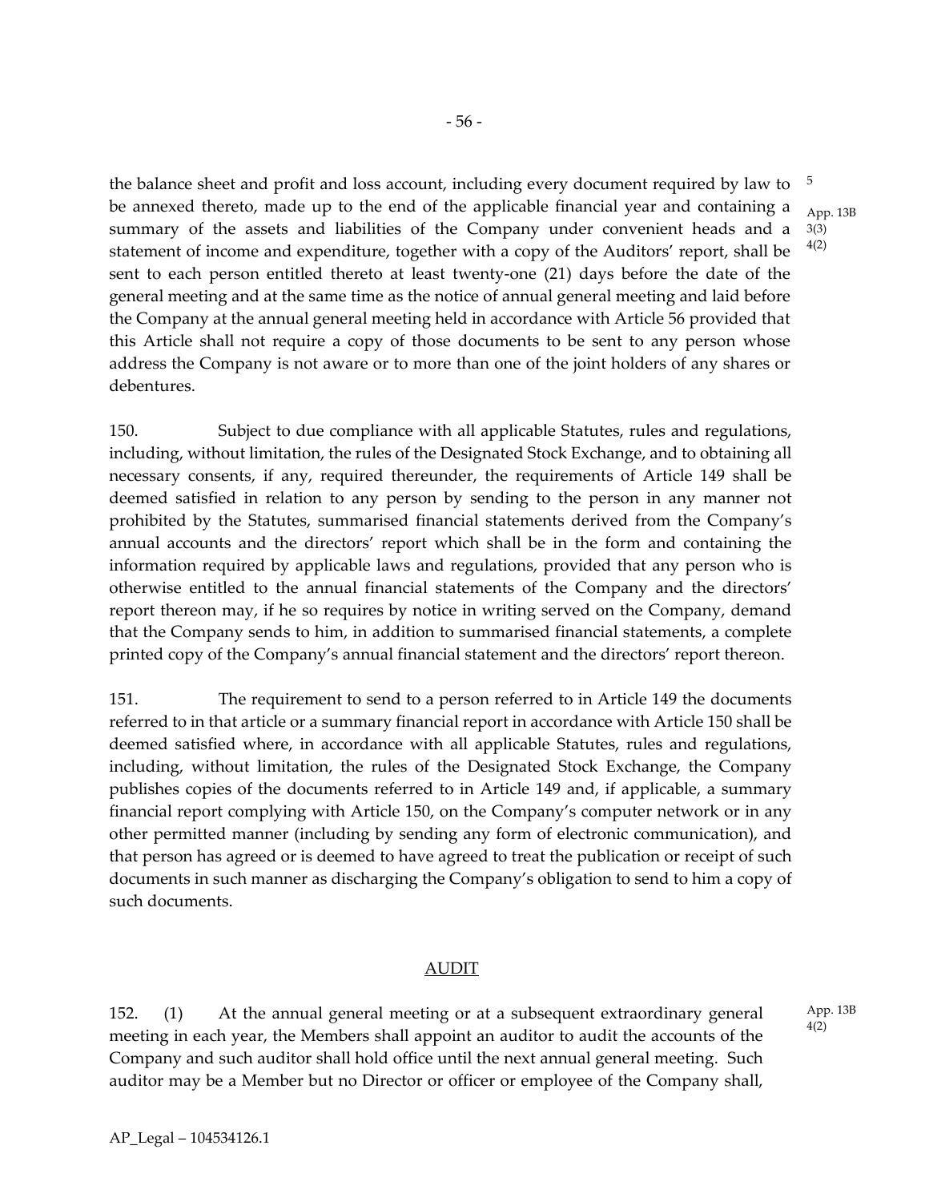the balance sheet and profit and loss account, including every document required by law to be annexed thereto, made up to the end of the applicable financial year and containing a summary of the assets and liabilities of the Company under convenient heads and a statement of income and expenditure, together with a copy of the Auditors' report, shall be sent to each person entitled thereto at least twenty-one (21) days before the date of the general meeting and at the same time as the notice of annual general meeting and laid before the Company at the annual general meeting held in accordance with Article 56 provided that this Article shall not require a copy of those documents to be sent to any person whose address the Company is not aware or to more than one of the joint holders of any shares or debentures.

5
App. 13B 3(3) 4(2)

150. Subject to due compliance with all applicable Statutes, rules and regulations, including, without limitation, the rules of the Designated Stock Exchange, and to obtaining all necessary consents, if any, required thereunder, the requirements of Article 149 shall be deemed satisfied in relation to any person by sending to the person in any manner not prohibited by the Statutes, summarised financial statements derived from the Company's annual accounts and the directors' report which shall be in the form and containing the information required by applicable laws and regulations, provided that any person who is otherwise entitled to the annual financial statements of the Company and the directors' report thereon may, if he so requires by notice in writing served on the Company, demand that the Company sends to him, in addition to summarised financial statements, a complete printed copy of the Company's annual financial statement and the directors' report thereon.

151. The requirement to send to a person referred to in Article 149 the documents referred to in that article or a summary financial report in accordance with Article 150 shall be deemed satisfied where, in accordance with all applicable Statutes, rules and regulations, including, without limitation, the rules of the Designated Stock Exchange, the Company publishes copies of the documents referred to in Article 149 and, if applicable, a summary financial report complying with Article 150, on the Company's computer network or in any other permitted manner (including by sending any form of electronic communication), and that person has agreed or is deemed to have agreed to treat the publication or receipt of such documents in such manner as discharging the Company's obligation to send to him a copy of such documents.

## AUDIT

152. (1) At the annual general meeting or at a subsequent extraordinary general meeting in each year, the Members shall appoint an auditor to audit the accounts of the Company and such auditor shall hold office until the next annual general meeting. Such auditor may be a Member but no Director or officer or employee of the Company shall,

App. 13B 4(2)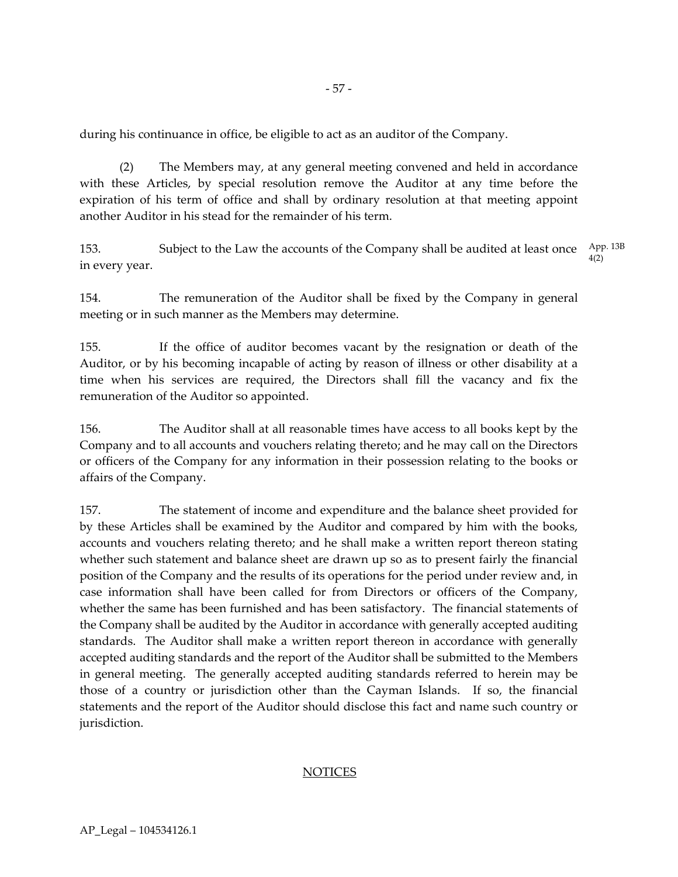during his continuance in office, be eligible to act as an auditor of the Company.

(2) The Members may, at any general meeting convened and held in accordance with these Articles, by special resolution remove the Auditor at any time before the expiration of his term of office and shall by ordinary resolution at that meeting appoint another Auditor in his stead for the remainder of his term.

153. Subject to the Law the accounts of the Company shall be audited at least once in every year. App. 13B 4(2)

154. The remuneration of the Auditor shall be fixed by the Company in general meeting or in such manner as the Members may determine.

155. If the office of auditor becomes vacant by the resignation or death of the Auditor, or by his becoming incapable of acting by reason of illness or other disability at a time when his services are required, the Directors shall fill the vacancy and fix the remuneration of the Auditor so appointed.

156. The Auditor shall at all reasonable times have access to all books kept by the Company and to all accounts and vouchers relating thereto; and he may call on the Directors or officers of the Company for any information in their possession relating to the books or affairs of the Company.

157. The statement of income and expenditure and the balance sheet provided for by these Articles shall be examined by the Auditor and compared by him with the books, accounts and vouchers relating thereto; and he shall make a written report thereon stating whether such statement and balance sheet are drawn up so as to present fairly the financial position of the Company and the results of its operations for the period under review and, in case information shall have been called for from Directors or officers of the Company, whether the same has been furnished and has been satisfactory. The financial statements of the Company shall be audited by the Auditor in accordance with generally accepted auditing standards. The Auditor shall make a written report thereon in accordance with generally accepted auditing standards and the report of the Auditor shall be submitted to the Members in general meeting. The generally accepted auditing standards referred to herein may be those of a country or jurisdiction other than the Cayman Islands. If so, the financial statements and the report of the Auditor should disclose this fact and name such country or jurisdiction.

## NOTICES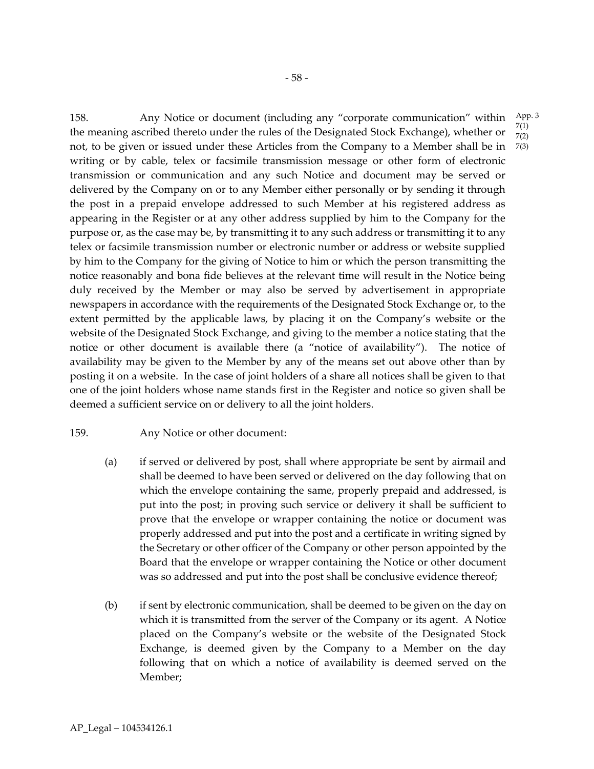158. Any Notice or document (including any "corporate communication" within the meaning ascribed thereto under the rules of the Designated Stock Exchange), whether or not, to be given or issued under these Articles from the Company to a Member shall be in writing or by cable, telex or facsimile transmission message or other form of electronic transmission or communication and any such Notice and document may be served or delivered by the Company on or to any Member either personally or by sending it through the post in a prepaid envelope addressed to such Member at his registered address as appearing in the Register or at any other address supplied by him to the Company for the purpose or, as the case may be, by transmitting it to any such address or transmitting it to any telex or facsimile transmission number or electronic number or address or website supplied by him to the Company for the giving of Notice to him or which the person transmitting the notice reasonably and bona fide believes at the relevant time will result in the Notice being duly received by the Member or may also be served by advertisement in appropriate newspapers in accordance with the requirements of the Designated Stock Exchange or, to the extent permitted by the applicable laws, by placing it on the Company's website or the website of the Designated Stock Exchange, and giving to the member a notice stating that the notice or other document is available there (a "notice of availability"). The notice of availability may be given to the Member by any of the means set out above other than by posting it on a website. In the case of joint holders of a share all notices shall be given to that one of the joint holders whose name stands first in the Register and notice so given shall be deemed a sufficient service on or delivery to all the joint holders.

App. 3 7(1) 7(2) 7(3)

159. Any Notice or other document:

(a) if served or delivered by post, shall where appropriate be sent by airmail and shall be deemed to have been served or delivered on the day following that on which the envelope containing the same, properly prepaid and addressed, is put into the post; in proving such service or delivery it shall be sufficient to prove that the envelope or wrapper containing the notice or document was properly addressed and put into the post and a certificate in writing signed by the Secretary or other officer of the Company or other person appointed by the Board that the envelope or wrapper containing the Notice or other document was so addressed and put into the post shall be conclusive evidence thereof;

(b) if sent by electronic communication, shall be deemed to be given on the day on which it is transmitted from the server of the Company or its agent. A Notice placed on the Company's website or the website of the Designated Stock Exchange, is deemed given by the Company to a Member on the day following that on which a notice of availability is deemed served on the Member;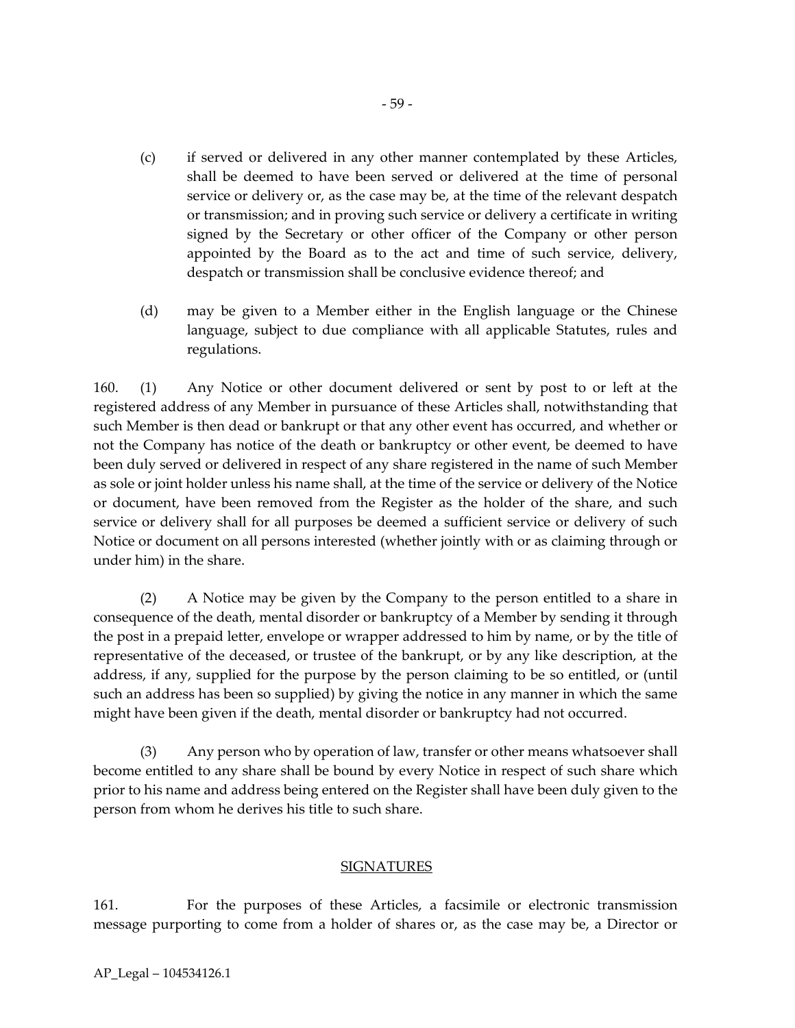(c) if served or delivered in any other manner contemplated by these Articles, shall be deemed to have been served or delivered at the time of personal service or delivery or, as the case may be, at the time of the relevant despatch or transmission; and in proving such service or delivery a certificate in writing signed by the Secretary or other officer of the Company or other person appointed by the Board as to the act and time of such service, delivery, despatch or transmission shall be conclusive evidence thereof; and

(d) may be given to a Member either in the English language or the Chinese language, subject to due compliance with all applicable Statutes, rules and regulations.

160. (1) Any Notice or other document delivered or sent by post to or left at the registered address of any Member in pursuance of these Articles shall, notwithstanding that such Member is then dead or bankrupt or that any other event has occurred, and whether or not the Company has notice of the death or bankruptcy or other event, be deemed to have been duly served or delivered in respect of any share registered in the name of such Member as sole or joint holder unless his name shall, at the time of the service or delivery of the Notice or document, have been removed from the Register as the holder of the share, and such service or delivery shall for all purposes be deemed a sufficient service or delivery of such Notice or document on all persons interested (whether jointly with or as claiming through or under him) in the share.

(2) A Notice may be given by the Company to the person entitled to a share in consequence of the death, mental disorder or bankruptcy of a Member by sending it through the post in a prepaid letter, envelope or wrapper addressed to him by name, or by the title of representative of the deceased, or trustee of the bankrupt, or by any like description, at the address, if any, supplied for the purpose by the person claiming to be so entitled, or (until such an address has been so supplied) by giving the notice in any manner in which the same might have been given if the death, mental disorder or bankruptcy had not occurred.

(3) Any person who by operation of law, transfer or other means whatsoever shall become entitled to any share shall be bound by every Notice in respect of such share which prior to his name and address being entered on the Register shall have been duly given to the person from whom he derives his title to such share.

## SIGNATURES

161. For the purposes of these Articles, a facsimile or electronic transmission message purporting to come from a holder of shares or, as the case may be, a Director or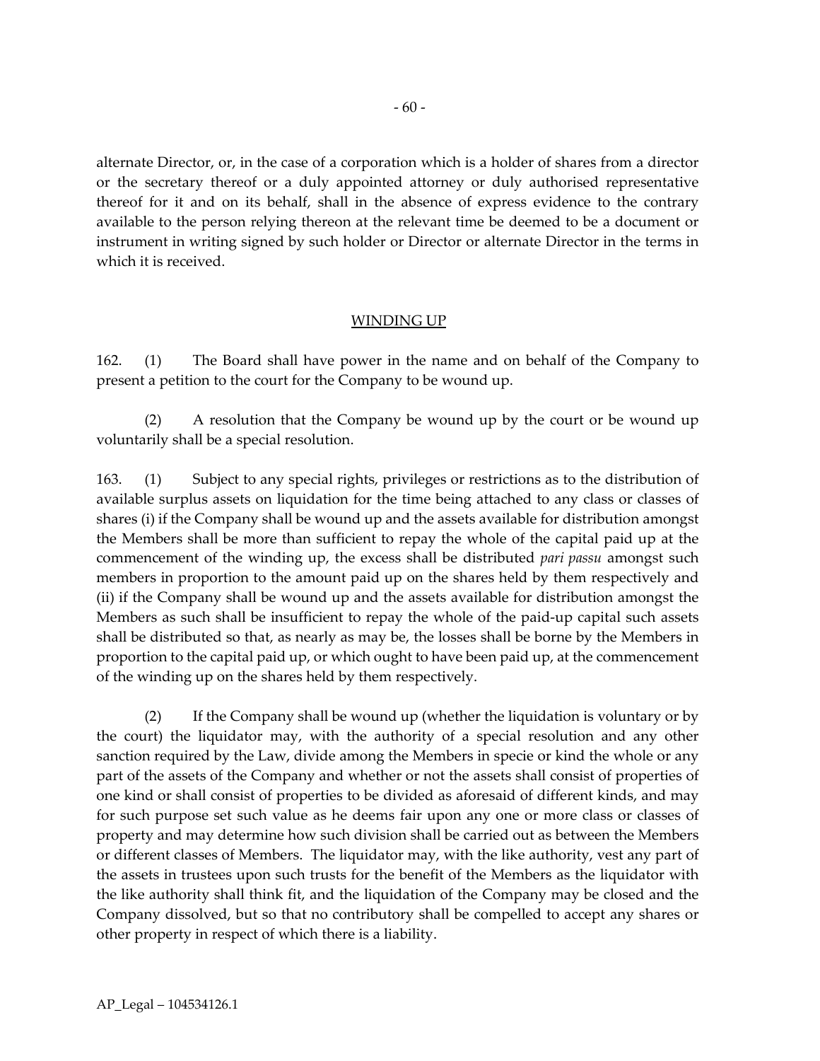alternate Director, or, in the case of a corporation which is a holder of shares from a director or the secretary thereof or a duly appointed attorney or duly authorised representative thereof for it and on its behalf, shall in the absence of express evidence to the contrary available to the person relying thereon at the relevant time be deemed to be a document or instrument in writing signed by such holder or Director or alternate Director in the terms in which it is received.

## WINDING UP

162. (1) The Board shall have power in the name and on behalf of the Company to present a petition to the court for the Company to be wound up.

(2) A resolution that the Company be wound up by the court or be wound up voluntarily shall be a special resolution.

163. (1) Subject to any special rights, privileges or restrictions as to the distribution of available surplus assets on liquidation for the time being attached to any class or classes of shares (i) if the Company shall be wound up and the assets available for distribution amongst the Members shall be more than sufficient to repay the whole of the capital paid up at the commencement of the winding up, the excess shall be distributed *pari passu* amongst such members in proportion to the amount paid up on the shares held by them respectively and (ii) if the Company shall be wound up and the assets available for distribution amongst the Members as such shall be insufficient to repay the whole of the paid-up capital such assets shall be distributed so that, as nearly as may be, the losses shall be borne by the Members in proportion to the capital paid up, or which ought to have been paid up, at the commencement of the winding up on the shares held by them respectively.

(2) If the Company shall be wound up (whether the liquidation is voluntary or by the court) the liquidator may, with the authority of a special resolution and any other sanction required by the Law, divide among the Members in specie or kind the whole or any part of the assets of the Company and whether or not the assets shall consist of properties of one kind or shall consist of properties to be divided as aforesaid of different kinds, and may for such purpose set such value as he deems fair upon any one or more class or classes of property and may determine how such division shall be carried out as between the Members or different classes of Members. The liquidator may, with the like authority, vest any part of the assets in trustees upon such trusts for the benefit of the Members as the liquidator with the like authority shall think fit, and the liquidation of the Company may be closed and the Company dissolved, but so that no contributory shall be compelled to accept any shares or other property in respect of which there is a liability.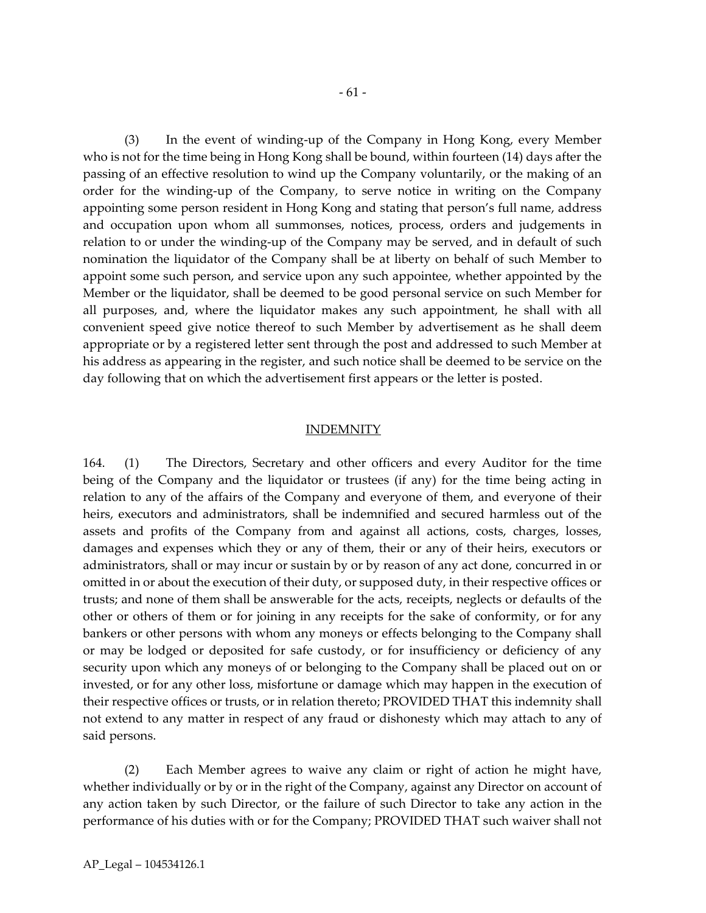(3) In the event of winding-up of the Company in Hong Kong, every Member who is not for the time being in Hong Kong shall be bound, within fourteen (14) days after the passing of an effective resolution to wind up the Company voluntarily, or the making of an order for the winding-up of the Company, to serve notice in writing on the Company appointing some person resident in Hong Kong and stating that person's full name, address and occupation upon whom all summonses, notices, process, orders and judgements in relation to or under the winding-up of the Company may be served, and in default of such nomination the liquidator of the Company shall be at liberty on behalf of such Member to appoint some such person, and service upon any such appointee, whether appointed by the Member or the liquidator, shall be deemed to be good personal service on such Member for all purposes, and, where the liquidator makes any such appointment, he shall with all convenient speed give notice thereof to such Member by advertisement as he shall deem appropriate or by a registered letter sent through the post and addressed to such Member at his address as appearing in the register, and such notice shall be deemed to be service on the day following that on which the advertisement first appears or the letter is posted.

## INDEMNITY

164. (1) The Directors, Secretary and other officers and every Auditor for the time being of the Company and the liquidator or trustees (if any) for the time being acting in relation to any of the affairs of the Company and everyone of them, and everyone of their heirs, executors and administrators, shall be indemnified and secured harmless out of the assets and profits of the Company from and against all actions, costs, charges, losses, damages and expenses which they or any of them, their or any of their heirs, executors or administrators, shall or may incur or sustain by or by reason of any act done, concurred in or omitted in or about the execution of their duty, or supposed duty, in their respective offices or trusts; and none of them shall be answerable for the acts, receipts, neglects or defaults of the other or others of them or for joining in any receipts for the sake of conformity, or for any bankers or other persons with whom any moneys or effects belonging to the Company shall or may be lodged or deposited for safe custody, or for insufficiency or deficiency of any security upon which any moneys of or belonging to the Company shall be placed out on or invested, or for any other loss, misfortune or damage which may happen in the execution of their respective offices or trusts, or in relation thereto; PROVIDED THAT this indemnity shall not extend to any matter in respect of any fraud or dishonesty which may attach to any of said persons.

(2) Each Member agrees to waive any claim or right of action he might have, whether individually or by or in the right of the Company, against any Director on account of any action taken by such Director, or the failure of such Director to take any action in the performance of his duties with or for the Company; PROVIDED THAT such waiver shall not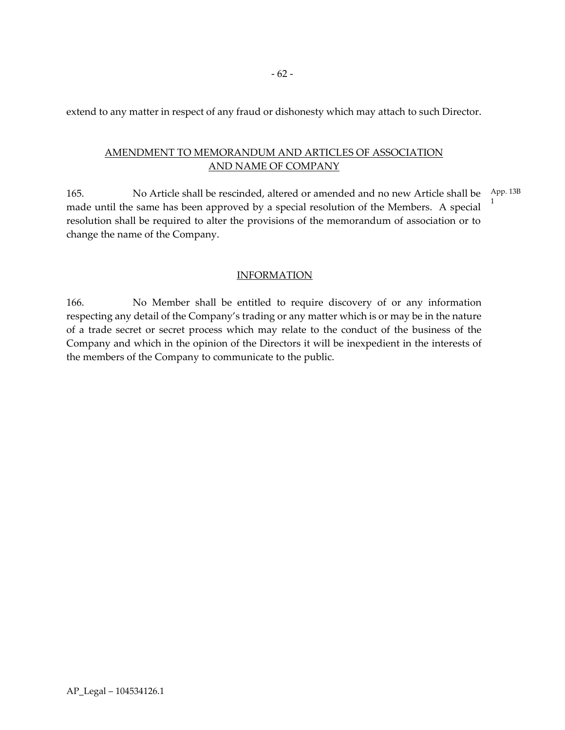extend to any matter in respect of any fraud or dishonesty which may attach to such Director.

## AMENDMENT TO MEMORANDUM AND ARTICLES OF ASSOCIATION AND NAME OF COMPANY

165. No Article shall be rescinded, altered or amended and no new Article shall be made until the same has been approved by a special resolution of the Members. A special resolution shall be required to alter the provisions of the memorandum of association or to change the name of the Company.

App. 13B 1

## INFORMATION

166. No Member shall be entitled to require discovery of or any information respecting any detail of the Company's trading or any matter which is or may be in the nature of a trade secret or secret process which may relate to the conduct of the business of the Company and which in the opinion of the Directors it will be inexpedient in the interests of the members of the Company to communicate to the public.

AP_Legal – 104534126.1